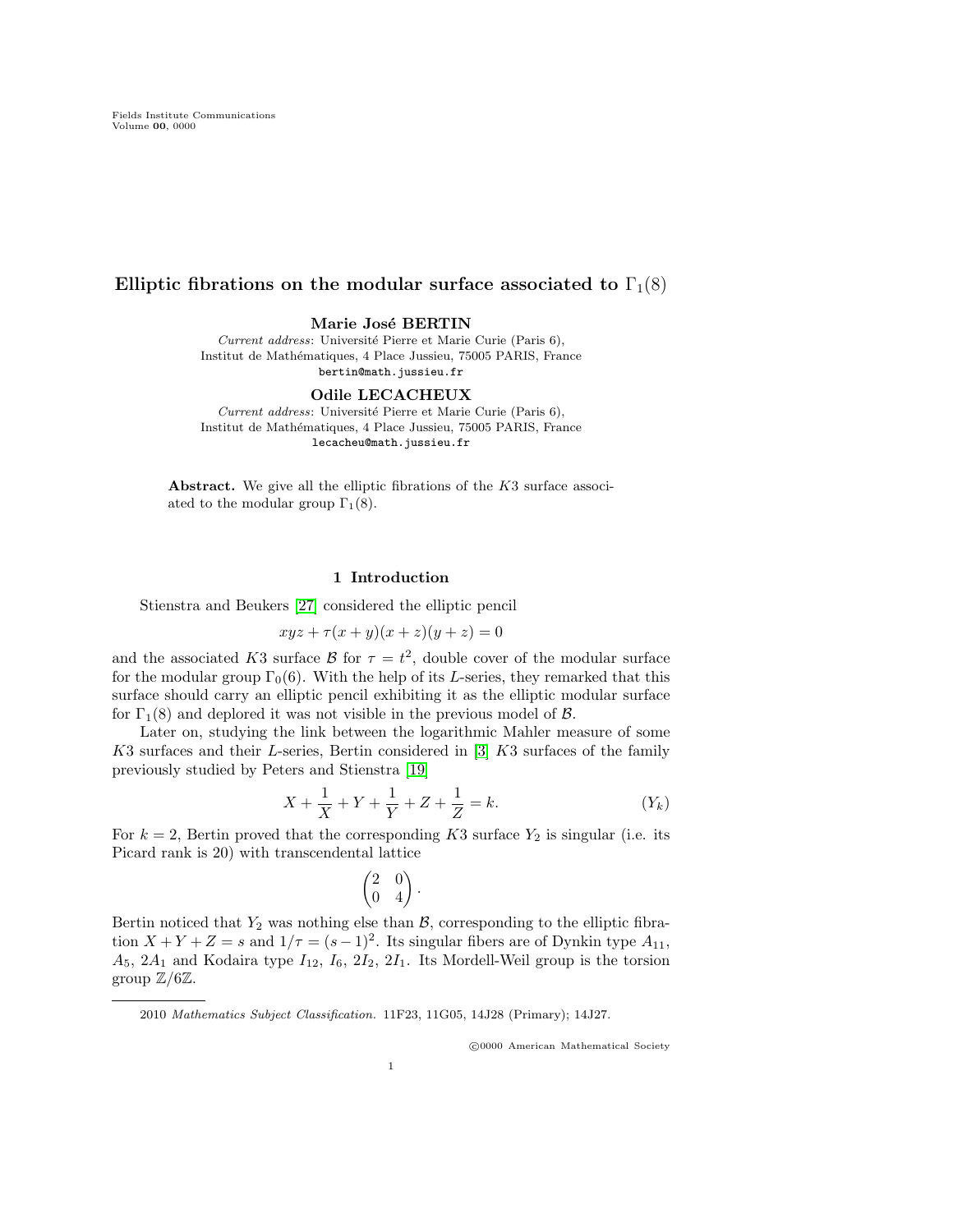# Elliptic fibrations on the modular surface associated to $\Gamma_1(8)$

**Marie José BERTIN**

*Current address*: Université Pierre et Marie Curie (Paris 6), Institut de Mathématiques, 4 Place Jussieu, 75005 PARIS, France
bertin@math.jussieu.fr

**Odile LECACHEUX**

*Current address*: Université Pierre et Marie Curie (Paris 6), Institut de Mathématiques, 4 Place Jussieu, 75005 PARIS, France
lecacheu@math.jussieu.fr

**Abstract.** We give all the elliptic fibrations of the $K3$ surface associated to the modular group $\Gamma_1(8)$.

## 1 Introduction

Stienstra and Beukers [27] considered the elliptic pencil

$$xyz + \tau(x+y)(x+z)(y+z) = 0$$

and the associated $K3$ surface $\mathcal{B}$ for $\tau = t^2$, double cover of the modular surface for the modular group $\Gamma_0(6)$. With the help of its $L$-series, they remarked that this surface should carry an elliptic pencil exhibiting it as the elliptic modular surface for $\Gamma_1(8)$ and deplored it was not visible in the previous model of $\mathcal{B}$.

Later on, studying the link between the logarithmic Mahler measure of some $K3$ surfaces and their $L$-series, Bertin considered in [3] $K3$ surfaces of the family previously studied by Peters and Stienstra [19]

$$X + \frac{1}{X} + Y + \frac{1}{Y} + Z + \frac{1}{Z} = k. \qquad (Y_k)$$

For $k = 2$, Bertin proved that the corresponding $K3$ surface $Y_2$ is singular (i.e. its Picard rank is 20) with transcendental lattice

$$\begin{pmatrix} 2 & 0 \\ 0 & 4 \end{pmatrix}.$$

Bertin noticed that $Y_2$ was nothing else than $\mathcal{B}$, corresponding to the elliptic fibration $X + Y + Z = s$ and $1/\tau = (s-1)^2$. Its singular fibers are of Dynkin type $A_{11}$, $A_5$, $2A_1$ and Kodaira type $I_{12}$, $I_6$, $2I_2$, $2I_1$. Its Mordell-Weil group is the torsion group $\mathbb{Z}/6\mathbb{Z}$.

2010 *Mathematics Subject Classification.* 11F23, 11G05, 14J28 (Primary); 14J27.

©0000 American Mathematical Society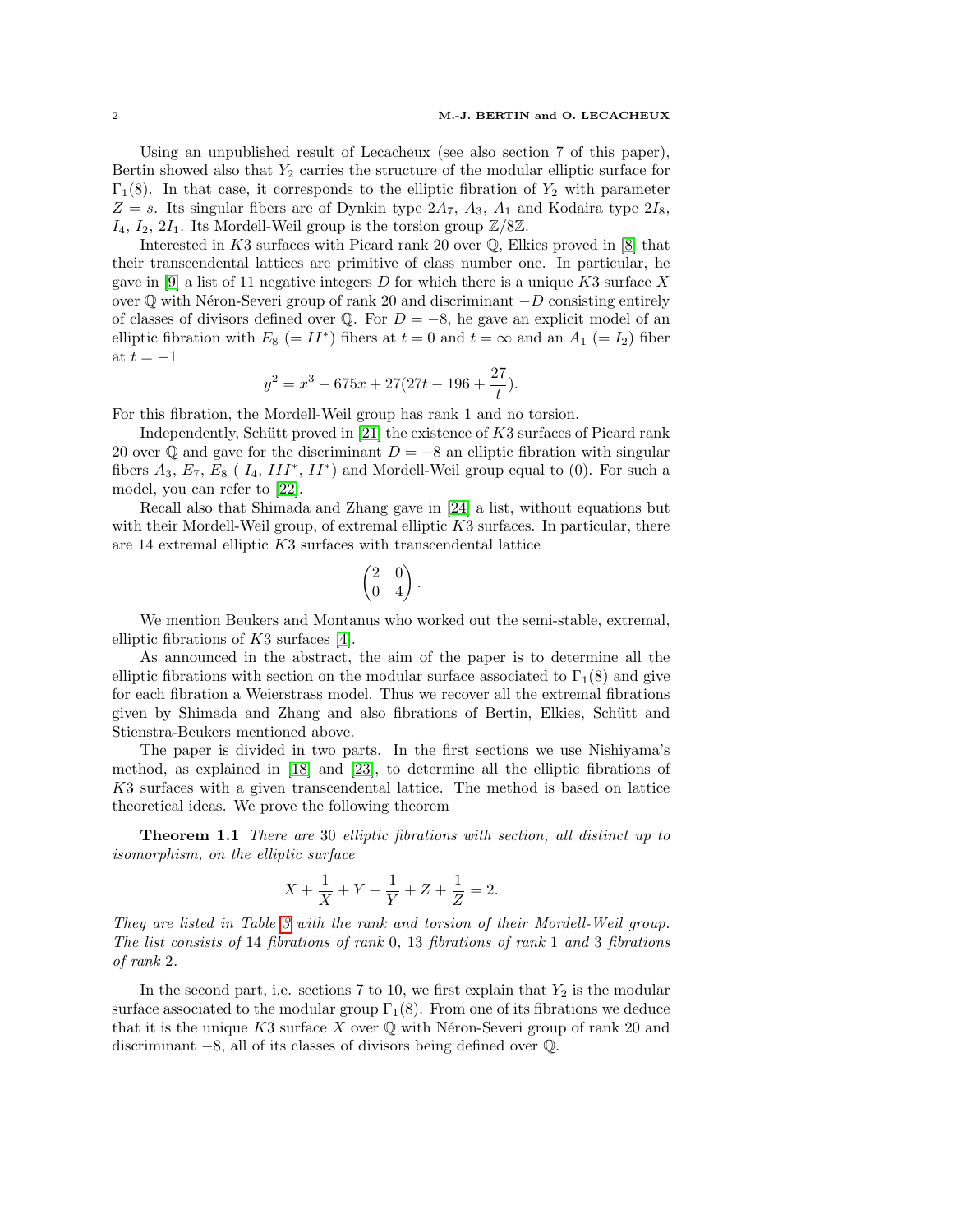Using an unpublished result of Lecacheux (see also section 7 of this paper), Bertin showed also that $Y_2$ carries the structure of the modular elliptic surface for $\Gamma_1(8)$. In that case, it corresponds to the elliptic fibration of $Y_2$ with parameter $Z = s$. Its singular fibers are of Dynkin type $2A_7$, $A_3$, $A_1$ and Kodaira type $2I_8$, $I_4$, $I_2$, $2I_1$. Its Mordell-Weil group is the torsion group $\mathbb{Z}/8\mathbb{Z}$.

Interested in $K3$ surfaces with Picard rank 20 over $\mathbb{Q}$, Elkies proved in [8] that their transcendental lattices are primitive of class number one. In particular, he gave in [9] a list of 11 negative integers $D$ for which there is a unique $K3$ surface $X$ over $\mathbb{Q}$ with Néron-Severi group of rank 20 and discriminant $-D$ consisting entirely of classes of divisors defined over $\mathbb{Q}$. For $D = -8$, he gave an explicit model of an elliptic fibration with $E_8$ ($= II^*$) fibers at $t = 0$ and $t = \infty$ and an $A_1$ ($= I_2$) fiber at $t = -1$

$$y^2 = x^3 - 675x + 27(27t - 196 + \frac{27}{t}).$$

For this fibration, the Mordell-Weil group has rank 1 and no torsion.

Independently, Schütt proved in [21] the existence of $K3$ surfaces of Picard rank 20 over $\mathbb{Q}$ and gave for the discriminant $D = -8$ an elliptic fibration with singular fibers $A_3$, $E_7$, $E_8$ ( $I_4$, $III^*$, $II^*$) and Mordell-Weil group equal to (0). For such a model, you can refer to [22].

Recall also that Shimada and Zhang gave in [24] a list, without equations but with their Mordell-Weil group, of extremal elliptic $K3$ surfaces. In particular, there are 14 extremal elliptic $K3$ surfaces with transcendental lattice

$$\begin{pmatrix} 2 & 0 \\ 0 & 4 \end{pmatrix}.$$

We mention Beukers and Montanus who worked out the semi-stable, extremal, elliptic fibrations of $K3$ surfaces [4].

As announced in the abstract, the aim of the paper is to determine all the elliptic fibrations with section on the modular surface associated to $\Gamma_1(8)$ and give for each fibration a Weierstrass model. Thus we recover all the extremal fibrations given by Shimada and Zhang and also fibrations of Bertin, Elkies, Schütt and Stienstra-Beukers mentioned above.

The paper is divided in two parts. In the first sections we use Nishiyama's method, as explained in [18] and [23], to determine all the elliptic fibrations of $K3$ surfaces with a given transcendental lattice. The method is based on lattice theoretical ideas. We prove the following theorem

**Theorem 1.1** *There are* 30 *elliptic fibrations with section, all distinct up to isomorphism, on the elliptic surface*

$$X + \frac{1}{X} + Y + \frac{1}{Y} + Z + \frac{1}{Z} = 2.$$

*They are listed in Table 3 with the rank and torsion of their Mordell-Weil group. The list consists of* 14 *fibrations of rank* 0*,* 13 *fibrations of rank* 1 *and* 3 *fibrations of rank* 2*.*

In the second part, i.e. sections 7 to 10, we first explain that $Y_2$ is the modular surface associated to the modular group $\Gamma_1(8)$. From one of its fibrations we deduce that it is the unique $K3$ surface $X$ over $\mathbb{Q}$ with Néron-Severi group of rank 20 and discriminant $-8$, all of its classes of divisors being defined over $\mathbb{Q}$.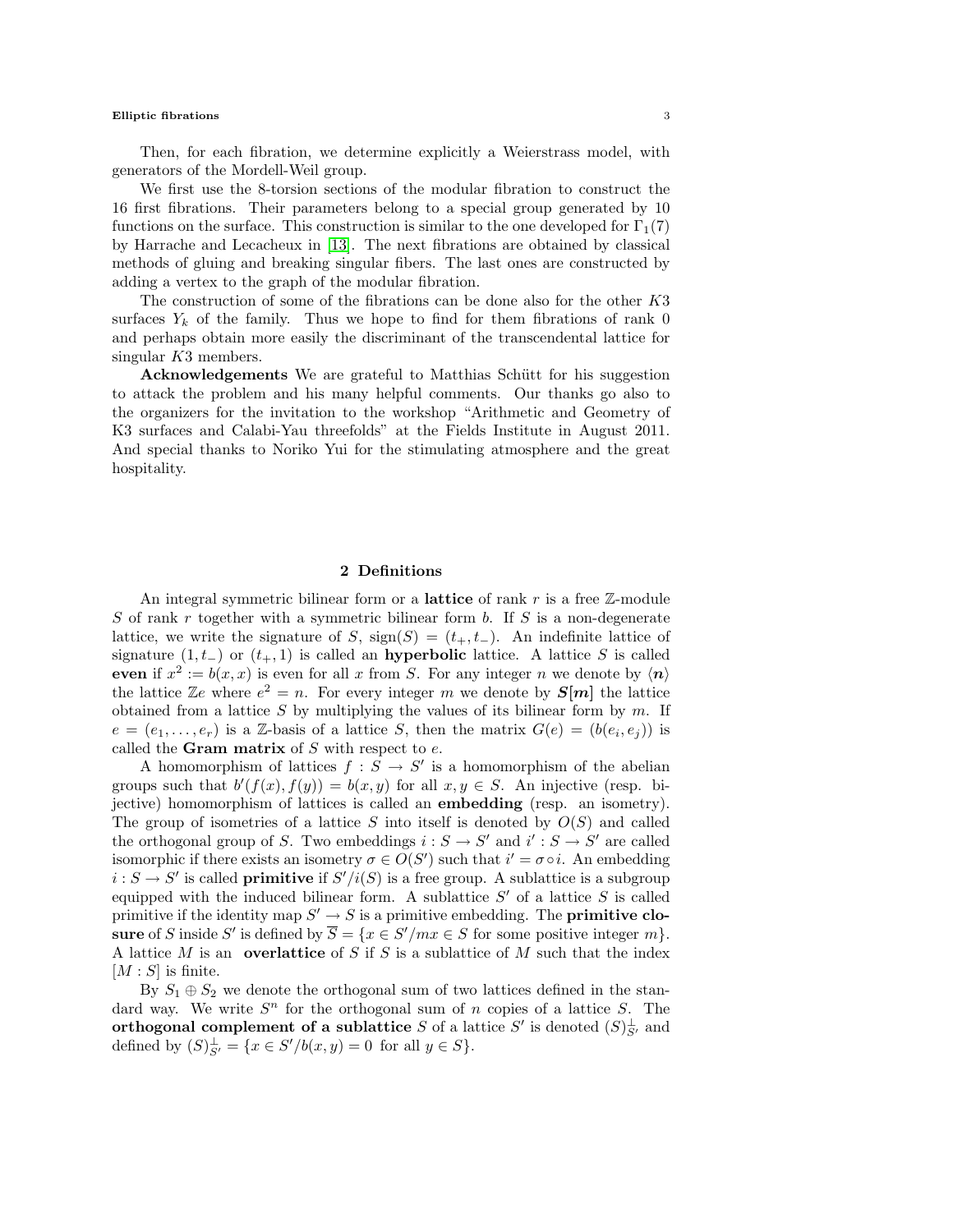Then, for each fibration, we determine explicitly a Weierstrass model, with generators of the Mordell-Weil group.

We first use the 8-torsion sections of the modular fibration to construct the 16 first fibrations. Their parameters belong to a special group generated by 10 functions on the surface. This construction is similar to the one developed for $\Gamma_1(7)$ by Harrache and Lecacheux in [13]. The next fibrations are obtained by classical methods of gluing and breaking singular fibers. The last ones are constructed by adding a vertex to the graph of the modular fibration.

The construction of some of the fibrations can be done also for the other $K3$ surfaces $Y_k$ of the family. Thus we hope to find for them fibrations of rank 0 and perhaps obtain more easily the discriminant of the transcendental lattice for singular $K3$ members.

**Acknowledgements** We are grateful to Matthias Schütt for his suggestion to attack the problem and his many helpful comments. Our thanks go also to the organizers for the invitation to the workshop "Arithmetic and Geometry of K3 surfaces and Calabi-Yau threefolds" at the Fields Institute in August 2011. And special thanks to Noriko Yui for the stimulating atmosphere and the great hospitality.

## 2 Definitions

An integral symmetric bilinear form or a **lattice** of rank $r$ is a free $\mathbb{Z}$-module $S$ of rank $r$ together with a symmetric bilinear form $b$. If $S$ is a non-degenerate lattice, we write the signature of $S$, $\text{sign}(S) = (t_+, t_-)$. An indefinite lattice of signature $(1, t_-)$ or $(t_+, 1)$ is called an **hyperbolic** lattice. A lattice $S$ is called **even** if $x^2 := b(x, x)$ is even for all $x$ from $S$. For any integer $n$ we denote by $\langle \boldsymbol{n} \rangle$ the lattice $\mathbb{Z}e$ where $e^2 = n$. For every integer $m$ we denote by $\boldsymbol{S[m]}$ the lattice obtained from a lattice $S$ by multiplying the values of its bilinear form by $m$. If $e = (e_1, \ldots, e_r)$ is a $\mathbb{Z}$-basis of a lattice $S$, then the matrix $G(e) = (b(e_i, e_j))$ is called the **Gram matrix** of $S$ with respect to $e$.

A homomorphism of lattices $f : S \to S'$ is a homomorphism of the abelian groups such that $b'(f(x), f(y)) = b(x, y)$ for all $x, y \in S$. An injective (resp. bijective) homomorphism of lattices is called an **embedding** (resp. an isometry). The group of isometries of a lattice $S$ into itself is denoted by $O(S)$ and called the orthogonal group of $S$. Two embeddings $i : S \to S'$ and $i' : S \to S'$ are called isomorphic if there exists an isometry $\sigma \in O(S')$ such that $i' = \sigma \circ i$. An embedding $i : S \to S'$ is called **primitive** if $S'/i(S)$ is a free group. A sublattice is a subgroup equipped with the induced bilinear form. A sublattice $S'$ of a lattice $S$ is called primitive if the identity map $S' \to S$ is a primitive embedding. The **primitive closure** of $S$ inside $S'$ is defined by $\overline{S} = \{x \in S' / mx \in S \text{ for some positive integer } m\}$. A lattice $M$ is an **overlattice** of $S$ if $S$ is a sublattice of $M$ such that the index $[M : S]$ is finite.

By $S_1 \oplus S_2$ we denote the orthogonal sum of two lattices defined in the standard way. We write $S^n$ for the orthogonal sum of $n$ copies of a lattice $S$. The **orthogonal complement of a sublattice** $S$ of a lattice $S'$ is denoted $(S)^{\perp}_{S'}$ and defined by $(S)^{\perp}_{S'} = \{x \in S' / b(x, y) = 0 \text{ for all } y \in S\}$.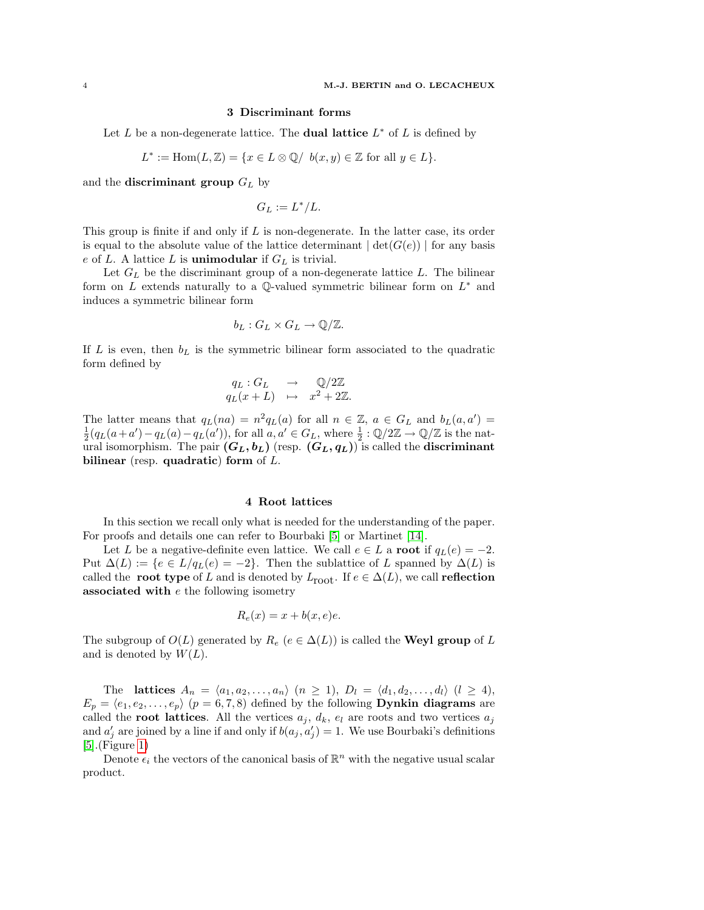## 3 Discriminant forms

Let $L$ be a non-degenerate lattice. The **dual lattice** $L^*$ of $L$ is defined by

$$L^* := \mathrm{Hom}(L, \mathbb{Z}) = \{x \in L \otimes \mathbb{Q} / \; b(x, y) \in \mathbb{Z} \text{ for all } y \in L\}.$$

and the **discriminant group** $G_L$ by

$$G_L := L^*/L.$$

This group is finite if and only if $L$ is non-degenerate. In the latter case, its order is equal to the absolute value of the lattice determinant $\mid \det(G(e)) \mid$ for any basis $e$ of $L$. A lattice $L$ is **unimodular** if $G_L$ is trivial.

Let $G_L$ be the discriminant group of a non-degenerate lattice $L$. The bilinear form on $L$ extends naturally to a $\mathbb{Q}$-valued symmetric bilinear form on $L^*$ and induces a symmetric bilinear form

$$b_L : G_L \times G_L \to \mathbb{Q}/\mathbb{Z}.$$

If $L$ is even, then $b_L$ is the symmetric bilinear form associated to the quadratic form defined by

$$\begin{array}{rcl} q_L : G_L & \to & \mathbb{Q}/2\mathbb{Z} \\ q_L(x + L) & \mapsto & x^2 + 2\mathbb{Z}. \end{array}$$

The latter means that $q_L(na) = n^2 q_L(a)$ for all $n \in \mathbb{Z}$, $a \in G_L$ and $b_L(a, a') = \frac{1}{2}(q_L(a+a') - q_L(a) - q_L(a'))$, for all $a, a' \in G_L$, where $\frac{1}{2} : \mathbb{Q}/2\mathbb{Z} \to \mathbb{Q}/\mathbb{Z}$ is the natural isomorphism. The pair $\boldsymbol{(G_L, b_L)}$ (resp. $\boldsymbol{(G_L, q_L)}$) is called the **discriminant bilinear** (resp. **quadratic**) **form** of $L$.

## 4 Root lattices

In this section we recall only what is needed for the understanding of the paper. For proofs and details one can refer to Bourbaki [5] or Martinet [14].

Let $L$ be a negative-definite even lattice. We call $e \in L$ a **root** if $q_L(e) = -2$. Put $\Delta(L) := \{e \in L / q_L(e) = -2\}$. Then the sublattice of $L$ spanned by $\Delta(L)$ is called the **root type** of $L$ and is denoted by $L_{\text{root}}$. If $e \in \Delta(L)$, we call **reflection associated with** $e$ the following isometry

$$R_e(x) = x + b(x, e)e.$$

The subgroup of $O(L)$ generated by $R_e$ ($e \in \Delta(L)$) is called the **Weyl group** of $L$ and is denoted by $W(L)$.

The **lattices** $A_n = \langle a_1, a_2, \ldots, a_n \rangle$ ($n \geq 1$), $D_l = \langle d_1, d_2, \ldots, d_l \rangle$ ($l \geq 4$), $E_p = \langle e_1, e_2, \ldots, e_p \rangle$ ($p = 6, 7, 8$) defined by the following **Dynkin diagrams** are called the **root lattices**. All the vertices $a_j$, $d_k$, $e_l$ are roots and two vertices $a_j$ and $a'_j$ are joined by a line if and only if $b(a_j, a'_j) = 1$. We use Bourbaki's definitions [5].(Figure 1)

Denote $\epsilon_i$ the vectors of the canonical basis of $\mathbb{R}^n$ with the negative usual scalar product.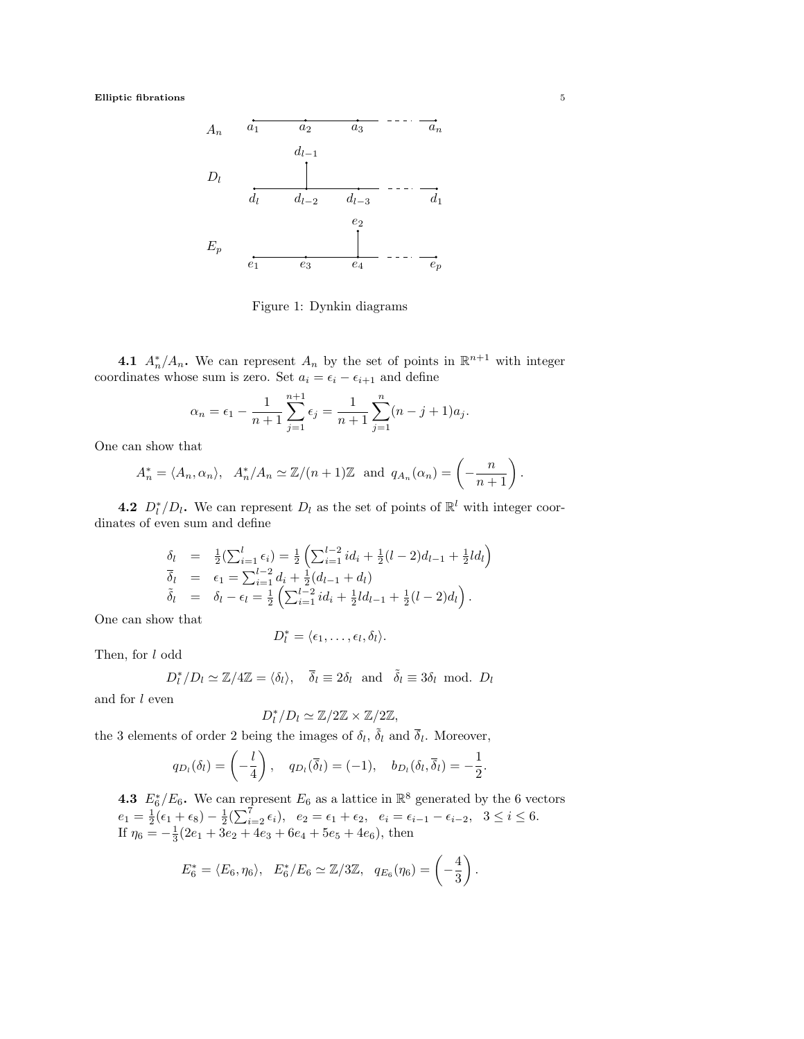$A_n$ $a_1$ $a_2$ $a_3$ $a_n$

$D_l$ $d_{l-1}$ $d_l$ $d_{l-2}$ $d_{l-3}$ $d_1$

$E_p$ $e_2$ $e_1$ $e_3$ $e_4$ $e_p$

Figure 1: Dynkin diagrams

**4.1** $A_n^*/A_n$**.** We can represent $A_n$ by the set of points in $\mathbb{R}^{n+1}$ with integer coordinates whose sum is zero. Set $a_i = \epsilon_i - \epsilon_{i+1}$ and define

$$\alpha_n = \epsilon_1 - \frac{1}{n+1}\sum_{j=1}^{n+1} \epsilon_j = \frac{1}{n+1}\sum_{j=1}^{n}(n-j+1)a_j.$$

One can show that

$$A_n^* = \langle A_n, \alpha_n \rangle, \quad A_n^*/A_n \simeq \mathbb{Z}/(n+1)\mathbb{Z} \;\text{ and }\; q_{A_n}(\alpha_n) = \left(-\frac{n}{n+1}\right).$$

**4.2** $D_l^*/D_l$**.** We can represent $D_l$ as the set of points of $\mathbb{R}^l$ with integer coordinates of even sum and define

$$\begin{array}{rcl} \delta_l & = & \frac{1}{2}(\sum_{i=1}^{l} \epsilon_i) = \frac{1}{2}\left(\sum_{i=1}^{l-2} i d_i + \frac{1}{2}(l-2)d_{l-1} + \frac{1}{2}l d_l\right) \\ \overline{\delta}_l & = & \epsilon_1 = \sum_{i=1}^{l-2} d_i + \frac{1}{2}(d_{l-1} + d_l) \\ \tilde{\delta}_l & = & \delta_l - \epsilon_l = \frac{1}{2}\left(\sum_{i=1}^{l-2} i d_i + \frac{1}{2}l d_{l-1} + \frac{1}{2}(l-2)d_l\right). \end{array}$$

One can show that

$$D_l^* = \langle \epsilon_1, \ldots, \epsilon_l, \delta_l \rangle.$$

Then, for $l$ odd

$$D_l^*/D_l \simeq \mathbb{Z}/4\mathbb{Z} = \langle \delta_l \rangle, \quad \overline{\delta}_l \equiv 2\delta_l \;\text{ and }\; \tilde{\delta}_l \equiv 3\delta_l \;\text{ mod. } D_l$$

and for $l$ even

$$D_l^*/D_l \simeq \mathbb{Z}/2\mathbb{Z} \times \mathbb{Z}/2\mathbb{Z},$$

the 3 elements of order 2 being the images of $\delta_l$, $\tilde{\delta}_l$ and $\overline{\delta}_l$. Moreover,

$$q_{D_l}(\delta_l) = \left(-\frac{l}{4}\right), \quad q_{D_l}(\overline{\delta}_l) = (-1), \quad b_{D_l}(\delta_l, \overline{\delta}_l) = -\frac{1}{2}.$$

**4.3** $E_6^*/E_6$**.** We can represent $E_6$ as a lattice in $\mathbb{R}^8$ generated by the 6 vectors $e_1 = \frac{1}{2}(\epsilon_1 + \epsilon_8) - \frac{1}{2}(\sum_{i=2}^{7} \epsilon_i)$, $e_2 = \epsilon_1 + \epsilon_2$, $e_i = \epsilon_{i-1} - \epsilon_{i-2}$, $3 \leq i \leq 6$. If $\eta_6 = -\frac{1}{3}(2e_1 + 3e_2 + 4e_3 + 6e_4 + 5e_5 + 4e_6)$, then

$$E_6^* = \langle E_6, \eta_6 \rangle, \quad E_6^*/E_6 \simeq \mathbb{Z}/3\mathbb{Z}, \quad q_{E_6}(\eta_6) = \left(-\frac{4}{3}\right).$$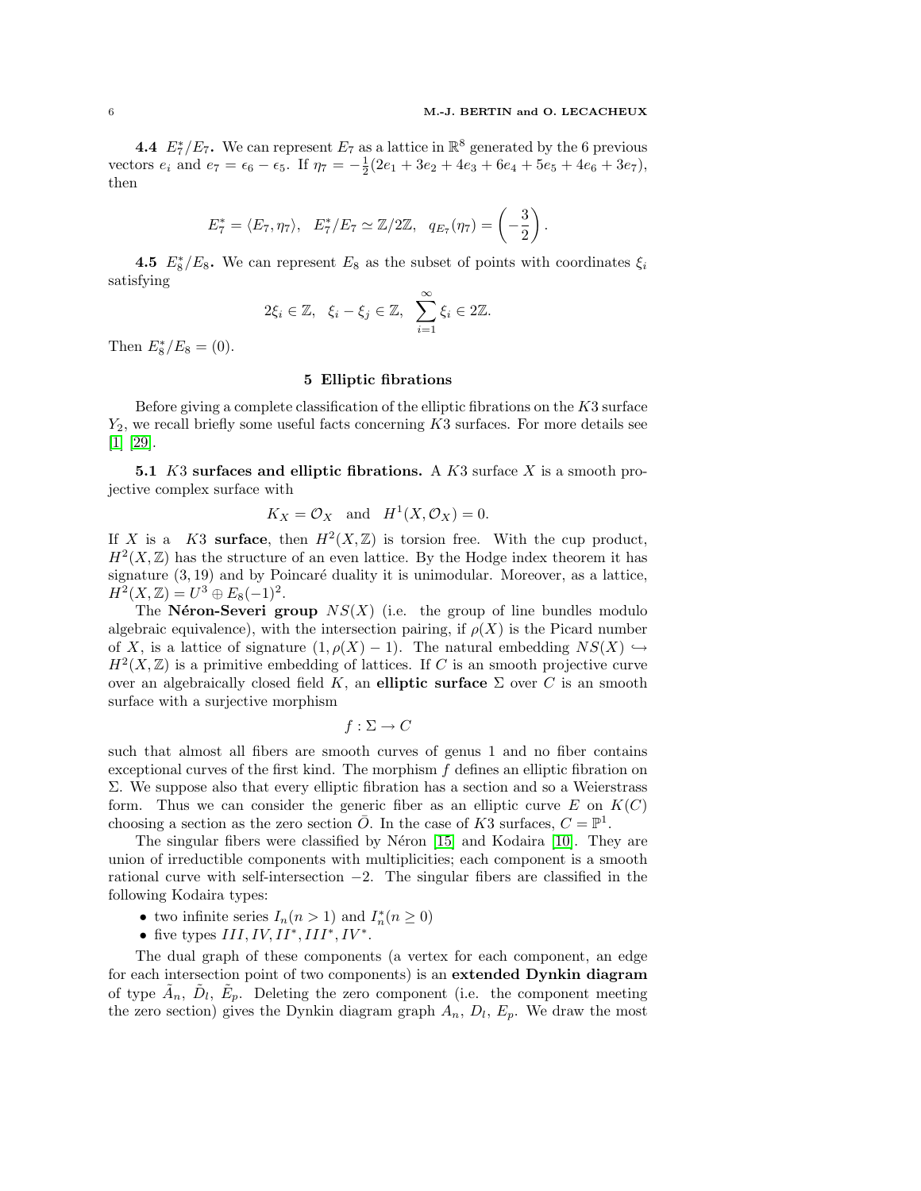**4.4** $E_7^*/E_7$**.** We can represent $E_7$ as a lattice in $\mathbb{R}^8$ generated by the 6 previous vectors $e_i$ and $e_7 = \epsilon_6 - \epsilon_5$. If $\eta_7 = -\frac{1}{2}(2e_1 + 3e_2 + 4e_3 + 6e_4 + 5e_5 + 4e_6 + 3e_7)$, then

$$E_7^* = \langle E_7, \eta_7 \rangle, \quad E_7^*/E_7 \simeq \mathbb{Z}/2\mathbb{Z}, \quad q_{E_7}(\eta_7) = \left(-\frac{3}{2}\right).$$

**4.5** $E_8^*/E_8$**.** We can represent $E_8$ as the subset of points with coordinates $\xi_i$ satisfying

$$2\xi_i \in \mathbb{Z}, \quad \xi_i - \xi_j \in \mathbb{Z}, \quad \sum_{i=1}^{\infty} \xi_i \in 2\mathbb{Z}.$$

Then $E_8^*/E_8 = (0)$.

## 5 Elliptic fibrations

Before giving a complete classification of the elliptic fibrations on the $K3$ surface $Y_2$, we recall briefly some useful facts concerning $K3$ surfaces. For more details see [1] [29].

**5.1** $K3$ **surfaces and elliptic fibrations.** A $K3$ surface $X$ is a smooth projective complex surface with

$$K_X = \mathcal{O}_X \quad \text{and} \quad H^1(X, \mathcal{O}_X) = 0.$$

If $X$ is a $K3$ **surface**, then $H^2(X, \mathbb{Z})$ is torsion free. With the cup product, $H^2(X, \mathbb{Z})$ has the structure of an even lattice. By the Hodge index theorem it has signature $(3, 19)$ and by Poincaré duality it is unimodular. Moreover, as a lattice, $H^2(X, \mathbb{Z}) = U^3 \oplus E_8(-1)^2$.

The **Néron-Severi group** $NS(X)$ (i.e. the group of line bundles modulo algebraic equivalence), with the intersection pairing, if $\rho(X)$ is the Picard number of $X$, is a lattice of signature $(1, \rho(X) - 1)$. The natural embedding $NS(X) \hookrightarrow H^2(X, \mathbb{Z})$ is a primitive embedding of lattices. If $C$ is an smooth projective curve over an algebraically closed field $K$, an **elliptic surface** $\Sigma$ over $C$ is an smooth surface with a surjective morphism

$$f : \Sigma \to C$$

such that almost all fibers are smooth curves of genus 1 and no fiber contains exceptional curves of the first kind. The morphism $f$ defines an elliptic fibration on $\Sigma$. We suppose also that every elliptic fibration has a section and so a Weierstrass form. Thus we can consider the generic fiber as an elliptic curve $E$ on $K(C)$ choosing a section as the zero section $\bar{O}$. In the case of $K3$ surfaces, $C = \mathbb{P}^1$.

The singular fibers were classified by Néron [15] and Kodaira [10]. They are union of irreductible components with multiplicities; each component is a smooth rational curve with self-intersection $-2$. The singular fibers are classified in the following Kodaira types:

- two infinite series $I_n (n > 1)$ and $I_n^* (n \geq 0)$
- five types $III, IV, II^*, III^*, IV^*$.

The dual graph of these components (a vertex for each component, an edge for each intersection point of two components) is an **extended Dynkin diagram** of type $\tilde{A}_n$, $\tilde{D}_l$, $\tilde{E}_p$. Deleting the zero component (i.e. the component meeting the zero section) gives the Dynkin diagram graph $A_n$, $D_l$, $E_p$. We draw the most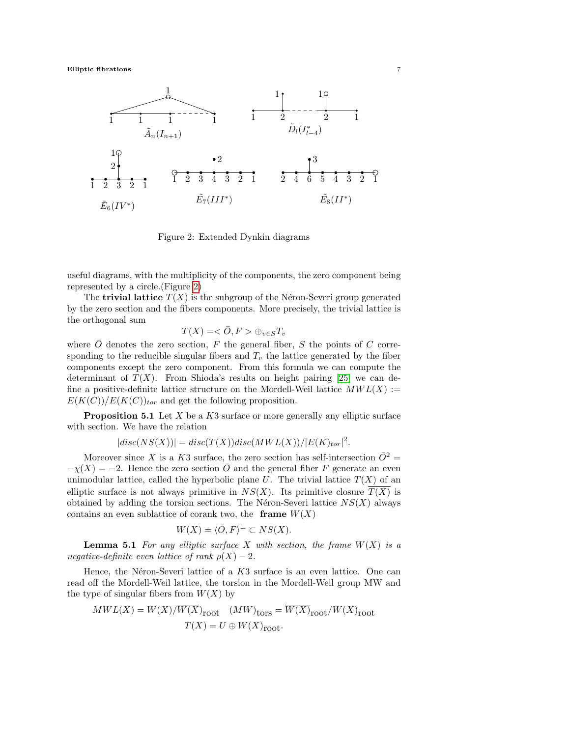Figure 2: Extended Dynkin diagrams

useful diagrams, with the multiplicity of the components, the zero component being represented by a circle.(Figure 2)

The **trivial lattice** $T(X)$ is the subgroup of the Néron-Severi group generated by the zero section and the fibers components. More precisely, the trivial lattice is the orthogonal sum

$$T(X) = <\bar{O}, F> \oplus_{v \in S} T_v$$

where $\bar{O}$ denotes the zero section, $F$ the general fiber, $S$ the points of $C$ corresponding to the reducible singular fibers and $T_v$ the lattice generated by the fiber components except the zero component. From this formula we can compute the determinant of $T(X)$. From Shioda's results on height pairing [25] we can define a positive-definite lattice structure on the Mordell-Weil lattice $MWL(X) := E(K(C))/E(K(C))_{tor}$ and get the following proposition.

**Proposition 5.1** Let $X$ be a $K3$ surface or more generally any elliptic surface with section. We have the relation

$$|disc(NS(X))| = disc(T(X))disc(MWL(X))/|E(K)_{tor}|^2.$$

Moreover since $X$ is a $K3$ surface, the zero section has self-intersection $\bar{O}^2 = -\chi(X) = -2$. Hence the zero section $\bar{O}$ and the general fiber $F$ generate an even unimodular lattice, called the hyperbolic plane $U$. The trivial lattice $T(X)$ of an elliptic surface is not always primitive in $NS(X)$. Its primitive closure $\overline{T(X)}$ is obtained by adding the torsion sections. The Néron-Severi lattice $NS(X)$ always contains an even sublattice of corank two, the **frame** $W(X)$

$$W(X) = \langle \bar{O}, F \rangle^{\perp} \subset NS(X).$$

**Lemma 5.1** *For any elliptic surface $X$ with section, the frame $W(X)$ is a negative-definite even lattice of rank $\rho(X) - 2$.*

Hence, the Néron-Severi lattice of a $K3$ surface is an even lattice. One can read off the Mordell-Weil lattice, the torsion in the Mordell-Weil group MW and the type of singular fibers from $W(X)$ by

$$MWL(X) = W(X)/\overline{W(X)}_{\text{root}} \quad (MW)_{\text{tors}} = \overline{W(X)}_{\text{root}}/W(X)_{\text{root}}$$
$$T(X) = U \oplus W(X)_{\text{root}}.$$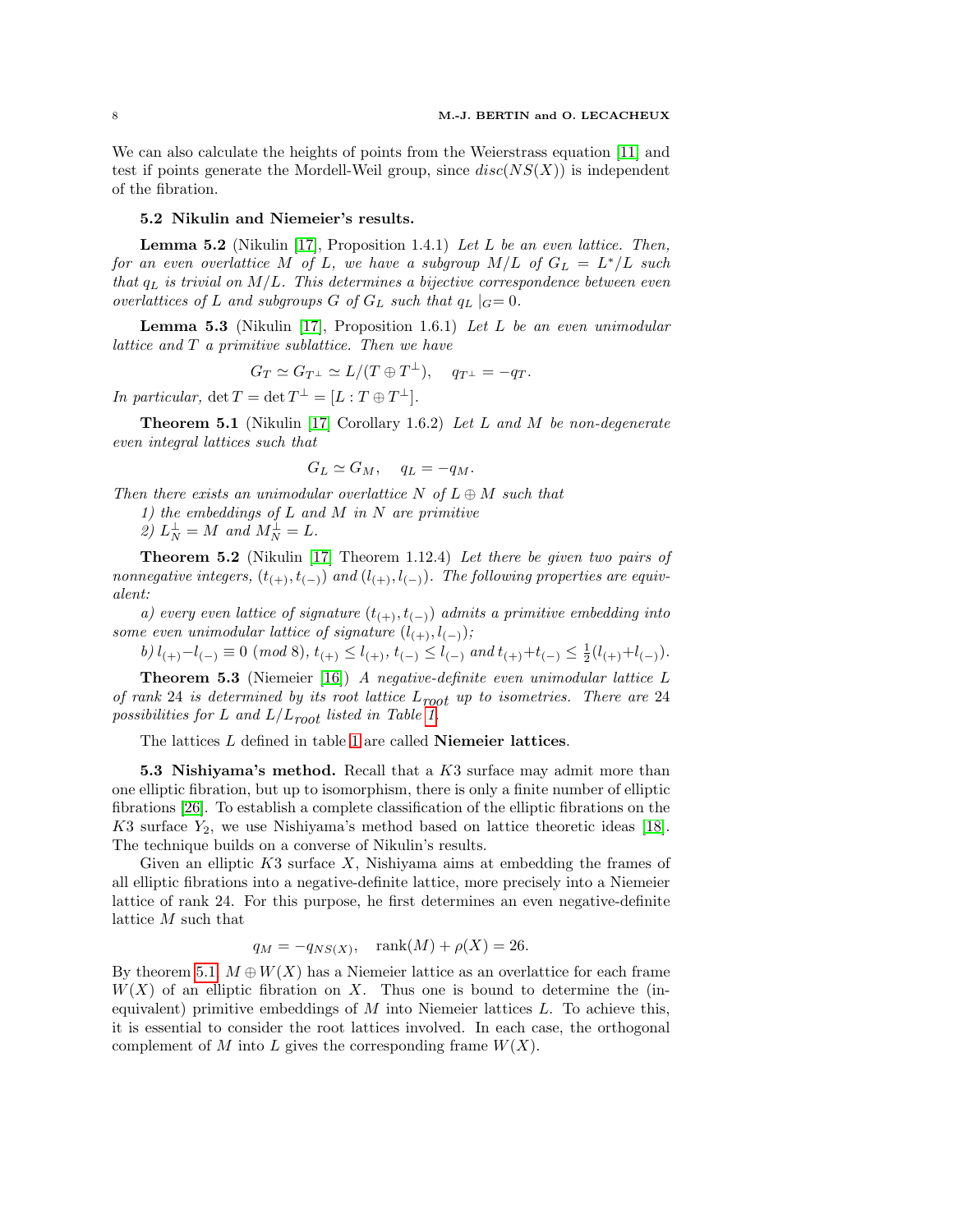We can also calculate the heights of points from the Weierstrass equation [11] and test if points generate the Mordell-Weil group, since $disc(NS(X))$ is independent of the fibration.

### 5.2 Nikulin and Niemeier's results.

**Lemma 5.2** (Nikulin [17], Proposition 1.4.1) *Let $L$ be an even lattice. Then, for an even overlattice $M$ of $L$, we have a subgroup $M/L$ of $G_L = L^*/L$ such that $q_L$ is trivial on $M/L$. This determines a bijective correspondence between even overlattices of $L$ and subgroups $G$ of $G_L$ such that $q_L\,|_G = 0$.*

**Lemma 5.3** (Nikulin [17], Proposition 1.6.1) *Let $L$ be an even unimodular lattice and $T$ a primitive sublattice. Then we have*

$$G_T \simeq G_{T^\perp} \simeq L/(T \oplus T^\perp), \quad q_{T^\perp} = -q_T.$$

*In particular,* $\det T = \det T^\perp = [L : T \oplus T^\perp]$.

**Theorem 5.1** (Nikulin [17] Corollary 1.6.2) *Let $L$ and $M$ be non-degenerate even integral lattices such that*

$$G_L \simeq G_M, \quad q_L = -q_M.$$

*Then there exists an unimodular overlattice $N$ of $L \oplus M$ such that*

*1) the embeddings of $L$ and $M$ in $N$ are primitive*

*2) $L_N^\perp = M$ and $M_N^\perp = L$.*

**Theorem 5.2** (Nikulin [17] Theorem 1.12.4) *Let there be given two pairs of nonnegative integers, $(t_{(+)}, t_{(-)})$ and $(l_{(+)}, l_{(-)})$. The following properties are equivalent:*

*a) every even lattice of signature $(t_{(+)}, t_{(-)})$ admits a primitive embedding into some even unimodular lattice of signature $(l_{(+)}, l_{(-)})$;*

*b) $l_{(+)} - l_{(-)} \equiv 0 \ (mod\ 8)$, $t_{(+)} \leq l_{(+)}$, $t_{(-)} \leq l_{(-)}$ and $t_{(+)} + t_{(-)} \leq \frac{1}{2}(l_{(+)} + l_{(-)})$.*

**Theorem 5.3** (Niemeier [16]) *A negative-definite even unimodular lattice $L$ of rank 24 is determined by its root lattice $L_{root}$ up to isometries. There are 24 possibilities for $L$ and $L/L_{root}$ listed in Table 1.*

The lattices $L$ defined in table 1 are called **Niemeier lattices**.

**5.3 Nishiyama's method.** Recall that a $K3$ surface may admit more than one elliptic fibration, but up to isomorphism, there is only a finite number of elliptic fibrations [26]. To establish a complete classification of the elliptic fibrations on the $K3$ surface $Y_2$, we use Nishiyama's method based on lattice theoretic ideas [18]. The technique builds on a converse of Nikulin's results.

Given an elliptic $K3$ surface $X$, Nishiyama aims at embedding the frames of all elliptic fibrations into a negative-definite lattice, more precisely into a Niemeier lattice of rank 24. For this purpose, he first determines an even negative-definite lattice $M$ such that

$$q_M = -q_{NS(X)}, \quad \text{rank}(M) + \rho(X) = 26.$$

By theorem 5.1, $M \oplus W(X)$ has a Niemeier lattice as an overlattice for each frame $W(X)$ of an elliptic fibration on $X$. Thus one is bound to determine the (inequivalent) primitive embeddings of $M$ into Niemeier lattices $L$. To achieve this, it is essential to consider the root lattices involved. In each case, the orthogonal complement of $M$ into $L$ gives the corresponding frame $W(X)$.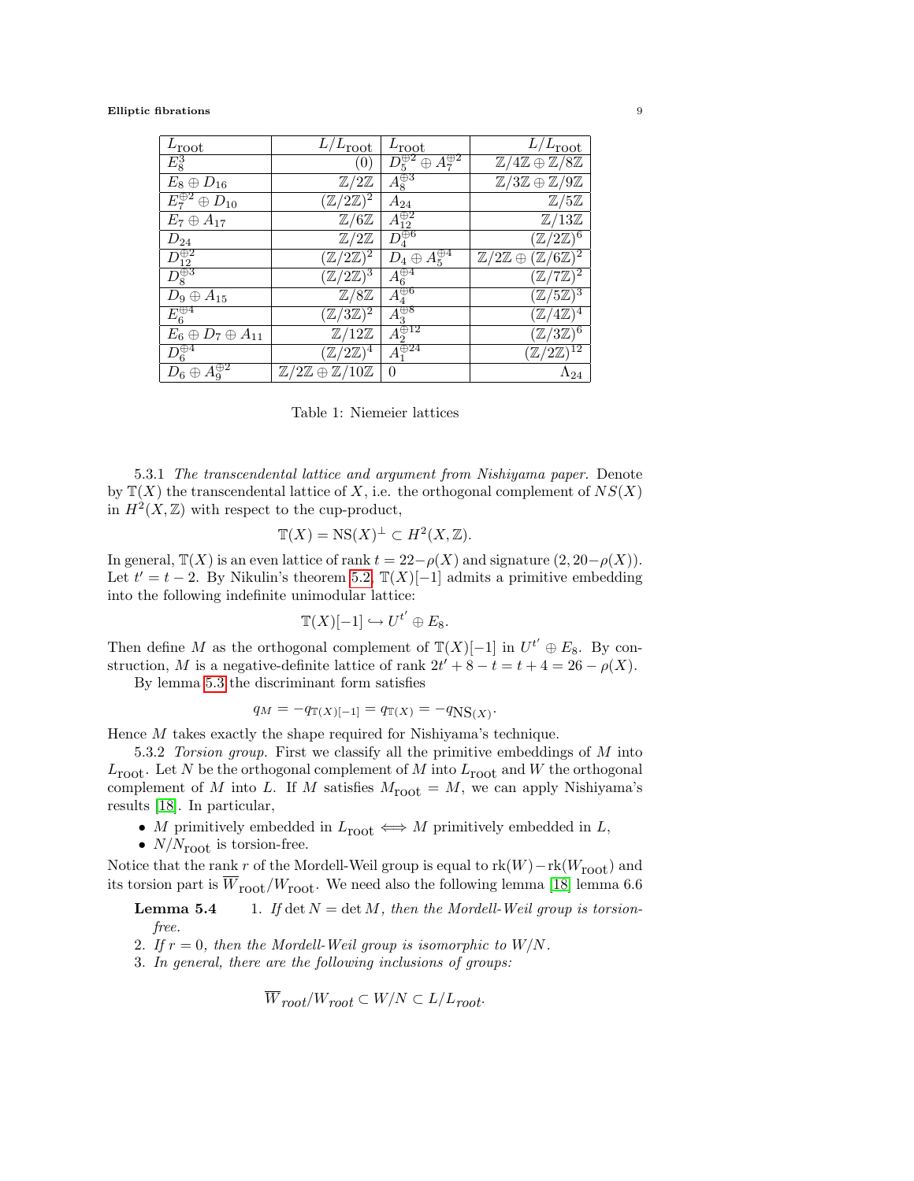| $L_{\text{root}}$ | $L/L_{\text{root}}$ | $L_{\text{root}}$ | $L/L_{\text{root}}$ |
|---|---|---|---|
| $E_8^3$ | $(0)$ | $D_5^{\oplus 2} \oplus A_7^{\oplus 2}$ | $\mathbb{Z}/4\mathbb{Z} \oplus \mathbb{Z}/8\mathbb{Z}$ |
| $E_8 \oplus D_{16}$ | $\mathbb{Z}/2\mathbb{Z}$ | $A_8^{\oplus 3}$ | $\mathbb{Z}/3\mathbb{Z} \oplus \mathbb{Z}/9\mathbb{Z}$ |
| $E_7^{\oplus 2} \oplus D_{10}$ | $(\mathbb{Z}/2\mathbb{Z})^2$ | $A_{24}$ | $\mathbb{Z}/5\mathbb{Z}$ |
| $E_7 \oplus A_{17}$ | $\mathbb{Z}/6\mathbb{Z}$ | $A_{12}^{\oplus 2}$ | $\mathbb{Z}/13\mathbb{Z}$ |
| $D_{24}$ | $\mathbb{Z}/2\mathbb{Z}$ | $D_4^{\oplus 6}$ | $(\mathbb{Z}/2\mathbb{Z})^6$ |
| $D_{12}^{\oplus 2}$ | $(\mathbb{Z}/2\mathbb{Z})^2$ | $D_4 \oplus A_5^{\oplus 4}$ | $\mathbb{Z}/2\mathbb{Z} \oplus (\mathbb{Z}/6\mathbb{Z})^2$ |
| $D_8^{\oplus 3}$ | $(\mathbb{Z}/2\mathbb{Z})^3$ | $A_6^{\oplus 4}$ | $(\mathbb{Z}/7\mathbb{Z})^2$ |
| $D_9 \oplus A_{15}$ | $\mathbb{Z}/8\mathbb{Z}$ | $A_4^{\oplus 6}$ | $(\mathbb{Z}/5\mathbb{Z})^3$ |
| $E_6^{\oplus 4}$ | $(\mathbb{Z}/3\mathbb{Z})^2$ | $A_3^{\oplus 8}$ | $(\mathbb{Z}/4\mathbb{Z})^4$ |
| $E_6 \oplus D_7 \oplus A_{11}$ | $\mathbb{Z}/12\mathbb{Z}$ | $A_2^{\oplus 12}$ | $(\mathbb{Z}/3\mathbb{Z})^6$ |
| $D_6^{\oplus 4}$ | $(\mathbb{Z}/2\mathbb{Z})^4$ | $A_1^{\oplus 24}$ | $(\mathbb{Z}/2\mathbb{Z})^{12}$ |
| $D_6 \oplus A_9^{\oplus 2}$ | $\mathbb{Z}/2\mathbb{Z} \oplus \mathbb{Z}/10\mathbb{Z}$ | $0$ | $\Lambda_{24}$ |

Table 1: Niemeier lattices

5.3.1 *The transcendental lattice and argument from Nishiyama paper.* Denote by $\mathbb{T}(X)$ the transcendental lattice of $X$, i.e. the orthogonal complement of $NS(X)$ in $H^2(X, \mathbb{Z})$ with respect to the cup-product,

$$\mathbb{T}(X) = \text{NS}(X)^{\perp} \subset H^2(X, \mathbb{Z}).$$

In general, $\mathbb{T}(X)$ is an even lattice of rank $t = 22 - \rho(X)$ and signature $(2, 20 - \rho(X))$. Let $t' = t - 2$. By Nikulin's theorem 5.2, $\mathbb{T}(X)[-1]$ admits a primitive embedding into the following indefinite unimodular lattice:

$$\mathbb{T}(X)[-1] \hookrightarrow U^{t'} \oplus E_8.$$

Then define $M$ as the orthogonal complement of $\mathbb{T}(X)[-1]$ in $U^{t'} \oplus E_8$. By construction, $M$ is a negative-definite lattice of rank $2t' + 8 - t = t + 4 = 26 - \rho(X)$.

By lemma 5.3 the discriminant form satisfies

$$q_M = -q_{\mathbb{T}(X)[-1]} = q_{\mathbb{T}(X)} = -q_{\text{NS}(X)}.$$

Hence $M$ takes exactly the shape required for Nishiyama's technique.

5.3.2 *Torsion group.* First we classify all the primitive embeddings of $M$ into $L_{\text{root}}$. Let $N$ be the orthogonal complement of $M$ into $L_{\text{root}}$ and $W$ the orthogonal complement of $M$ into $L$. If $M$ satisfies $M_{\text{root}} = M$, we can apply Nishiyama's results [18]. In particular,

- $M$ primitively embedded in $L_{\text{root}} \iff M$ primitively embedded in $L$,
- $N/N_{\text{root}}$ is torsion-free.

Notice that the rank $r$ of the Mordell-Weil group is equal to $\text{rk}(W) - \text{rk}(W_{\text{root}})$ and its torsion part is $\overline{W}_{\text{root}}/W_{\text{root}}$. We need also the following lemma [18] lemma 6.6

**Lemma 5.4** 1. *If $\det N = \det M$, then the Mordell-Weil group is torsion-free.*

2. *If $r = 0$, then the Mordell-Weil group is isomorphic to $W/N$.*
3. *In general, there are the following inclusions of groups:*

$$\overline{W}_{root}/W_{root} \subset W/N \subset L/L_{root}.$$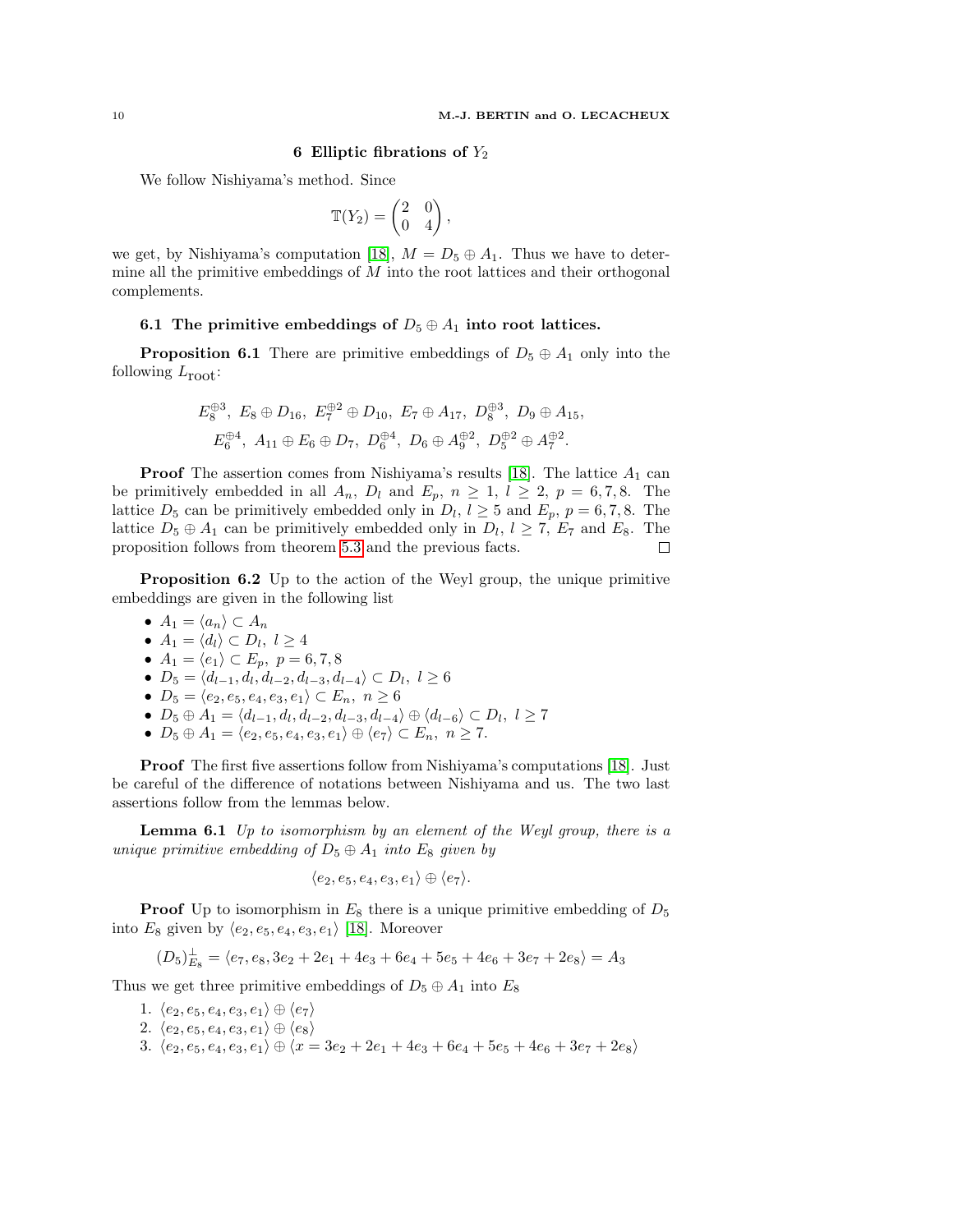## 6 Elliptic fibrations of $Y_2$

We follow Nishiyama's method. Since

$$\mathbb{T}(Y_2) = \begin{pmatrix} 2 & 0 \\ 0 & 4 \end{pmatrix},$$

we get, by Nishiyama's computation [18], $M = D_5 \oplus A_1$. Thus we have to determine all the primitive embeddings of $M$ into the root lattices and their orthogonal complements.

### 6.1 The primitive embeddings of $D_5 \oplus A_1$ into root lattices.

**Proposition 6.1** There are primitive embeddings of $D_5 \oplus A_1$ only into the following $L_{\text{root}}$:

$$E_8^{\oplus 3},\ E_8 \oplus D_{16},\ E_7^{\oplus 2} \oplus D_{10},\ E_7 \oplus A_{17},\ D_8^{\oplus 3},\ D_9 \oplus A_{15},$$
$$E_6^{\oplus 4},\ A_{11} \oplus E_6 \oplus D_7,\ D_6^{\oplus 4},\ D_6 \oplus A_9^{\oplus 2},\ D_5^{\oplus 2} \oplus A_7^{\oplus 2}.$$

**Proof** The assertion comes from Nishiyama's results [18]. The lattice $A_1$ can be primitively embedded in all $A_n$, $D_l$ and $E_p$, $n \geq 1$, $l \geq 2$, $p = 6, 7, 8$. The lattice $D_5$ can be primitively embedded only in $D_l$, $l \geq 5$ and $E_p$, $p = 6, 7, 8$. The lattice $D_5 \oplus A_1$ can be primitively embedded only in $D_l$, $l \geq 7$, $E_7$ and $E_8$. The proposition follows from theorem 5.3 and the previous facts. □

**Proposition 6.2** Up to the action of the Weyl group, the unique primitive embeddings are given in the following list

- $A_1 = \langle a_n \rangle \subset A_n$
- $A_1 = \langle d_l \rangle \subset D_l,\ l \geq 4$
- $A_1 = \langle e_1 \rangle \subset E_p,\ p = 6, 7, 8$
- $D_5 = \langle d_{l-1}, d_l, d_{l-2}, d_{l-3}, d_{l-4} \rangle \subset D_l,\ l \geq 6$
- $D_5 = \langle e_2, e_5, e_4, e_3, e_1 \rangle \subset E_n,\ n \geq 6$
- $D_5 \oplus A_1 = \langle d_{l-1}, d_l, d_{l-2}, d_{l-3}, d_{l-4} \rangle \oplus \langle d_{l-6} \rangle \subset D_l,\ l \geq 7$
- $D_5 \oplus A_1 = \langle e_2, e_5, e_4, e_3, e_1 \rangle \oplus \langle e_7 \rangle \subset E_n,\ n \geq 7$.

**Proof** The first five assertions follow from Nishiyama's computations [18]. Just be careful of the difference of notations between Nishiyama and us. The two last assertions follow from the lemmas below.

**Lemma 6.1** *Up to isomorphism by an element of the Weyl group, there is a unique primitive embedding of $D_5 \oplus A_1$ into $E_8$ given by*

$$\langle e_2, e_5, e_4, e_3, e_1 \rangle \oplus \langle e_7 \rangle.$$

**Proof** Up to isomorphism in $E_8$ there is a unique primitive embedding of $D_5$ into $E_8$ given by $\langle e_2, e_5, e_4, e_3, e_1 \rangle$ [18]. Moreover

$$(D_5)^{\perp}_{E_8} = \langle e_7, e_8, 3e_2 + 2e_1 + 4e_3 + 6e_4 + 5e_5 + 4e_6 + 3e_7 + 2e_8 \rangle = A_3$$

Thus we get three primitive embeddings of $D_5 \oplus A_1$ into $E_8$

1. $\langle e_2, e_5, e_4, e_3, e_1 \rangle \oplus \langle e_7 \rangle$
2. $\langle e_2, e_5, e_4, e_3, e_1 \rangle \oplus \langle e_8 \rangle$
3. $\langle e_2, e_5, e_4, e_3, e_1 \rangle \oplus \langle x = 3e_2 + 2e_1 + 4e_3 + 6e_4 + 5e_5 + 4e_6 + 3e_7 + 2e_8 \rangle$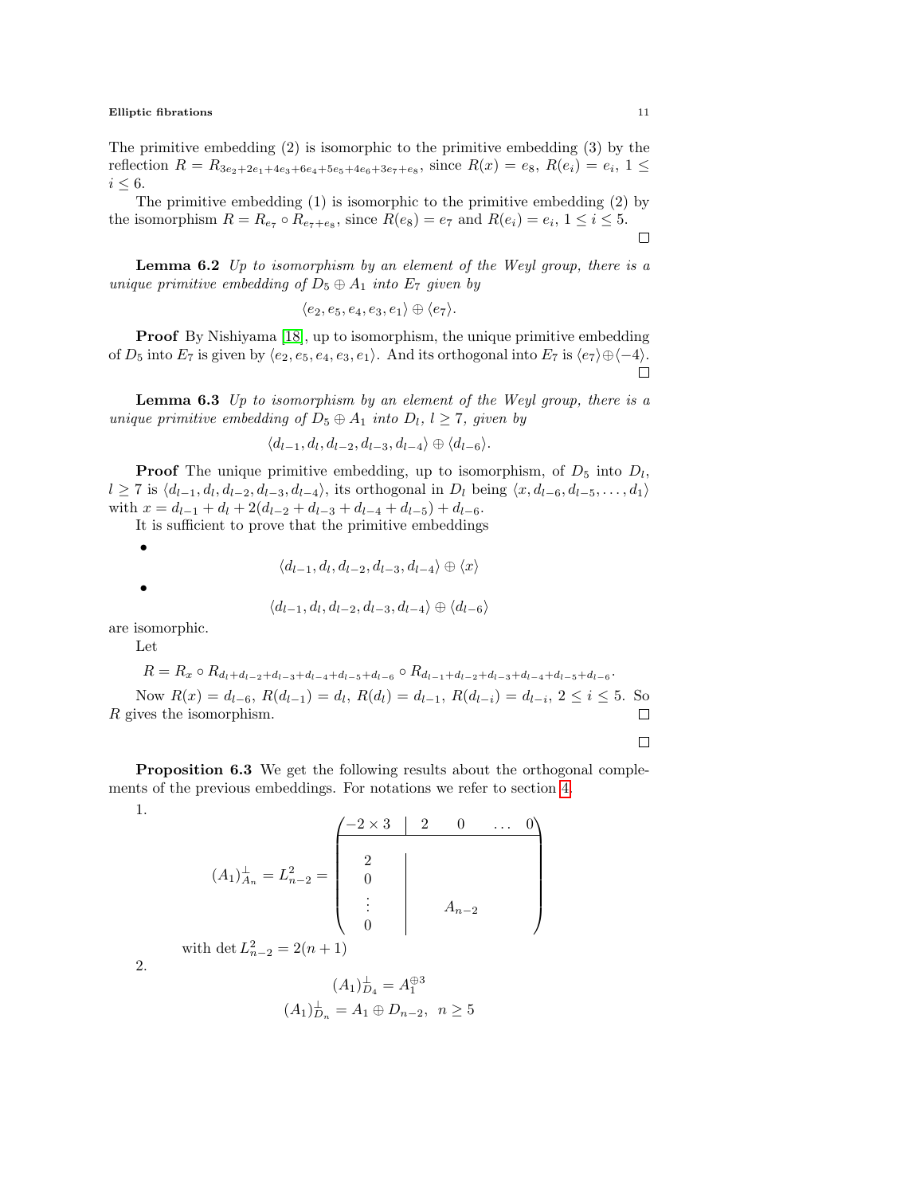The primitive embedding (2) is isomorphic to the primitive embedding (3) by the reflection $R = R_{3e_2+2e_1+4e_3+6e_4+5e_5+4e_6+3e_7+e_8}$, since $R(x) = e_8$, $R(e_i) = e_i$, $1 \leq i \leq 6$.

The primitive embedding (1) is isomorphic to the primitive embedding (2) by the isomorphism $R = R_{e_7} \circ R_{e_7+e_8}$, since $R(e_8) = e_7$ and $R(e_i) = e_i$, $1 \leq i \leq 5$. □

**Lemma 6.2** *Up to isomorphism by an element of the Weyl group, there is a unique primitive embedding of $D_5 \oplus A_1$ into $E_7$ given by*

$$\langle e_2, e_5, e_4, e_3, e_1 \rangle \oplus \langle e_7 \rangle.$$

**Proof** By Nishiyama [18], up to isomorphism, the unique primitive embedding of $D_5$ into $E_7$ is given by $\langle e_2, e_5, e_4, e_3, e_1 \rangle$. And its orthogonal into $E_7$ is $\langle e_7 \rangle \oplus \langle -4 \rangle$. □

**Lemma 6.3** *Up to isomorphism by an element of the Weyl group, there is a unique primitive embedding of $D_5 \oplus A_1$ into $D_l$, $l \geq 7$, given by*

$$\langle d_{l-1}, d_l, d_{l-2}, d_{l-3}, d_{l-4} \rangle \oplus \langle d_{l-6} \rangle.$$

**Proof** The unique primitive embedding, up to isomorphism, of $D_5$ into $D_l$, $l \geq 7$ is $\langle d_{l-1}, d_l, d_{l-2}, d_{l-3}, d_{l-4} \rangle$, its orthogonal in $D_l$ being $\langle x, d_{l-6}, d_{l-5}, \ldots, d_1 \rangle$ with $x = d_{l-1} + d_l + 2(d_{l-2} + d_{l-3} + d_{l-4} + d_{l-5}) + d_{l-6}$.

It is sufficient to prove that the primitive embeddings

- $$\langle d_{l-1}, d_l, d_{l-2}, d_{l-3}, d_{l-4} \rangle \oplus \langle x \rangle$$
- $$\langle d_{l-1}, d_l, d_{l-2}, d_{l-3}, d_{l-4} \rangle \oplus \langle d_{l-6} \rangle$$

are isomorphic.

Let

$$R = R_x \circ R_{d_l+d_{l-2}+d_{l-3}+d_{l-4}+d_{l-5}+d_{l-6}} \circ R_{d_{l-1}+d_{l-2}+d_{l-3}+d_{l-4}+d_{l-5}+d_{l-6}}.$$

Now $R(x) = d_{l-6}$, $R(d_{l-1}) = d_l$, $R(d_l) = d_{l-1}$, $R(d_{l-i}) = d_{l-i}$, $2 \leq i \leq 5$. So $R$ gives the isomorphism. □

□

**Proposition 6.3** We get the following results about the orthogonal complements of the previous embeddings. For notations we refer to section 4.

1. $$(A_1)^{\perp}_{A_n} = L^2_{n-2} = \left(\begin{array}{c|cccc} -2 \times 3 & 2 & 0 & \ldots & 0 \\ \hline 2 & & & & \\ 0 & & & & \\ \vdots & & A_{n-2} & & \\ 0 & & & & \end{array}\right)$$

   with $\det L^2_{n-2} = 2(n+1)$

2. $$(A_1)^{\perp}_{D_4} = A_1^{\oplus 3}$$
   $$(A_1)^{\perp}_{D_n} = A_1 \oplus D_{n-2}, \ \ n \geq 5$$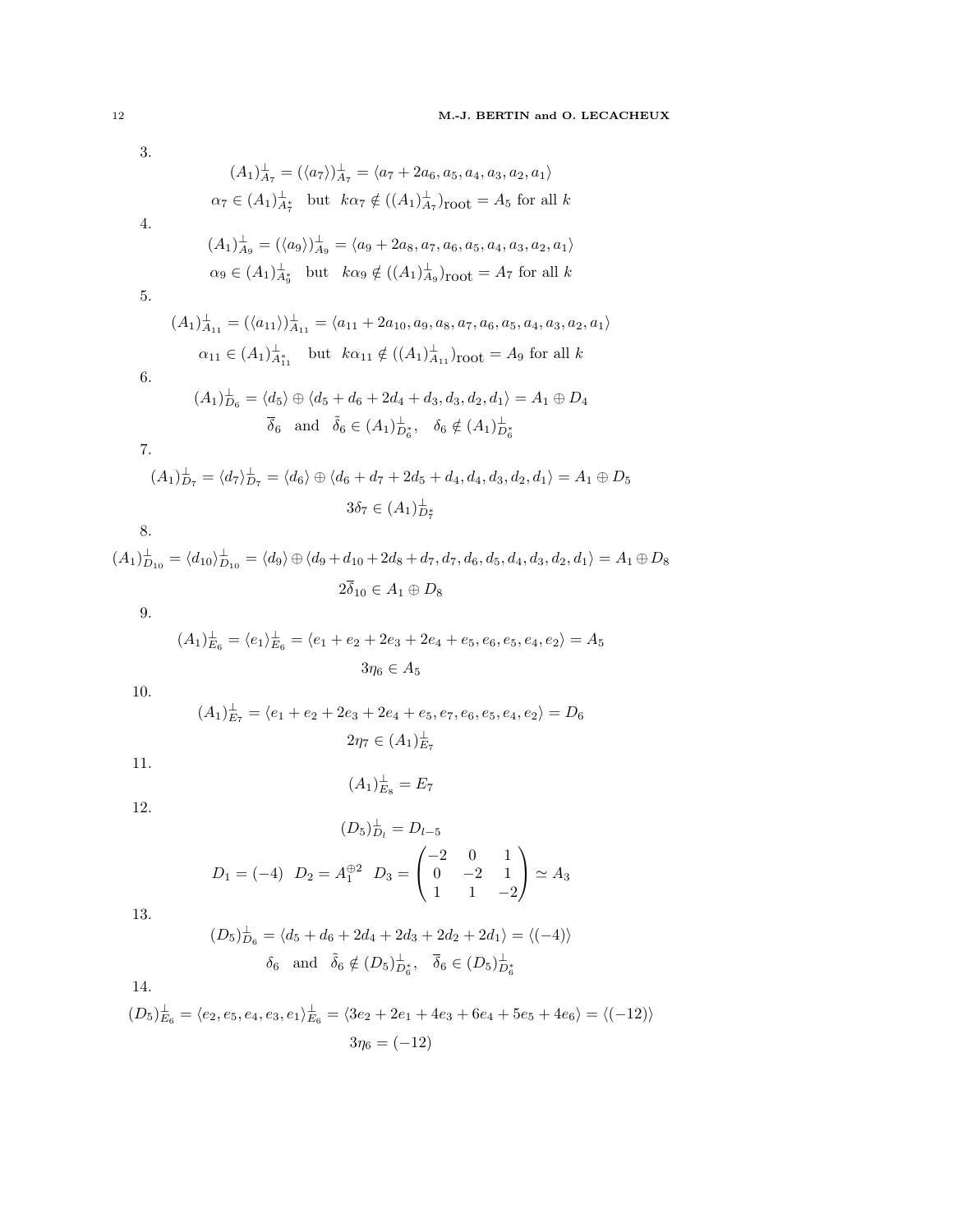3.

$$(A_1)^{\perp}_{A_7} = (\langle a_7 \rangle)^{\perp}_{A_7} = \langle a_7 + 2a_6, a_5, a_4, a_3, a_2, a_1 \rangle$$

$$\alpha_7 \in (A_1)^{\perp}_{A_7^*} \quad \text{but} \quad k\alpha_7 \notin ((A_1)^{\perp}_{A_7})_{\text{root}} = A_5 \text{ for all } k$$

4.

$$(A_1)^{\perp}_{A_9} = (\langle a_9 \rangle)^{\perp}_{A_9} = \langle a_9 + 2a_8, a_7, a_6, a_5, a_4, a_3, a_2, a_1 \rangle$$

$$\alpha_9 \in (A_1)^{\perp}_{A_9^*} \quad \text{but} \quad k\alpha_9 \notin ((A_1)^{\perp}_{A_9})_{\text{root}} = A_7 \text{ for all } k$$

5.

$$(A_1)^{\perp}_{A_{11}} = (\langle a_{11} \rangle)^{\perp}_{A_{11}} = \langle a_{11} + 2a_{10}, a_9, a_8, a_7, a_6, a_5, a_4, a_3, a_2, a_1 \rangle$$

$$\alpha_{11} \in (A_1)^{\perp}_{A_{11}^*} \quad \text{but} \quad k\alpha_{11} \notin ((A_1)^{\perp}_{A_{11}})_{\text{root}} = A_9 \text{ for all } k$$

6.

$$(A_1)^{\perp}_{D_6} = \langle d_5 \rangle \oplus \langle d_5 + d_6 + 2d_4 + d_3, d_3, d_2, d_1 \rangle = A_1 \oplus D_4$$

$$\overline{\delta}_6 \quad \text{and} \quad \tilde{\delta}_6 \in (A_1)^{\perp}_{D_6^*}, \quad \delta_6 \notin (A_1)^{\perp}_{D_6^*}$$

7.

$$(A_1)^{\perp}_{D_7} = \langle d_7 \rangle^{\perp}_{D_7} = \langle d_6 \rangle \oplus \langle d_6 + d_7 + 2d_5 + d_4, d_4, d_3, d_2, d_1 \rangle = A_1 \oplus D_5$$

$$3\delta_7 \in (A_1)^{\perp}_{D_7^*}$$

8.

$$(A_1)^{\perp}_{D_{10}} = \langle d_{10} \rangle^{\perp}_{D_{10}} = \langle d_9 \rangle \oplus \langle d_9 + d_{10} + 2d_8 + d_7, d_7, d_6, d_5, d_4, d_3, d_2, d_1 \rangle = A_1 \oplus D_8$$

$$2\overline{\delta}_{10} \in A_1 \oplus D_8$$

9.

$$(A_1)^{\perp}_{E_6} = \langle e_1 \rangle^{\perp}_{E_6} = \langle e_1 + e_2 + 2e_3 + 2e_4 + e_5, e_6, e_5, e_4, e_2 \rangle = A_5$$

$$3\eta_6 \in A_5$$

10.

$$(A_1)^{\perp}_{E_7} = \langle e_1 + e_2 + 2e_3 + 2e_4 + e_5, e_7, e_6, e_5, e_4, e_2 \rangle = D_6$$

$$2\eta_7 \in (A_1)^{\perp}_{E_7}$$

11.

$$(A_1)^{\perp}_{E_8} = E_7$$

12.

$$(D_5)^{\perp}_{D_l} = D_{l-5}$$

$$D_1 = (-4) \quad D_2 = A_1^{\oplus 2} \quad D_3 = \begin{pmatrix} -2 & 0 & 1 \\ 0 & -2 & 1 \\ 1 & 1 & -2 \end{pmatrix} \simeq A_3$$

13.

$$(D_5)^{\perp}_{D_6} = \langle d_5 + d_6 + 2d_4 + 2d_3 + 2d_2 + 2d_1 \rangle = \langle (-4) \rangle$$

$$\delta_6 \quad \text{and} \quad \tilde{\delta}_6 \notin (D_5)^{\perp}_{D_6^*}, \quad \overline{\delta}_6 \in (D_5)^{\perp}_{D_6^*}$$

14.

$$(D_5)^{\perp}_{E_6} = \langle e_2, e_5, e_4, e_3, e_1 \rangle^{\perp}_{E_6} = \langle 3e_2 + 2e_1 + 4e_3 + 6e_4 + 5e_5 + 4e_6 \rangle = \langle (-12) \rangle$$

$$3\eta_6 = (-12)$$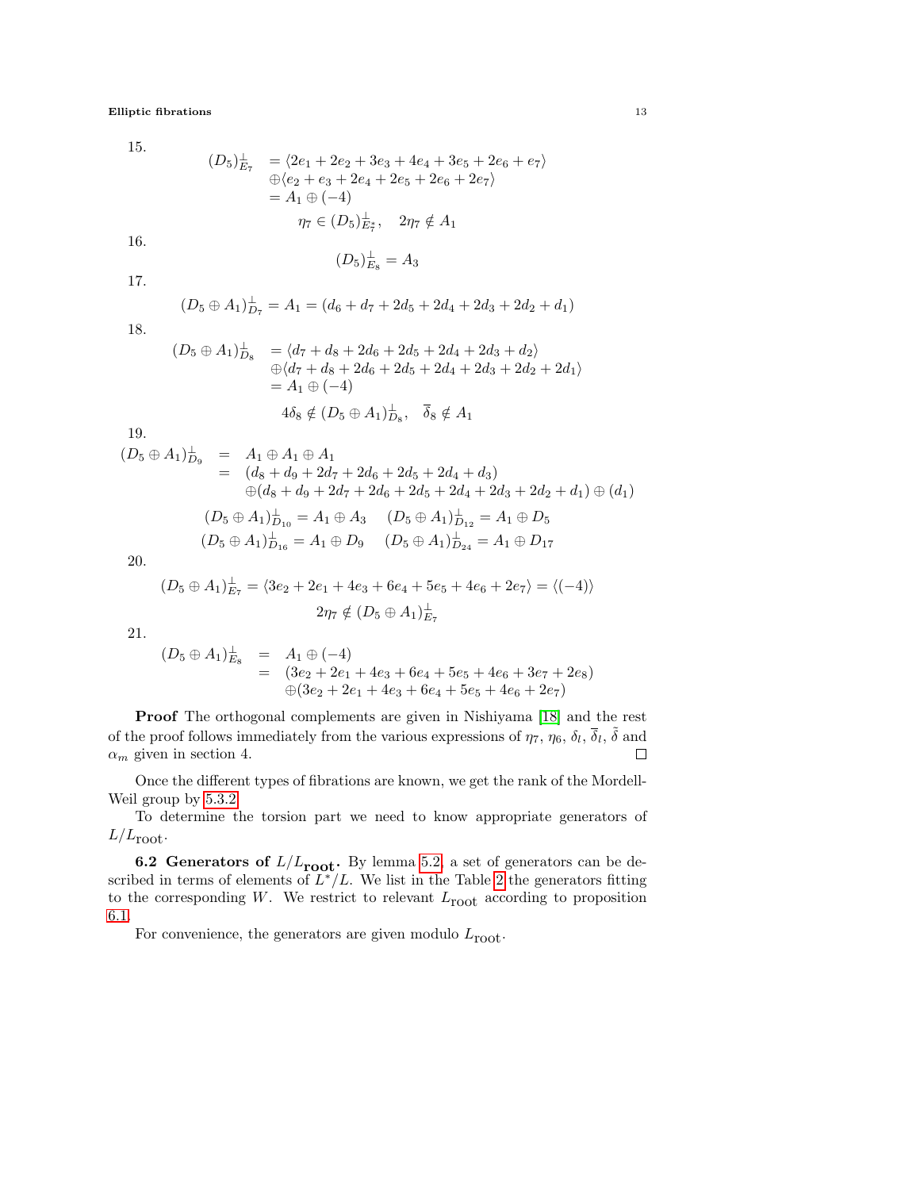15.

$$
\begin{aligned}
(D_5)^{\perp}_{E_7} &= \langle 2e_1 + 2e_2 + 3e_3 + 4e_4 + 3e_5 + 2e_6 + e_7 \rangle \\
&\oplus \langle e_2 + e_3 + 2e_4 + 2e_5 + 2e_6 + 2e_7 \rangle \\
&= A_1 \oplus (-4)
\end{aligned}
$$

$$\eta_7 \in (D_5)^{\perp}_{E_7^*}, \quad 2\eta_7 \notin A_1$$

16.

$$(D_5)^{\perp}_{E_8} = A_3$$

17.

$$(D_5 \oplus A_1)^{\perp}_{D_7} = A_1 = (d_6 + d_7 + 2d_5 + 2d_4 + 2d_3 + 2d_2 + d_1)$$

18.

$$
\begin{aligned}
(D_5 \oplus A_1)^{\perp}_{D_8} &= \langle d_7 + d_8 + 2d_6 + 2d_5 + 2d_4 + 2d_3 + d_2 \rangle \\
&\oplus \langle d_7 + d_8 + 2d_6 + 2d_5 + 2d_4 + 2d_3 + 2d_2 + 2d_1 \rangle \\
&= A_1 \oplus (-4)
\end{aligned}
$$

$$4\delta_8 \notin (D_5 \oplus A_1)^{\perp}_{D_8}, \quad \overline{\delta}_8 \notin A_1$$

19.

$$
\begin{aligned}
(D_5 \oplus A_1)^{\perp}_{D_9} &= A_1 \oplus A_1 \oplus A_1 \\
&= (d_8 + d_9 + 2d_7 + 2d_6 + 2d_5 + 2d_4 + d_3) \\
&\oplus (d_8 + d_9 + 2d_7 + 2d_6 + 2d_5 + 2d_4 + 2d_3 + 2d_2 + d_1) \oplus (d_1)
\end{aligned}
$$

$$(D_5 \oplus A_1)^{\perp}_{D_{10}} = A_1 \oplus A_3 \quad (D_5 \oplus A_1)^{\perp}_{D_{12}} = A_1 \oplus D_5$$

$$(D_5 \oplus A_1)^{\perp}_{D_{16}} = A_1 \oplus D_9 \quad (D_5 \oplus A_1)^{\perp}_{D_{24}} = A_1 \oplus D_{17}$$

20.

$$(D_5 \oplus A_1)^{\perp}_{E_7} = \langle 3e_2 + 2e_1 + 4e_3 + 6e_4 + 5e_5 + 4e_6 + 2e_7 \rangle = \langle (-4) \rangle$$

$$2\eta_7 \notin (D_5 \oplus A_1)^{\perp}_{E_7}$$

21.

$$
\begin{aligned}
(D_5 \oplus A_1)^{\perp}_{E_8} &= A_1 \oplus (-4) \\
&= (3e_2 + 2e_1 + 4e_3 + 6e_4 + 5e_5 + 4e_6 + 3e_7 + 2e_8) \\
&\oplus (3e_2 + 2e_1 + 4e_3 + 6e_4 + 5e_5 + 4e_6 + 2e_7)
\end{aligned}
$$

**Proof** The orthogonal complements are given in Nishiyama [18] and the rest of the proof follows immediately from the various expressions of $\eta_7$, $\eta_6$, $\delta_l$, $\overline{\delta}_l$, $\tilde{\delta}$ and $\alpha_m$ given in section 4. ☐

Once the different types of fibrations are known, we get the rank of the Mordell-Weil group by 5.3.2.

To determine the torsion part we need to know appropriate generators of $L/L_{\text{root}}$.

**6.2 Generators of $L/L_{\text{root}}$.** By lemma 5.2, a set of generators can be described in terms of elements of $L^*/L$. We list in the Table 2 the generators fitting to the corresponding $W$. We restrict to relevant $L_{\text{root}}$ according to proposition 6.1.

For convenience, the generators are given modulo $L_{\text{root}}$.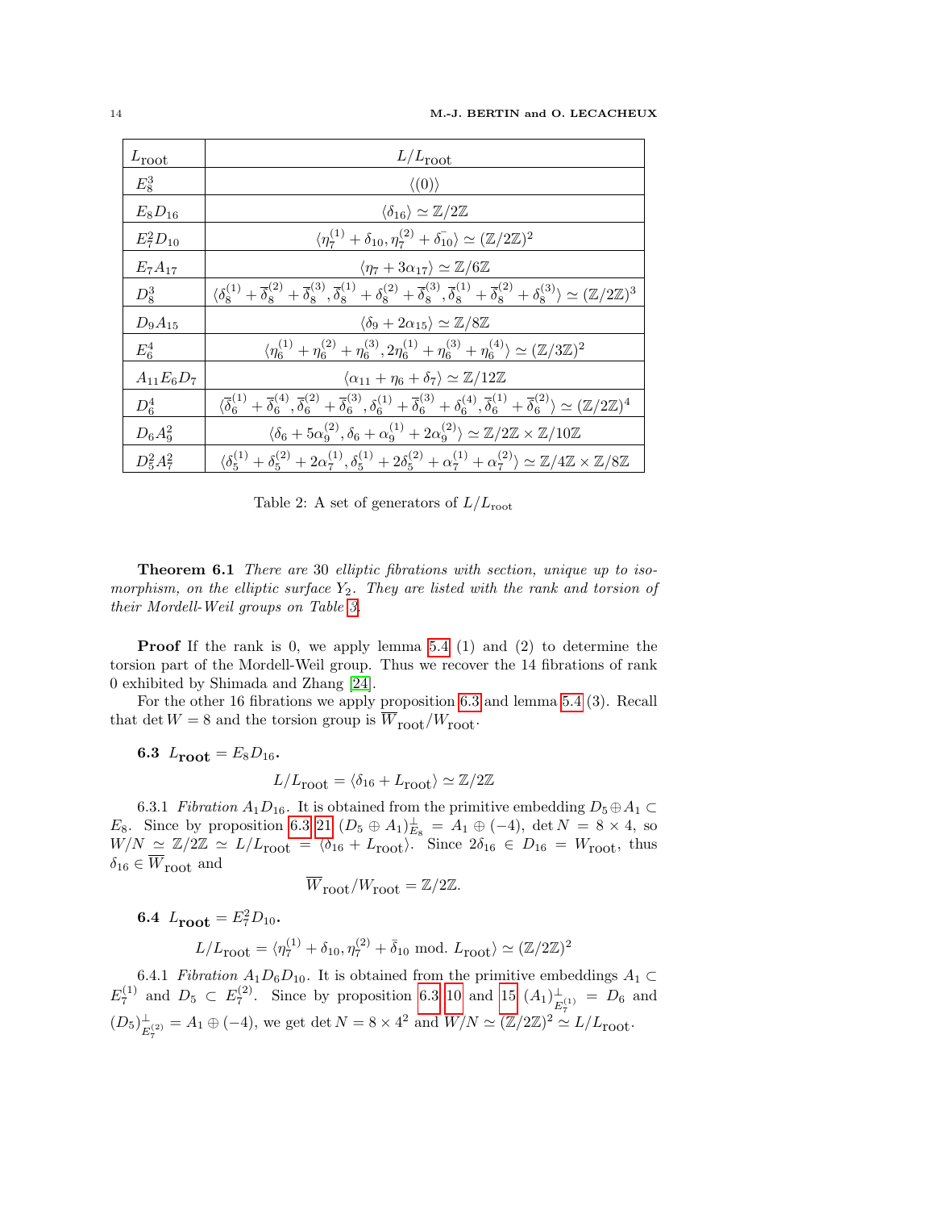| $L_{\text{root}}$ | $L/L_{\text{root}}$ |
|---|---|
| $E_8^3$ | $\langle(0)\rangle$ |
| $E_8D_{16}$ | $\langle\delta_{16}\rangle \simeq \mathbb{Z}/2\mathbb{Z}$ |
| $E_7^2D_{10}$ | $\langle\eta_7^{(1)}+\delta_{10},\eta_7^{(2)}+\bar{\delta_{10}}\rangle \simeq (\mathbb{Z}/2\mathbb{Z})^2$ |
| $E_7A_{17}$ | $\langle\eta_7+3\alpha_{17}\rangle \simeq \mathbb{Z}/6\mathbb{Z}$ |
| $D_8^3$ | $\langle\delta_8^{(1)}+\overline{\delta}_8^{(2)}+\overline{\delta}_8^{(3)},\overline{\delta}_8^{(1)}+\delta_8^{(2)}+\overline{\delta}_8^{(3)},\overline{\delta}_8^{(1)}+\overline{\delta}_8^{(2)}+\delta_8^{(3)}\rangle \simeq (\mathbb{Z}/2\mathbb{Z})^3$ |
| $D_9A_{15}$ | $\langle\delta_9+2\alpha_{15}\rangle \simeq \mathbb{Z}/8\mathbb{Z}$ |
| $E_6^4$ | $\langle\eta_6^{(1)}+\eta_6^{(2)}+\eta_6^{(3)},2\eta_6^{(1)}+\eta_6^{(3)}+\eta_6^{(4)}\rangle \simeq (\mathbb{Z}/3\mathbb{Z})^2$ |
| $A_{11}E_6D_7$ | $\langle\alpha_{11}+\eta_6+\delta_7\rangle \simeq \mathbb{Z}/12\mathbb{Z}$ |
| $D_6^4$ | $\langle\overline{\delta}_6^{(1)}+\overline{\delta}_6^{(4)},\overline{\delta}_6^{(2)}+\overline{\delta}_6^{(3)},\delta_6^{(1)}+\overline{\delta}_6^{(3)}+\delta_6^{(4)},\overline{\delta}_6^{(1)}+\overline{\delta}_6^{(2)}\rangle \simeq (\mathbb{Z}/2\mathbb{Z})^4$ |
| $D_6A_9^2$ | $\langle\delta_6+5\alpha_9^{(2)},\delta_6+\alpha_9^{(1)}+2\alpha_9^{(2)}\rangle \simeq \mathbb{Z}/2\mathbb{Z}\times\mathbb{Z}/10\mathbb{Z}$ |
| $D_5^2A_7^2$ | $\langle\delta_5^{(1)}+\delta_5^{(2)}+2\alpha_7^{(1)},\delta_5^{(1)}+2\delta_5^{(2)}+\alpha_7^{(1)}+\alpha_7^{(2)}\rangle \simeq \mathbb{Z}/4\mathbb{Z}\times\mathbb{Z}/8\mathbb{Z}$ |

Table 2: A set of generators of $L/L_{\text{root}}$

**Theorem 6.1** *There are* 30 *elliptic fibrations with section, unique up to isomorphism, on the elliptic surface $Y_2$. They are listed with the rank and torsion of their Mordell-Weil groups on Table 3.*

**Proof** If the rank is 0, we apply lemma 5.4 (1) and (2) to determine the torsion part of the Mordell-Weil group. Thus we recover the 14 fibrations of rank 0 exhibited by Shimada and Zhang [24].

For the other 16 fibrations we apply proposition 6.3 and lemma 5.4 (3). Recall that $\det W = 8$ and the torsion group is $\overline{W}_{\text{root}}/W_{\text{root}}$.

**6.3** $L_{\textbf{root}} = E_8D_{16}$**.**

$$L/L_{\text{root}} = \langle\delta_{16}+L_{\text{root}}\rangle \simeq \mathbb{Z}/2\mathbb{Z}$$

6.3.1 *Fibration* $A_1D_{16}$. It is obtained from the primitive embedding $D_5\oplus A_1 \subset E_8$. Since by proposition 6.3 21 $(D_5\oplus A_1)^{\perp}_{E_8} = A_1\oplus(-4)$, $\det N = 8\times 4$, so $W/N \simeq \mathbb{Z}/2\mathbb{Z} \simeq L/L_{\text{root}} = \langle\delta_{16}+L_{\text{root}}\rangle$. Since $2\delta_{16}\in D_{16} = W_{\text{root}}$, thus $\delta_{16}\in\overline{W}_{\text{root}}$ and

$$\overline{W}_{\text{root}}/W_{\text{root}} = \mathbb{Z}/2\mathbb{Z}.$$

**6.4** $L_{\textbf{root}} = E_7^2D_{10}$**.**

$$L/L_{\text{root}} = \langle\eta_7^{(1)}+\delta_{10},\eta_7^{(2)}+\bar{\delta}_{10} \text{ mod. } L_{\text{root}}\rangle \simeq (\mathbb{Z}/2\mathbb{Z})^2$$

6.4.1 *Fibration* $A_1D_6D_{10}$. It is obtained from the primitive embeddings $A_1\subset E_7^{(1)}$ and $D_5\subset E_7^{(2)}$. Since by proposition 6.3 10 and 15 $(A_1)^{\perp}_{E_7^{(1)}} = D_6$ and $(D_5)^{\perp}_{E_7^{(2)}} = A_1\oplus(-4)$, we get $\det N = 8\times 4^2$ and $W/N \simeq (\mathbb{Z}/2\mathbb{Z})^2 \simeq L/L_{\text{root}}$.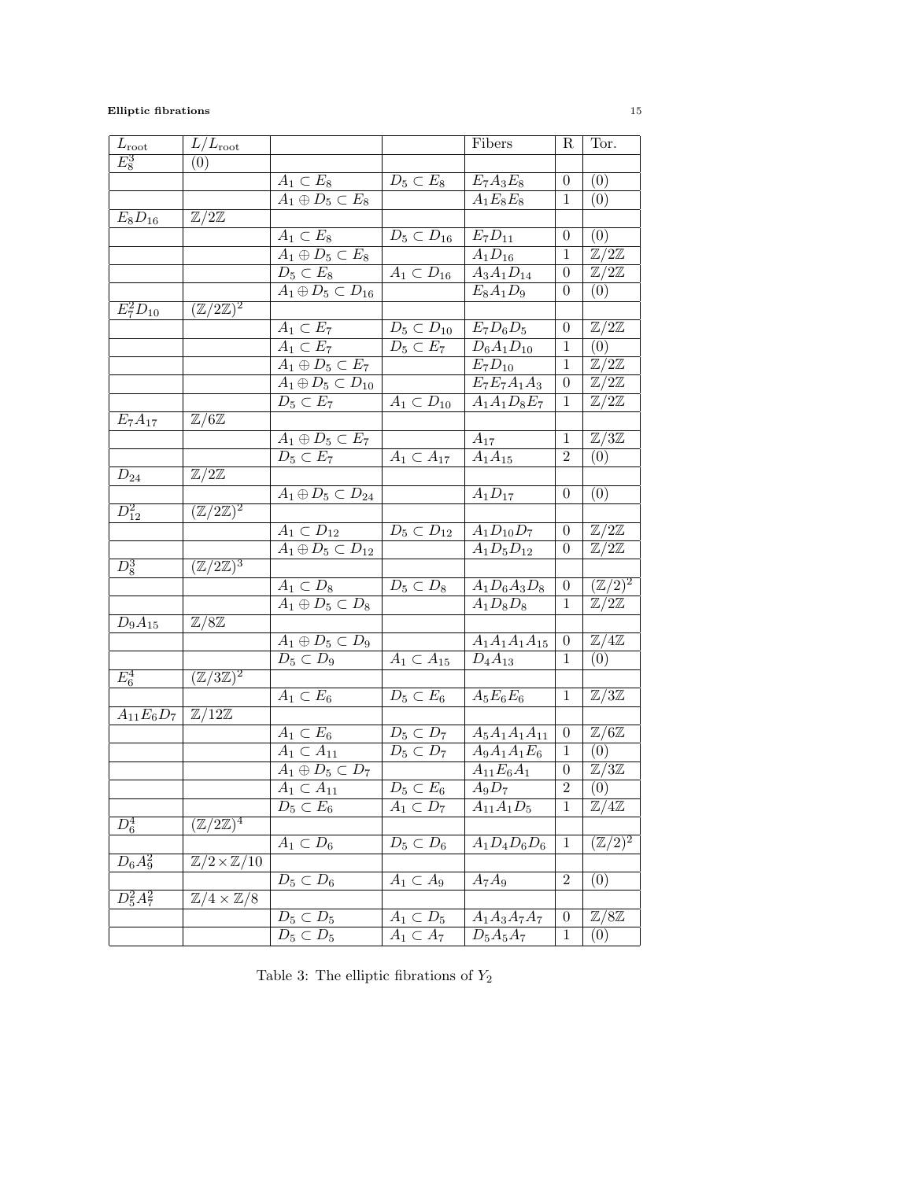| $L_{\text{root}}$ | $L/L_{\text{root}}$ | | | Fibers | R | Tor. |
|---|---|---|---|---|---|---|
| $E_8^3$ | $(0)$ | | | | | |
| | | $A_1 \subset E_8$ | $D_5 \subset E_8$ | $E_7A_3E_8$ | 0 | $(0)$ |
| | | $A_1 \oplus D_5 \subset E_8$ | | $A_1E_8E_8$ | 1 | $(0)$ |
| $E_8D_{16}$ | $\mathbb{Z}/2\mathbb{Z}$ | | | | | |
| | | $A_1 \subset E_8$ | $D_5 \subset D_{16}$ | $E_7D_{11}$ | 0 | $(0)$ |
| | | $A_1 \oplus D_5 \subset E_8$ | | $A_1D_{16}$ | 1 | $\mathbb{Z}/2\mathbb{Z}$ |
| | | $D_5 \subset E_8$ | $A_1 \subset D_{16}$ | $A_3A_1D_{14}$ | 0 | $\mathbb{Z}/2\mathbb{Z}$ |
| | | $A_1 \oplus D_5 \subset D_{16}$ | | $E_8A_1D_9$ | 0 | $(0)$ |
| $E_7^2D_{10}$ | $(\mathbb{Z}/2\mathbb{Z})^2$ | | | | | |
| | | $A_1 \subset E_7$ | $D_5 \subset D_{10}$ | $E_7D_6D_5$ | 0 | $\mathbb{Z}/2\mathbb{Z}$ |
| | | $A_1 \subset E_7$ | $D_5 \subset E_7$ | $D_6A_1D_{10}$ | 1 | $(0)$ |
| | | $A_1 \oplus D_5 \subset E_7$ | | $E_7D_{10}$ | 1 | $\mathbb{Z}/2\mathbb{Z}$ |
| | | $A_1 \oplus D_5 \subset D_{10}$ | | $E_7E_7A_1A_3$ | 0 | $\mathbb{Z}/2\mathbb{Z}$ |
| | | $D_5 \subset E_7$ | $A_1 \subset D_{10}$ | $A_1A_1D_8E_7$ | 1 | $\mathbb{Z}/2\mathbb{Z}$ |
| $E_7A_{17}$ | $\mathbb{Z}/6\mathbb{Z}$ | | | | | |
| | | $A_1 \oplus D_5 \subset E_7$ | | $A_{17}$ | 1 | $\mathbb{Z}/3\mathbb{Z}$ |
| | | $D_5 \subset E_7$ | $A_1 \subset A_{17}$ | $A_1A_{15}$ | 2 | $(0)$ |
| $D_{24}$ | $\mathbb{Z}/2\mathbb{Z}$ | | | | | |
| | | $A_1 \oplus D_5 \subset D_{24}$ | | $A_1D_{17}$ | 0 | $(0)$ |
| $D_{12}^2$ | $(\mathbb{Z}/2\mathbb{Z})^2$ | | | | | |
| | | $A_1 \subset D_{12}$ | $D_5 \subset D_{12}$ | $A_1D_{10}D_7$ | 0 | $\mathbb{Z}/2\mathbb{Z}$ |
| | | $A_1 \oplus D_5 \subset D_{12}$ | | $A_1D_5D_{12}$ | 0 | $\mathbb{Z}/2\mathbb{Z}$ |
| $D_8^3$ | $(\mathbb{Z}/2\mathbb{Z})^3$ | | | | | |
| | | $A_1 \subset D_8$ | $D_5 \subset D_8$ | $A_1D_6A_3D_8$ | 0 | $(\mathbb{Z}/2)^2$ |
| | | $A_1 \oplus D_5 \subset D_8$ | | $A_1D_8D_8$ | 1 | $\mathbb{Z}/2\mathbb{Z}$ |
| $D_9A_{15}$ | $\mathbb{Z}/8\mathbb{Z}$ | | | | | |
| | | $A_1 \oplus D_5 \subset D_9$ | | $A_1A_1A_1A_{15}$ | 0 | $\mathbb{Z}/4\mathbb{Z}$ |
| | | $D_5 \subset D_9$ | $A_1 \subset A_{15}$ | $D_4A_{13}$ | 1 | $(0)$ |
| $E_6^4$ | $(\mathbb{Z}/3\mathbb{Z})^2$ | | | | | |
| | | $A_1 \subset E_6$ | $D_5 \subset E_6$ | $A_5E_6E_6$ | 1 | $\mathbb{Z}/3\mathbb{Z}$ |
| $A_{11}E_6D_7$ | $\mathbb{Z}/12\mathbb{Z}$ | | | | | |
| | | $A_1 \subset E_6$ | $D_5 \subset D_7$ | $A_5A_1A_1A_{11}$ | 0 | $\mathbb{Z}/6\mathbb{Z}$ |
| | | $A_1 \subset A_{11}$ | $D_5 \subset D_7$ | $A_9A_1A_1E_6$ | 1 | $(0)$ |
| | | $A_1 \oplus D_5 \subset D_7$ | | $A_{11}E_6A_1$ | 0 | $\mathbb{Z}/3\mathbb{Z}$ |
| | | $A_1 \subset A_{11}$ | $D_5 \subset E_6$ | $A_9D_7$ | 2 | $(0)$ |
| | | $D_5 \subset E_6$ | $A_1 \subset D_7$ | $A_{11}A_1D_5$ | 1 | $\mathbb{Z}/4\mathbb{Z}$ |
| $D_6^4$ | $(\mathbb{Z}/2\mathbb{Z})^4$ | | | | | |
| | | $A_1 \subset D_6$ | $D_5 \subset D_6$ | $A_1D_4D_6D_6$ | 1 | $(\mathbb{Z}/2)^2$ |
| $D_6A_9^2$ | $\mathbb{Z}/2 \times \mathbb{Z}/10$ | | | | | |
| | | $D_5 \subset D_6$ | $A_1 \subset A_9$ | $A_7A_9$ | 2 | $(0)$ |
| $D_5^2A_7^2$ | $\mathbb{Z}/4 \times \mathbb{Z}/8$ | | | | | |
| | | $D_5 \subset D_5$ | $A_1 \subset D_5$ | $A_1A_3A_7A_7$ | 0 | $\mathbb{Z}/8\mathbb{Z}$ |
| | | $D_5 \subset D_5$ | $A_1 \subset A_7$ | $D_5A_5A_7$ | 1 | $(0)$ |

Table 3: The elliptic fibrations of $Y_2$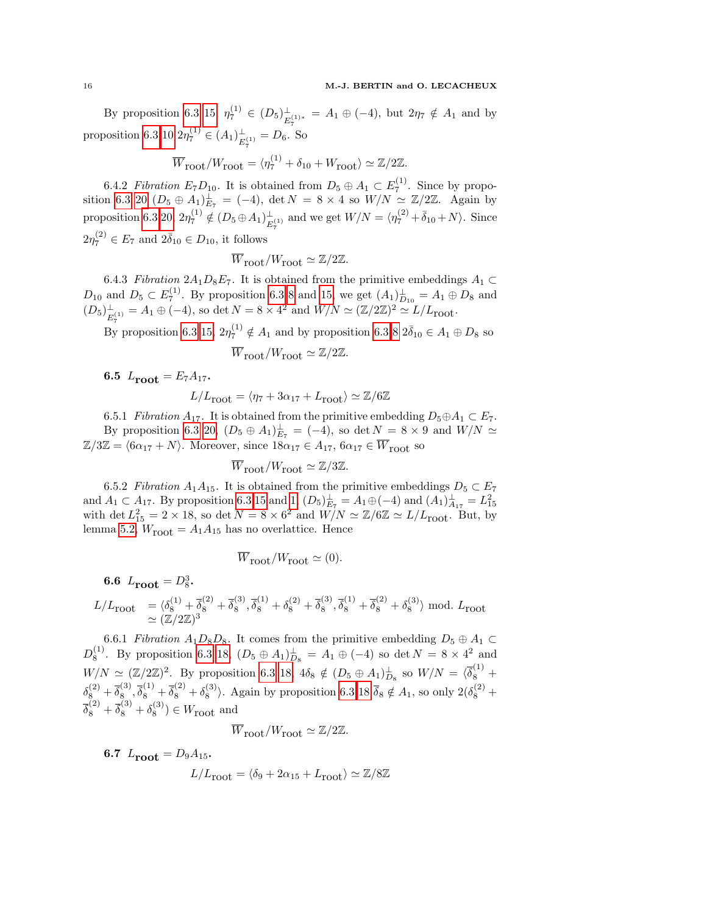By proposition 6.3 15 $\eta_7^{(1)} \in (D_5)^{\perp}_{E_7^{(1)*}} = A_1 \oplus (-4)$, but $2\eta_7 \notin A_1$ and by proposition 6.3 10 $2\eta_7^{(1)} \in (A_1)^{\perp}_{E_7^{(1)}} = D_6$. So

$$\overline{W}_{\text{root}}/W_{\text{root}} = \langle \eta_7^{(1)} + \delta_{10} + W_{\text{root}} \rangle \simeq \mathbb{Z}/2\mathbb{Z}.$$

6.4.2 *Fibration $E_7 D_{10}$.* It is obtained from $D_5 \oplus A_1 \subset E_7^{(1)}$. Since by proposition 6.3 20 $(D_5 \oplus A_1)^{\perp}_{E_7} = (-4)$, $\det N = 8 \times 4$ so $W/N \simeq \mathbb{Z}/2\mathbb{Z}$. Again by proposition 6.3 20 $2\eta_7^{(1)} \notin (D_5 \oplus A_1)^{\perp}_{E_7^{(1)}}$ and we get $W/N = \langle \eta_7^{(2)} + \bar{\delta}_{10} + N \rangle$. Since $2\eta_7^{(2)} \in E_7$ and $2\bar{\delta}_{10} \in D_{10}$, it follows

$$\overline{W}_{\text{root}}/W_{\text{root}} \simeq \mathbb{Z}/2\mathbb{Z}.$$

6.4.3 *Fibration $2A_1 D_8 E_7$.* It is obtained from the primitive embeddings $A_1 \subset D_{10}$ and $D_5 \subset E_7^{(1)}$. By proposition 6.3 8 and 15, we get $(A_1)^{\perp}_{D_{10}} = A_1 \oplus D_8$ and $(D_5)^{\perp}_{E_7^{(1)}} = A_1 \oplus (-4)$, so $\det N = 8 \times 4^2$ and $W/N \simeq (\mathbb{Z}/2\mathbb{Z})^2 \simeq L/L_{\text{root}}$.

By proposition 6.3 15, $2\eta_7^{(1)} \notin A_1$ and by proposition 6.3 8 $2\bar{\delta}_{10} \in A_1 \oplus D_8$ so

$$\overline{W}_{\text{root}}/W_{\text{root}} \simeq \mathbb{Z}/2\mathbb{Z}.$$

### 6.5 $L_{\text{root}} = E_7 A_{17}$.

$$L/L_{\text{root}} = \langle \eta_7 + 3\alpha_{17} + L_{\text{root}} \rangle \simeq \mathbb{Z}/6\mathbb{Z}$$

6.5.1 *Fibration $A_{17}$.* It is obtained from the primitive embedding $D_5 \oplus A_1 \subset E_7$. By proposition 6.3 20, $(D_5 \oplus A_1)^{\perp}_{E_7} = (-4)$, so $\det N = 8 \times 9$ and $W/N \simeq \mathbb{Z}/3\mathbb{Z} = \langle 6\alpha_{17} + N \rangle$. Moreover, since $18\alpha_{17} \in A_{17}$, $6\alpha_{17} \in \overline{W}_{\text{root}}$ so

$$\overline{W}_{\text{root}}/W_{\text{root}} \simeq \mathbb{Z}/3\mathbb{Z}.$$

6.5.2 *Fibration $A_1 A_{15}$.* It is obtained from the primitive embeddings $D_5 \subset E_7$ and $A_1 \subset A_{17}$. By proposition 6.3 15 and 1 $(D_5)^{\perp}_{E_7} = A_1 \oplus (-4)$ and $(A_1)^{\perp}_{A_{17}} = L_{15}^2$ with $\det L_{15}^2 = 2 \times 18$, so $\det N = 8 \times 6^2$ and $W/N \simeq \mathbb{Z}/6\mathbb{Z} \simeq L/L_{\text{root}}$. But, by lemma 5.2, $W_{\text{root}} = A_1 A_{15}$ has no overlattice. Hence

$$\overline{W}_{\text{root}}/W_{\text{root}} \simeq (0).$$

### 6.6 $L_{\text{root}} = D_8^3$.

$$L/L_{\text{root}} \begin{array}{l} = \langle \delta_8^{(1)} + \overline{\delta}_8^{(2)} + \overline{\delta}_8^{(3)}, \overline{\delta}_8^{(1)} + \delta_8^{(2)} + \overline{\delta}_8^{(3)}, \overline{\delta}_8^{(1)} + \overline{\delta}_8^{(2)} + \delta_8^{(3)} \rangle \text{ mod. } L_{\text{root}} \\ \simeq (\mathbb{Z}/2\mathbb{Z})^3 \end{array}$$

6.6.1 *Fibration $A_1 D_8 D_8$.* It comes from the primitive embedding $D_5 \oplus A_1 \subset D_8^{(1)}$. By proposition 6.3 18, $(D_5 \oplus A_1)^{\perp}_{D_8} = A_1 \oplus (-4)$ so $\det N = 8 \times 4^2$ and $W/N \simeq (\mathbb{Z}/2\mathbb{Z})^2$. By proposition 6.3 18, $4\delta_8 \notin (D_5 \oplus A_1)^{\perp}_{D_8}$ so $W/N = \langle \overline{\delta}_8^{(1)} + \delta_8^{(2)} + \overline{\delta}_8^{(3)}, \overline{\delta}_8^{(1)} + \overline{\delta}_8^{(2)} + \delta_8^{(3)} \rangle$. Again by proposition 6.3 18 $\overline{\delta}_8 \notin A_1$, so only $2(\delta_8^{(2)} + \overline{\delta}_8^{(2)} + \overline{\delta}_8^{(3)} + \delta_8^{(3)}) \in W_{\text{root}}$ and

$$\overline{W}_{\text{root}}/W_{\text{root}} \simeq \mathbb{Z}/2\mathbb{Z}.$$

### 6.7 $L_{\text{root}} = D_9 A_{15}$.

$$L/L_{\text{root}} = \langle \delta_9 + 2\alpha_{15} + L_{\text{root}} \rangle \simeq \mathbb{Z}/8\mathbb{Z}$$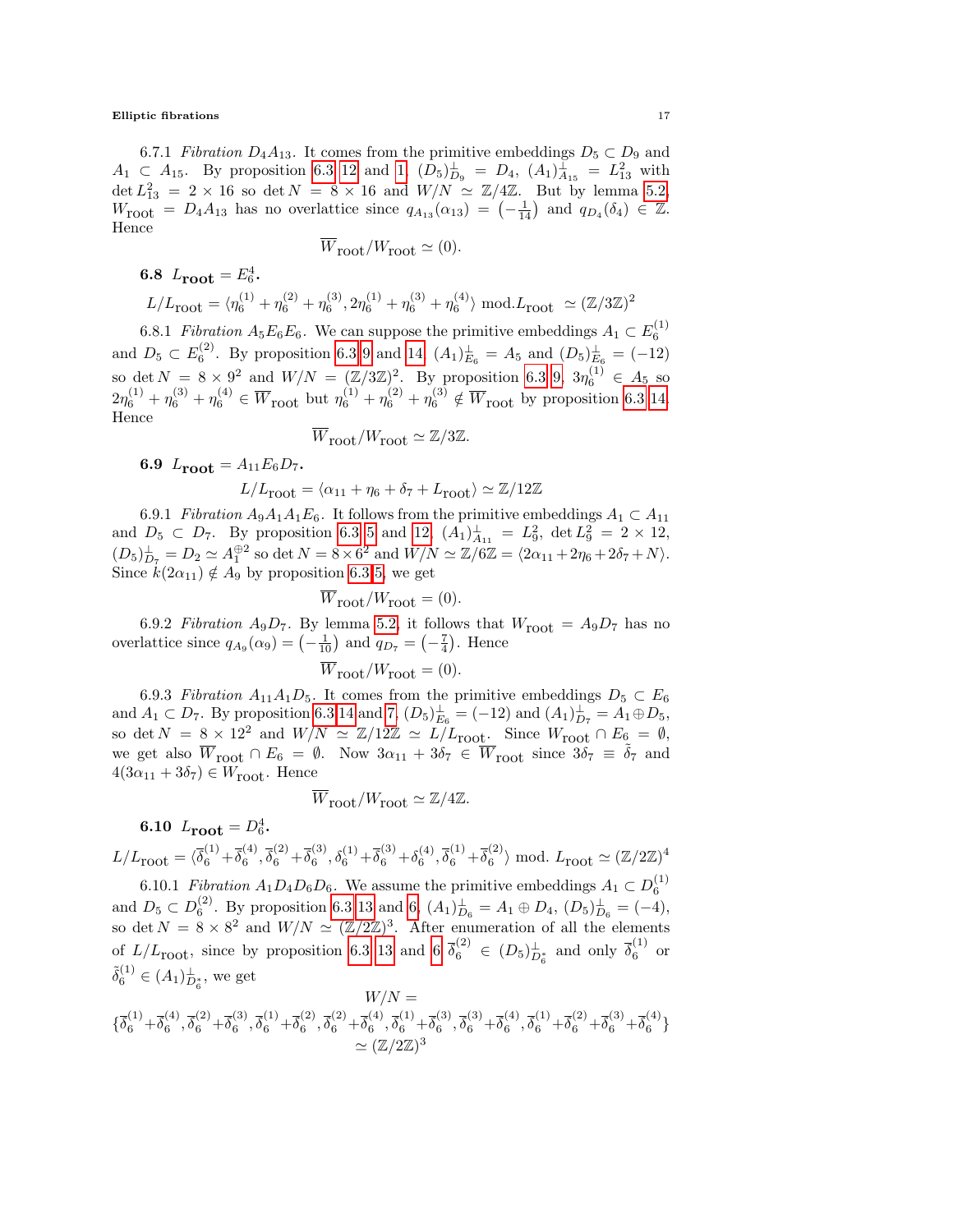6.7.1 *Fibration* $D_4A_{13}$. It comes from the primitive embeddings $D_5 \subset D_9$ and $A_1 \subset A_{15}$. By proposition 6.3 12 and 1, $(D_5)^{\perp}_{D_9} = D_4$, $(A_1)^{\perp}_{A_{15}} = L^2_{13}$ with $\det L^2_{13} = 2 \times 16$ so $\det N = 8 \times 16$ and $W/N \simeq \mathbb{Z}/4\mathbb{Z}$. But by lemma 5.2, $W_{\text{root}} = D_4A_{13}$ has no overlattice since $q_{A_{13}}(\alpha_{13}) = \left(-\frac{1}{14}\right)$ and $q_{D_4}(\delta_4) \in \mathbb{Z}$. Hence

$$\overline{W}_{\text{root}}/W_{\text{root}} \simeq (0).$$

### 6.8 $L_{\mathbf{root}} = E_6^4$.

$$L/L_{\text{root}} = \langle \eta_6^{(1)} + \eta_6^{(2)} + \eta_6^{(3)}, 2\eta_6^{(1)} + \eta_6^{(3)} + \eta_6^{(4)} \rangle \text{ mod.} L_{\text{root}} \simeq (\mathbb{Z}/3\mathbb{Z})^2$$

6.8.1 *Fibration* $A_5E_6E_6$. We can suppose the primitive embeddings $A_1 \subset E_6^{(1)}$ and $D_5 \subset E_6^{(2)}$. By proposition 6.3 9 and 14, $(A_1)^{\perp}_{E_6} = A_5$ and $(D_5)^{\perp}_{E_6} = (-12)$ so $\det N = 8 \times 9^2$ and $W/N = (\mathbb{Z}/3\mathbb{Z})^2$. By proposition 6.3 9, $3\eta_6^{(1)} \in A_5$ so $2\eta_6^{(1)} + \eta_6^{(3)} + \eta_6^{(4)} \in \overline{W}_{\text{root}}$ but $\eta_6^{(1)} + \eta_6^{(2)} + \eta_6^{(3)} \notin \overline{W}_{\text{root}}$ by proposition 6.3 14. Hence

$$\overline{W}_{\text{root}}/W_{\text{root}} \simeq \mathbb{Z}/3\mathbb{Z}.$$

### 6.9 $L_{\mathbf{root}} = A_{11}E_6D_7$.

$$L/L_{\text{root}} = \langle \alpha_{11} + \eta_6 + \delta_7 + L_{\text{root}} \rangle \simeq \mathbb{Z}/12\mathbb{Z}$$

6.9.1 *Fibration* $A_9A_1A_1E_6$. It follows from the primitive embeddings $A_1 \subset A_{11}$ and $D_5 \subset D_7$. By proposition 6.3 5 and 12, $(A_1)^{\perp}_{A_{11}} = L^2_9$, $\det L^2_9 = 2 \times 12$, $(D_5)^{\perp}_{D_7} = D_2 \simeq A_1^{\oplus 2}$ so $\det N = 8 \times 6^2$ and $W/N \simeq \mathbb{Z}/6\mathbb{Z} = \langle 2\alpha_{11} + 2\eta_6 + 2\delta_7 + N \rangle$. Since $k(2\alpha_{11}) \notin A_9$ by proposition 6.3 5, we get

$$\overline{W}_{\text{root}}/W_{\text{root}} = (0).$$

6.9.2 *Fibration* $A_9D_7$. By lemma 5.2, it follows that $W_{\text{root}} = A_9D_7$ has no overlattice since $q_{A_9}(\alpha_9) = \left(-\frac{1}{10}\right)$ and $q_{D_7} = \left(-\frac{7}{4}\right)$. Hence

$$\overline{W}_{\text{root}}/W_{\text{root}} = (0).$$

6.9.3 *Fibration* $A_{11}A_1D_5$. It comes from the primitive embeddings $D_5 \subset E_6$ and $A_1 \subset D_7$. By proposition 6.3 14 and 7, $(D_5)^{\perp}_{E_6} = (-12)$ and $(A_1)^{\perp}_{D_7} = A_1 \oplus D_5$, so $\det N = 8 \times 12^2$ and $W/N \simeq \mathbb{Z}/12\mathbb{Z} \simeq L/L_{\text{root}}$. Since $W_{\text{root}} \cap E_6 = \emptyset$, we get also $\overline{W}_{\text{root}} \cap E_6 = \emptyset$. Now $3\alpha_{11} + 3\delta_7 \in \overline{W}_{\text{root}}$ since $3\delta_7 \equiv \tilde{\delta}_7$ and $4(3\alpha_{11} + 3\delta_7) \in W_{\text{root}}$. Hence

$$\overline{W}_{\text{root}}/W_{\text{root}} \simeq \mathbb{Z}/4\mathbb{Z}.$$

### 6.10 $L_{\mathbf{root}} = D_6^4$.

$$L/L_{\text{root}} = \langle \overline{\delta}_6^{(1)} + \overline{\delta}_6^{(4)}, \overline{\delta}_6^{(2)} + \overline{\delta}_6^{(3)}, \delta_6^{(1)} + \overline{\delta}_6^{(3)} + \delta_6^{(4)}, \overline{\delta}_6^{(1)} + \overline{\delta}_6^{(2)} \rangle \text{ mod. } L_{\text{root}} \simeq (\mathbb{Z}/2\mathbb{Z})^4$$

6.10.1 *Fibration* $A_1D_4D_6D_6$. We assume the primitive embeddings $A_1 \subset D_6^{(1)}$ and $D_5 \subset D_6^{(2)}$. By proposition 6.3 13 and 6, $(A_1)^{\perp}_{D_6} = A_1 \oplus D_4$, $(D_5)^{\perp}_{D_6} = (-4)$, so $\det N = 8 \times 8^2$ and $W/N \simeq (\mathbb{Z}/2\mathbb{Z})^3$. After enumeration of all the elements of $L/L_{\text{root}}$, since by proposition 6.3 13 and 6 $\overline{\delta}_6^{(2)} \in (D_5)^{\perp}_{D_6^*}$ and only $\overline{\delta}_6^{(1)}$ or $\tilde{\delta}_6^{(1)} \in (A_1)^{\perp}_{D_6^*}$, we get

$$W/N = \{\overline{\delta}_6^{(1)} + \overline{\delta}_6^{(4)}, \overline{\delta}_6^{(2)} + \overline{\delta}_6^{(3)}, \overline{\delta}_6^{(1)} + \overline{\delta}_6^{(2)}, \overline{\delta}_6^{(2)} + \overline{\delta}_6^{(4)}, \overline{\delta}_6^{(1)} + \overline{\delta}_6^{(3)}, \overline{\delta}_6^{(3)} + \overline{\delta}_6^{(4)}, \overline{\delta}_6^{(1)} + \overline{\delta}_6^{(2)} + \overline{\delta}_6^{(3)} + \overline{\delta}_6^{(4)}\} \simeq (\mathbb{Z}/2\mathbb{Z})^3$$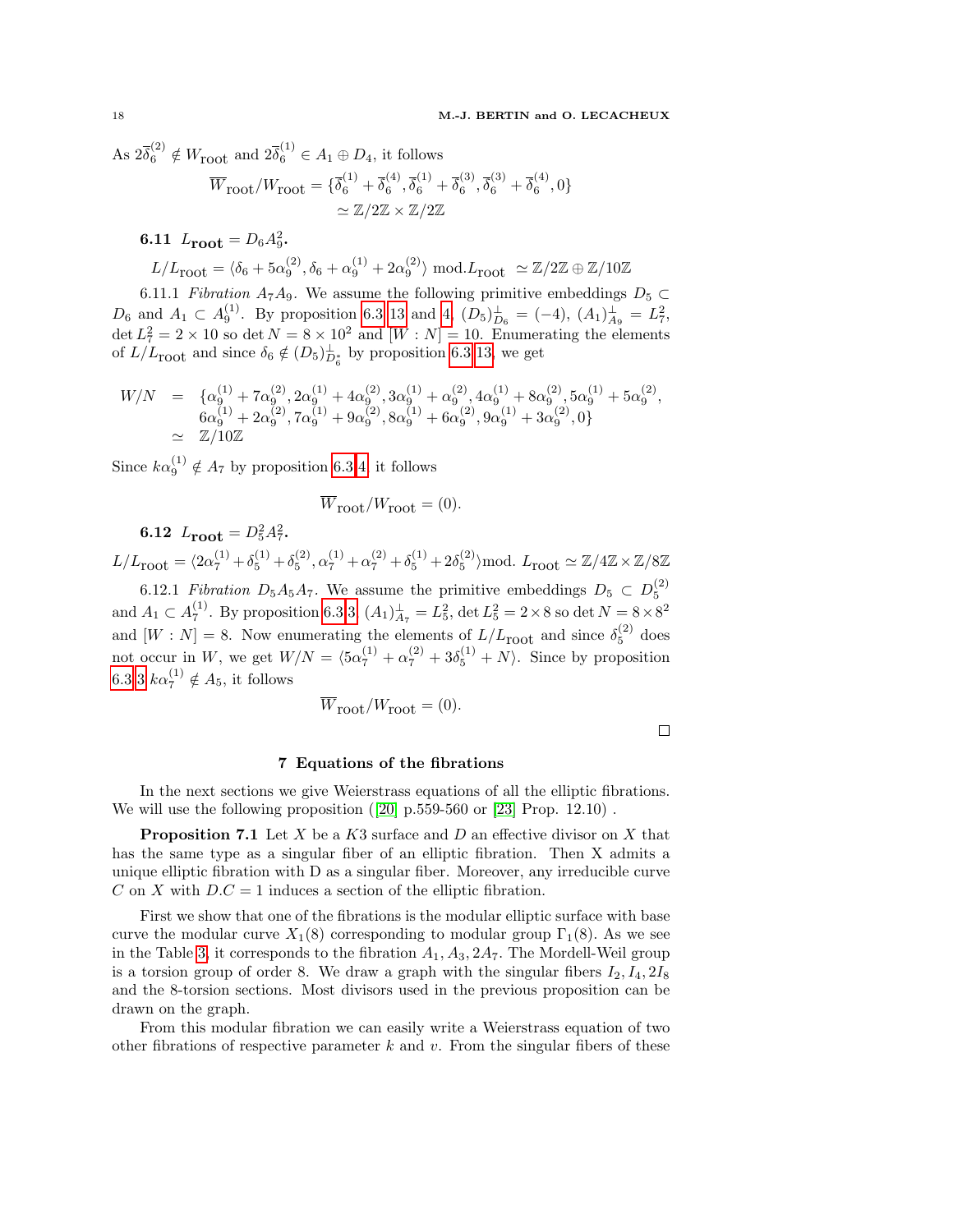As $2\overline{\delta}_6^{(2)} \notin W_{\text{root}}$ and $2\overline{\delta}_6^{(1)} \in A_1 \oplus D_4$, it follows

$$\begin{aligned}\overline{W}_{\text{root}}/W_{\text{root}} &= \{\overline{\delta}_6^{(1)} + \overline{\delta}_6^{(4)}, \overline{\delta}_6^{(1)} + \overline{\delta}_6^{(3)}, \overline{\delta}_6^{(3)} + \overline{\delta}_6^{(4)}, 0\} \\ &\simeq \mathbb{Z}/2\mathbb{Z} \times \mathbb{Z}/2\mathbb{Z}\end{aligned}$$

### 6.11 $L_{\text{root}} = D_6 A_9^2$.

$$L/L_{\text{root}} = \langle \delta_6 + 5\alpha_9^{(2)}, \delta_6 + \alpha_9^{(1)} + 2\alpha_9^{(2)} \rangle \text{ mod.} L_{\text{root}} \simeq \mathbb{Z}/2\mathbb{Z} \oplus \mathbb{Z}/10\mathbb{Z}$$

6.11.1 *Fibration* $A_7 A_9$. We assume the following primitive embeddings $D_5 \subset D_6$ and $A_1 \subset A_9^{(1)}$. By proposition 6.3 13 and 4, $(D_5)^{\perp}_{D_6} = (-4)$, $(A_1)^{\perp}_{A_9} = L_7^2$, $\det L_7^2 = 2 \times 10$ so $\det N = 8 \times 10^2$ and $[W : N] = 10$. Enumerating the elements of $L/L_{\text{root}}$ and since $\delta_6 \notin (D_5)^{\perp}_{D_6^*}$ by proposition 6.3 13, we get

$$\begin{aligned} W/N &= \{\alpha_9^{(1)} + 7\alpha_9^{(2)}, 2\alpha_9^{(1)} + 4\alpha_9^{(2)}, 3\alpha_9^{(1)} + \alpha_9^{(2)}, 4\alpha_9^{(1)} + 8\alpha_9^{(2)}, 5\alpha_9^{(1)} + 5\alpha_9^{(2)}, \\ &\quad 6\alpha_9^{(1)} + 2\alpha_9^{(2)}, 7\alpha_9^{(1)} + 9\alpha_9^{(2)}, 8\alpha_9^{(1)} + 6\alpha_9^{(2)}, 9\alpha_9^{(1)} + 3\alpha_9^{(2)}, 0\} \\ &\simeq \mathbb{Z}/10\mathbb{Z} \end{aligned}$$

Since $k\alpha_9^{(1)} \notin A_7$ by proposition 6.3 4 it follows

$$\overline{W}_{\text{root}}/W_{\text{root}} = (0).$$

### 6.12 $L_{\text{root}} = D_5^2 A_7^2$.

$$L/L_{\text{root}} = \langle 2\alpha_7^{(1)} + \delta_5^{(1)} + \delta_5^{(2)}, \alpha_7^{(1)} + \alpha_7^{(2)} + \delta_5^{(1)} + 2\delta_5^{(2)} \rangle \text{mod. } L_{\text{root}} \simeq \mathbb{Z}/4\mathbb{Z} \times \mathbb{Z}/8\mathbb{Z}$$

6.12.1 *Fibration* $D_5 A_5 A_7$. We assume the primitive embeddings $D_5 \subset D_5^{(2)}$ and $A_1 \subset A_7^{(1)}$. By proposition 6.3 3 $(A_1)^{\perp}_{A_7} = L_5^2$, $\det L_5^2 = 2 \times 8$ so $\det N = 8 \times 8^2$ and $[W : N] = 8$. Now enumerating the elements of $L/L_{\text{root}}$ and since $\delta_5^{(2)}$ does not occur in $W$, we get $W/N = \langle 5\alpha_7^{(1)} + \alpha_7^{(2)} + 3\delta_5^{(1)} + N \rangle$. Since by proposition 6.3 3 $k\alpha_7^{(1)} \notin A_5$, it follows

$$\overline{W}_{\text{root}}/W_{\text{root}} = (0).$$

□

## 7 Equations of the fibrations

In the next sections we give Weierstrass equations of all the elliptic fibrations. We will use the following proposition ([20] p.559-560 or [23] Prop. 12.10) .

**Proposition 7.1** Let $X$ be a $K3$ surface and $D$ an effective divisor on $X$ that has the same type as a singular fiber of an elliptic fibration. Then X admits a unique elliptic fibration with D as a singular fiber. Moreover, any irreducible curve $C$ on $X$ with $D.C = 1$ induces a section of the elliptic fibration.

First we show that one of the fibrations is the modular elliptic surface with base curve the modular curve $X_1(8)$ corresponding to modular group $\Gamma_1(8)$. As we see in the Table 3, it corresponds to the fibration $A_1, A_3, 2A_7$. The Mordell-Weil group is a torsion group of order 8. We draw a graph with the singular fibers $I_2, I_4, 2I_8$ and the 8-torsion sections. Most divisors used in the previous proposition can be drawn on the graph.

From this modular fibration we can easily write a Weierstrass equation of two other fibrations of respective parameter $k$ and $v$. From the singular fibers of these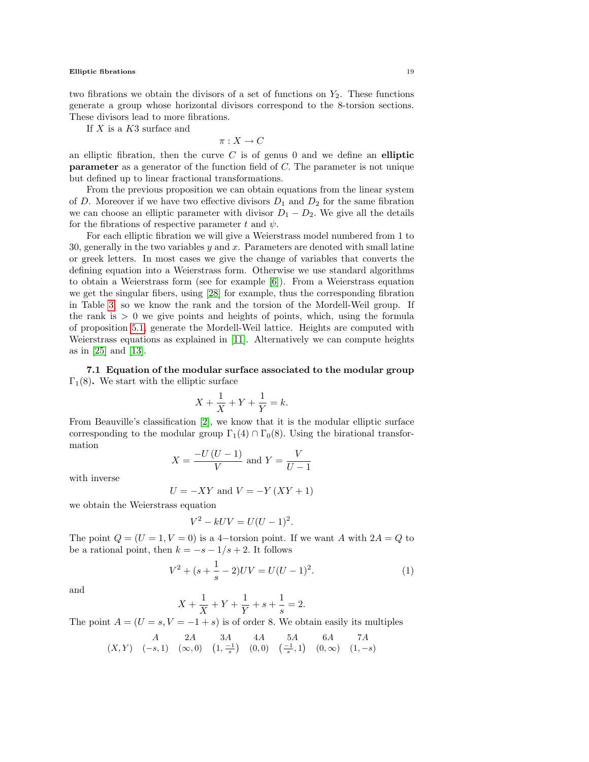two fibrations we obtain the divisors of a set of functions on $Y_2$. These functions generate a group whose horizontal divisors correspond to the 8-torsion sections. These divisors lead to more fibrations.

If $X$ is a $K3$ surface and

$$\pi : X \to C$$

an elliptic fibration, then the curve $C$ is of genus 0 and we define an **elliptic parameter** as a generator of the function field of $C$. The parameter is not unique but defined up to linear fractional transformations.

From the previous proposition we can obtain equations from the linear system of $D$. Moreover if we have two effective divisors $D_1$ and $D_2$ for the same fibration we can choose an elliptic parameter with divisor $D_1 - D_2$. We give all the details for the fibrations of respective parameter $t$ and $\psi$.

For each elliptic fibration we will give a Weierstrass model numbered from 1 to 30, generally in the two variables $y$ and $x$. Parameters are denoted with small latine or greek letters. In most cases we give the change of variables that converts the defining equation into a Weierstrass form. Otherwise we use standard algorithms to obtain a Weierstrass form (see for example [6]). From a Weierstrass equation we get the singular fibers, using [28] for example, thus the corresponding fibration in Table 3, so we know the rank and the torsion of the Mordell-Weil group. If the rank is $> 0$ we give points and heights of points, which, using the formula of proposition 5.1, generate the Mordell-Weil lattice. Heights are computed with Weierstrass equations as explained in [11]. Alternatively we can compute heights as in [25] and [13].

**7.1 Equation of the modular surface associated to the modular group $\Gamma_1(8)$.** We start with the elliptic surface

$$X + \frac{1}{X} + Y + \frac{1}{Y} = k.$$

From Beauville's classification [2], we know that it is the modular elliptic surface corresponding to the modular group $\Gamma_1(4) \cap \Gamma_0(8)$. Using the birational transformation

$$X = \frac{-U\,(U-1)}{V} \text{ and } Y = \frac{V}{U-1}$$

with inverse

$$U = -XY \text{ and } V = -Y\,(XY+1)$$

we obtain the Weierstrass equation

$$V^2 - kUV = U(U-1)^2.$$

The point $Q = (U = 1, V = 0)$ is a 4−torsion point. If we want $A$ with $2A = Q$ to be a rational point, then $k = -s - 1/s + 2$. It follows

$$V^2 + (s + \frac{1}{s} - 2)UV = U(U-1)^2. \tag{1}$$

and

$$X + \frac{1}{X} + Y + \frac{1}{Y} + s + \frac{1}{s} = 2.$$

The point $A = (U = s, V = -1 + s)$ is of order 8. We obtain easily its multiples

| | $A$ | $2A$ | $3A$ | $4A$ | $5A$ | $6A$ | $7A$ |
|---|---|---|---|---|---|---|---|
| $(X,Y)$ | $(-s,1)$ | $(\infty,0)$ | $\left(1,\frac{-1}{s}\right)$ | $(0,0)$ | $\left(\frac{-1}{s},1\right)$ | $(0,\infty)$ | $(1,-s)$ |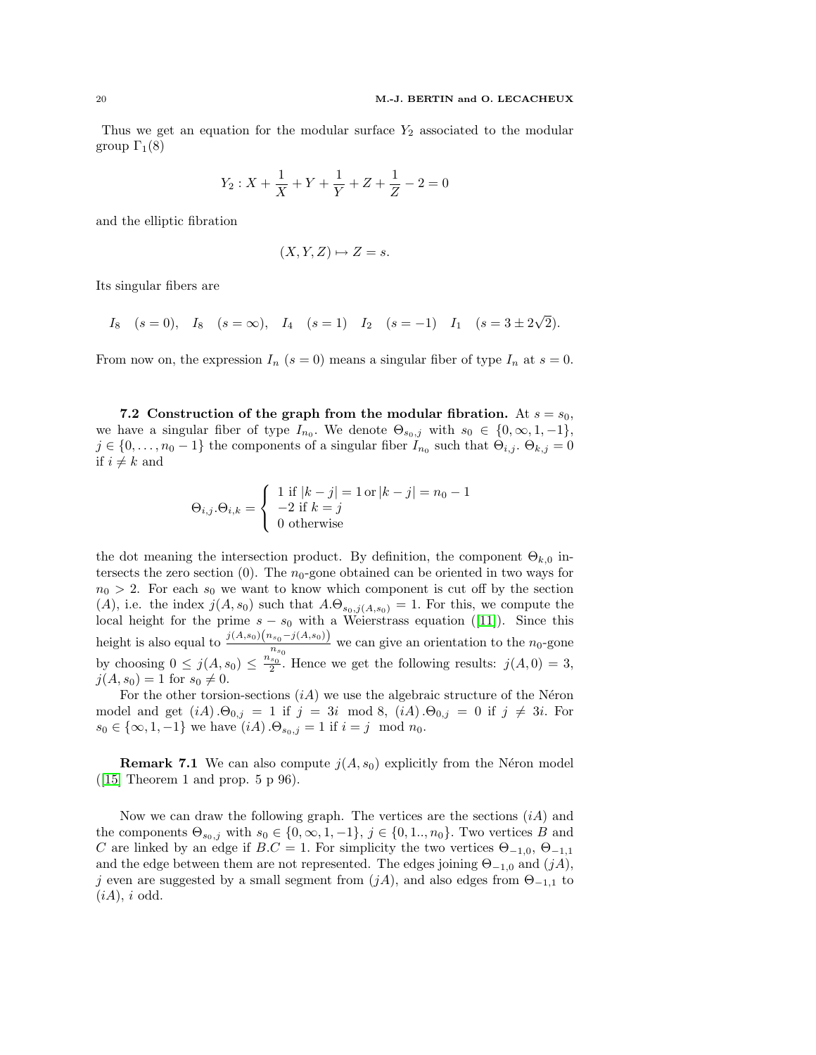Thus we get an equation for the modular surface $Y_2$ associated to the modular group $\Gamma_1(8)$

$$Y_2 : X + \frac{1}{X} + Y + \frac{1}{Y} + Z + \frac{1}{Z} - 2 = 0$$

and the elliptic fibration

$$(X, Y, Z) \mapsto Z = s.$$

Its singular fibers are

$$I_8 \quad (s = 0), \quad I_8 \quad (s = \infty), \quad I_4 \quad (s = 1) \quad I_2 \quad (s = -1) \quad I_1 \quad (s = 3 \pm 2\sqrt{2}).$$

From now on, the expression $I_n$ $(s = 0)$ means a singular fiber of type $I_n$ at $s = 0$.

**7.2 Construction of the graph from the modular fibration.** At $s = s_0$, we have a singular fiber of type $I_{n_0}$. We denote $\Theta_{s_0,j}$ with $s_0 \in \{0, \infty, 1, -1\}$, $j \in \{0, \ldots, n_0 - 1\}$ the components of a singular fiber $I_{n_0}$ such that $\Theta_{i,j}.\ \Theta_{k,j} = 0$ if $i \neq k$ and

$$\Theta_{i,j}.\Theta_{i,k} = \begin{cases} 1 \text{ if } |k-j| = 1 \,\text{or}\, |k-j| = n_0 - 1 \\ -2 \text{ if } k = j \\ 0 \text{ otherwise} \end{cases}$$

the dot meaning the intersection product. By definition, the component $\Theta_{k,0}$ intersects the zero section $(0)$. The $n_0$-gone obtained can be oriented in two ways for $n_0 > 2$. For each $s_0$ we want to know which component is cut off by the section $(A)$, i.e. the index $j(A, s_0)$ such that $A.\Theta_{s_0, j(A,s_0)} = 1$. For this, we compute the local height for the prime $s - s_0$ with a Weierstrass equation ([11]). Since this height is also equal to $\frac{j(A,s_0)\left(n_{s_0} - j(A,s_0)\right)}{n_{s_0}}$ we can give an orientation to the $n_0$-gone by choosing $0 \leq j(A, s_0) \leq \frac{n_{s_0}}{2}$. Hence we get the following results: $j(A, 0) = 3$, $j(A, s_0) = 1$ for $s_0 \neq 0$.

For the other torsion-sections $(iA)$ we use the algebraic structure of the Néron model and get $(iA).\Theta_{0,j} = 1$ if $j = 3i \mod 8$, $(iA).\Theta_{0,j} = 0$ if $j \neq 3i$. For $s_0 \in \{\infty, 1, -1\}$ we have $(iA).\Theta_{s_0,j} = 1$ if $i = j \mod n_0$.

**Remark 7.1** We can also compute $j(A, s_0)$ explicitly from the Néron model ([15] Theorem 1 and prop. 5 p 96).

Now we can draw the following graph. The vertices are the sections $(iA)$ and the components $\Theta_{s_0,j}$ with $s_0 \in \{0, \infty, 1, -1\}$, $j \in \{0, 1.., n_0\}$. Two vertices $B$ and $C$ are linked by an edge if $B.C = 1$. For simplicity the two vertices $\Theta_{-1,0}$, $\Theta_{-1,1}$ and the edge between them are not represented. The edges joining $\Theta_{-1,0}$ and $(jA)$, $j$ even are suggested by a small segment from $(jA)$, and also edges from $\Theta_{-1,1}$ to $(iA)$, $i$ odd.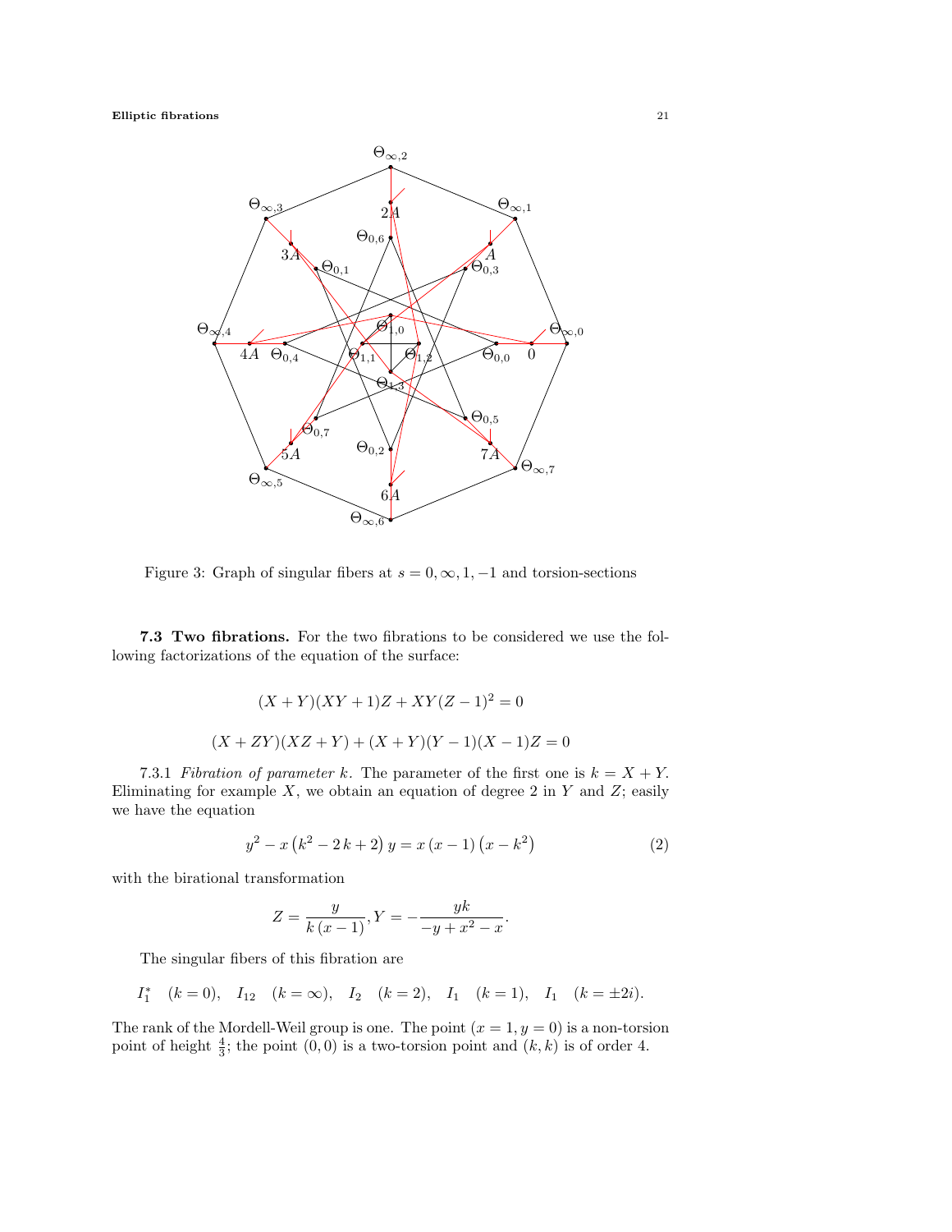Figure 3: Graph of singular fibers at $s = 0, \infty, 1, -1$ and torsion-sections

**7.3 Two fibrations.** For the two fibrations to be considered we use the following factorizations of the equation of the surface:

$$(X+Y)(XY+1)Z + XY(Z-1)^2 = 0$$

$$(X+ZY)(XZ+Y) + (X+Y)(Y-1)(X-1)Z = 0$$

7.3.1 *Fibration of parameter k.* The parameter of the first one is $k = X + Y$. Eliminating for example $X$, we obtain an equation of degree 2 in $Y$ and $Z$; easily we have the equation

$$y^2 - x\left(k^2 - 2k + 2\right)y = x(x-1)\left(x - k^2\right) \tag{2}$$

with the birational transformation

$$Z = \frac{y}{k(x-1)}, Y = -\frac{yk}{-y + x^2 - x}.$$

The singular fibers of this fibration are

$$I_1^* \quad (k=0), \quad I_{12} \quad (k=\infty), \quad I_2 \quad (k=2), \quad I_1 \quad (k=1), \quad I_1 \quad (k=\pm 2i).$$

The rank of the Mordell-Weil group is one. The point $(x=1, y=0)$ is a non-torsion point of height $\frac{4}{3}$; the point $(0,0)$ is a two-torsion point and $(k,k)$ is of order 4.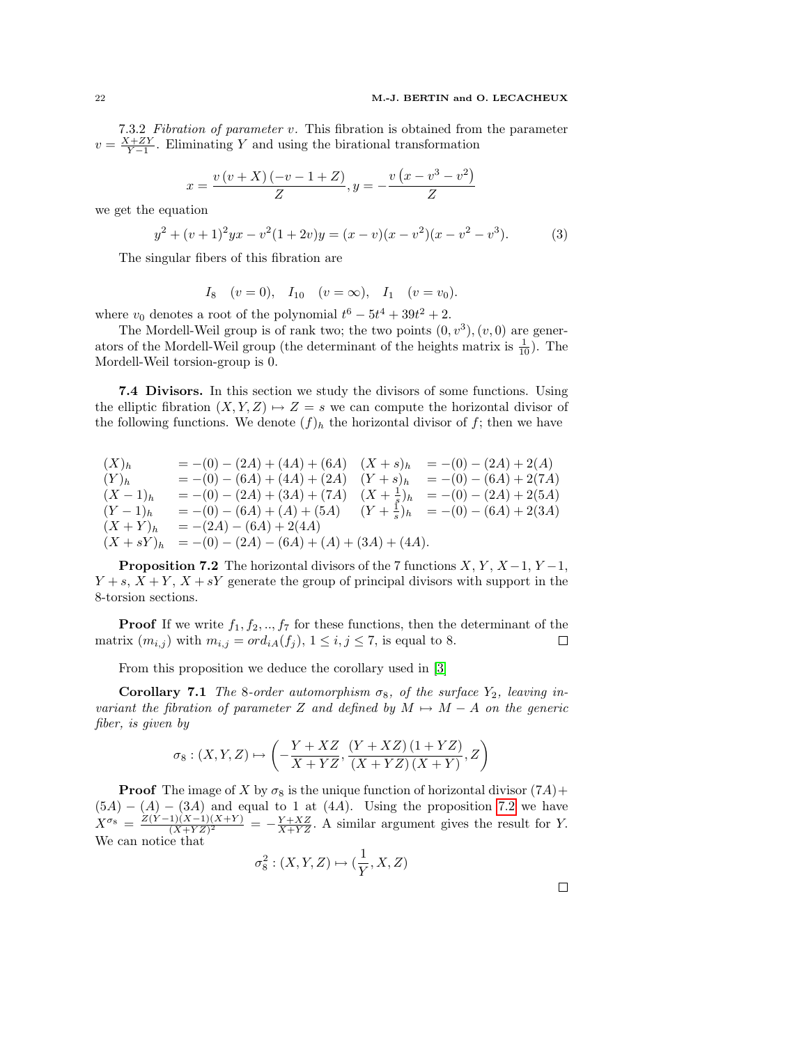7.3.2 *Fibration of parameter* $v$. This fibration is obtained from the parameter $v = \frac{X+ZY}{Y-1}$. Eliminating $Y$ and using the birational transformation

$$x = \frac{v\,(v+X)\,(-v-1+Z)}{Z}, y = -\frac{v\,\left(x - v^3 - v^2\right)}{Z}$$

we get the equation

$$y^2 + (v+1)^2 yx - v^2(1+2v)y = (x-v)(x-v^2)(x-v^2-v^3). \tag{3}$$

The singular fibers of this fibration are

$$I_8 \quad (v=0), \quad I_{10} \quad (v=\infty), \quad I_1 \quad (v=v_0).$$

where $v_0$ denotes a root of the polynomial $t^6 - 5t^4 + 39t^2 + 2$.

The Mordell-Weil group is of rank two; the two points $(0, v^3), (v, 0)$ are generators of the Mordell-Weil group (the determinant of the heights matrix is $\frac{1}{10}$). The Mordell-Weil torsion-group is 0.

**7.4 Divisors.** In this section we study the divisors of some functions. Using the elliptic fibration $(X,Y,Z) \mapsto Z = s$ we can compute the horizontal divisor of the following functions. We denote $(f)_h$ the horizontal divisor of $f$; then we have

$$\begin{array}{llll}
(X)_h & = -(0) - (2A) + (4A) + (6A) & (X+s)_h & = -(0) - (2A) + 2(A) \\
(Y)_h & = -(0) - (6A) + (4A) + (2A) & (Y+s)_h & = -(0) - (6A) + 2(7A) \\
(X-1)_h & = -(0) - (2A) + (3A) + (7A) & (X+\frac{1}{s})_h & = -(0) - (2A) + 2(5A) \\
(Y-1)_h & = -(0) - (6A) + (A) + (5A) & (Y+\frac{1}{s})_h & = -(0) - (6A) + 2(3A) \\
(X+Y)_h & = -(2A) - (6A) + 2(4A) & & \\
(X+sY)_h & = -(0) - (2A) - (6A) + (A) + (3A) + (4A). & &
\end{array}$$

**Proposition 7.2** The horizontal divisors of the 7 functions $X$, $Y$, $X-1$, $Y-1$, $Y+s$, $X+Y$, $X+sY$ generate the group of principal divisors with support in the 8-torsion sections.

**Proof** If we write $f_1, f_2, .., f_7$ for these functions, then the determinant of the matrix $(m_{i,j})$ with $m_{i,j} = ord_{iA}(f_j)$, $1 \leq i,j \leq 7$, is equal to 8. □

From this proposition we deduce the corollary used in [3]

**Corollary 7.1** *The 8-order automorphism $\sigma_8$, of the surface $Y_2$, leaving invariant the fibration of parameter $Z$ and defined by $M \mapsto M - A$ on the generic fiber, is given by*

$$\sigma_8 : (X,Y,Z) \mapsto \left(-\frac{Y+XZ}{X+YZ}, \frac{(Y+XZ)\,(1+YZ)}{(X+YZ)\,(X+Y)}, Z\right)$$

**Proof** The image of $X$ by $\sigma_8$ is the unique function of horizontal divisor $(7A) + (5A) - (A) - (3A)$ and equal to 1 at $(4A)$. Using the proposition 7.2 we have $X^{\sigma_8} = \frac{Z(Y-1)(X-1)(X+Y)}{(X+YZ)^2} = -\frac{Y+XZ}{X+YZ}$. A similar argument gives the result for $Y$. We can notice that

$$\sigma_8^2 : (X,Y,Z) \mapsto (\frac{1}{Y}, X, Z)$$

□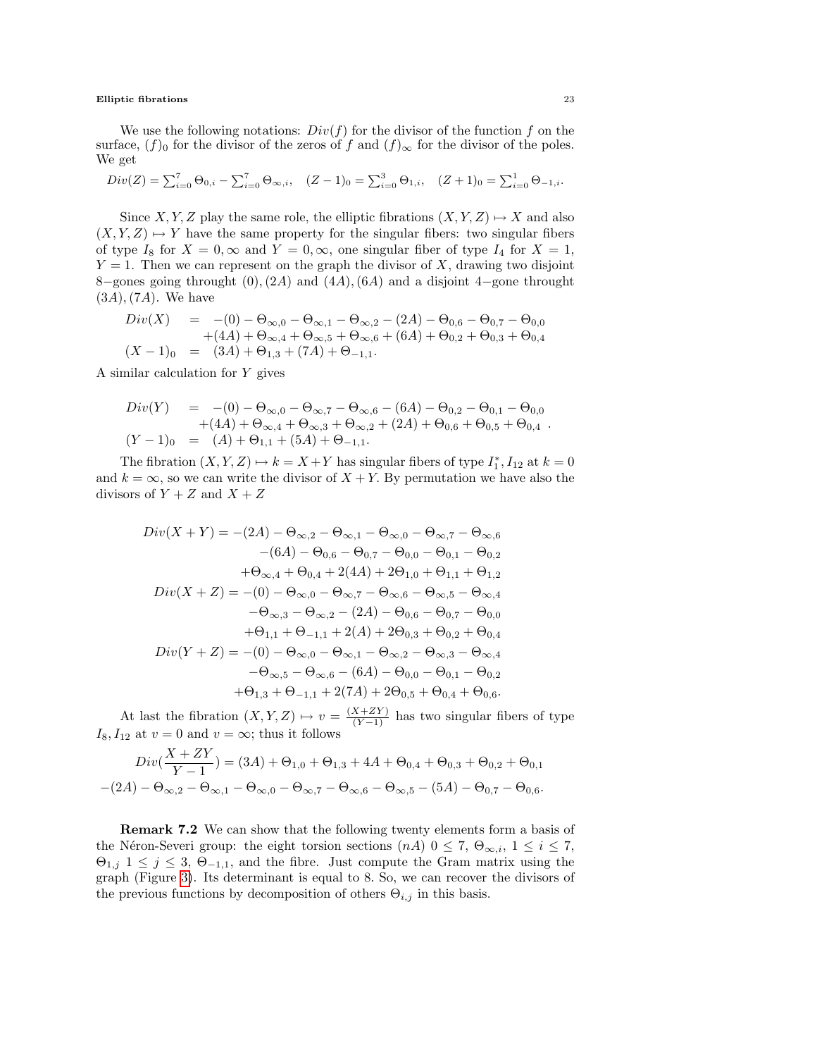We use the following notations: $Div(f)$ for the divisor of the function $f$ on the surface, $(f)_0$ for the divisor of the zeros of $f$ and $(f)_\infty$ for the divisor of the poles. We get

$$Div(Z) = \sum_{i=0}^{7} \Theta_{0,i} - \sum_{i=0}^{7} \Theta_{\infty,i}, \quad (Z-1)_0 = \sum_{i=0}^{3} \Theta_{1,i}, \quad (Z+1)_0 = \sum_{i=0}^{1} \Theta_{-1,i}.$$

Since $X, Y, Z$ play the same role, the elliptic fibrations $(X,Y,Z) \mapsto X$ and also $(X,Y,Z) \mapsto Y$ have the same property for the singular fibers: two singular fibers of type $I_8$ for $X = 0, \infty$ and $Y = 0, \infty$, one singular fiber of type $I_4$ for $X = 1$, $Y = 1$. Then we can represent on the graph the divisor of $X$, drawing two disjoint 8−gones going throught $(0), (2A)$ and $(4A), (6A)$ and a disjoint 4−gone throught $(3A), (7A)$. We have

$$\begin{array}{rcl} Div(X) & = & -(0) - \Theta_{\infty,0} - \Theta_{\infty,1} - \Theta_{\infty,2} - (2A) - \Theta_{0,6} - \Theta_{0,7} - \Theta_{0,0} \\ & & +(4A) + \Theta_{\infty,4} + \Theta_{\infty,5} + \Theta_{\infty,6} + (6A) + \Theta_{0,2} + \Theta_{0,3} + \Theta_{0,4} \\ (X-1)_0 & = & (3A) + \Theta_{1,3} + (7A) + \Theta_{-1,1}. \end{array}$$

A similar calculation for $Y$ gives

$$\begin{array}{rcl} Div(Y) & = & -(0) - \Theta_{\infty,0} - \Theta_{\infty,7} - \Theta_{\infty,6} - (6A) - \Theta_{0,2} - \Theta_{0,1} - \Theta_{0,0} \\ & & +(4A) + \Theta_{\infty,4} + \Theta_{\infty,3} + \Theta_{\infty,2} + (2A) + \Theta_{0,6} + \Theta_{0,5} + \Theta_{0,4} \; . \\ (Y-1)_0 & = & (A) + \Theta_{1,1} + (5A) + \Theta_{-1,1}. \end{array}$$

The fibration $(X,Y,Z) \mapsto k = X+Y$ has singular fibers of type $I_1^*, I_{12}$ at $k=0$ and $k=\infty$, so we can write the divisor of $X+Y$. By permutation we have also the divisors of $Y+Z$ and $X+Z$

$$\begin{array}{rl} Div(X+Y) = & -(2A) - \Theta_{\infty,2} - \Theta_{\infty,1} - \Theta_{\infty,0} - \Theta_{\infty,7} - \Theta_{\infty,6} \\ & -(6A) - \Theta_{0,6} - \Theta_{0,7} - \Theta_{0,0} - \Theta_{0,1} - \Theta_{0,2} \\ & +\Theta_{\infty,4} + \Theta_{0,4} + 2(4A) + 2\Theta_{1,0} + \Theta_{1,1} + \Theta_{1,2} \\ Div(X+Z) = & -(0) - \Theta_{\infty,0} - \Theta_{\infty,7} - \Theta_{\infty,6} - \Theta_{\infty,5} - \Theta_{\infty,4} \\ & -\Theta_{\infty,3} - \Theta_{\infty,2} - (2A) - \Theta_{0,6} - \Theta_{0,7} - \Theta_{0,0} \\ & +\Theta_{1,1} + \Theta_{-1,1} + 2(A) + 2\Theta_{0,3} + \Theta_{0,2} + \Theta_{0,4} \\ Div(Y+Z) = & -(0) - \Theta_{\infty,0} - \Theta_{\infty,1} - \Theta_{\infty,2} - \Theta_{\infty,3} - \Theta_{\infty,4} \\ & -\Theta_{\infty,5} - \Theta_{\infty,6} - (6A) - \Theta_{0,0} - \Theta_{0,1} - \Theta_{0,2} \\ & +\Theta_{1,3} + \Theta_{-1,1} + 2(7A) + 2\Theta_{0,5} + \Theta_{0,4} + \Theta_{0,6}. \end{array}$$

At last the fibration $(X,Y,Z) \mapsto v = \frac{(X+ZY)}{(Y-1)}$ has two singular fibers of type $I_8, I_{12}$ at $v=0$ and $v=\infty$; thus it follows

$$\begin{array}{l} Div(\dfrac{X+ZY}{Y-1}) = (3A) + \Theta_{1,0} + \Theta_{1,3} + 4A + \Theta_{0,4} + \Theta_{0,3} + \Theta_{0,2} + \Theta_{0,1} \\ -(2A) - \Theta_{\infty,2} - \Theta_{\infty,1} - \Theta_{\infty,0} - \Theta_{\infty,7} - \Theta_{\infty,6} - \Theta_{\infty,5} - (5A) - \Theta_{0,7} - \Theta_{0,6}. \end{array}$$

**Remark 7.2** We can show that the following twenty elements form a basis of the Néron-Severi group: the eight torsion sections $(nA)$ $0 \le 7$, $\Theta_{\infty,i}$, $1 \le i \le 7$, $\Theta_{1,j}$ $1 \le j \le 3$, $\Theta_{-1,1}$, and the fibre. Just compute the Gram matrix using the graph (Figure 3). Its determinant is equal to 8. So, we can recover the divisors of the previous functions by decomposition of others $\Theta_{i,j}$ in this basis.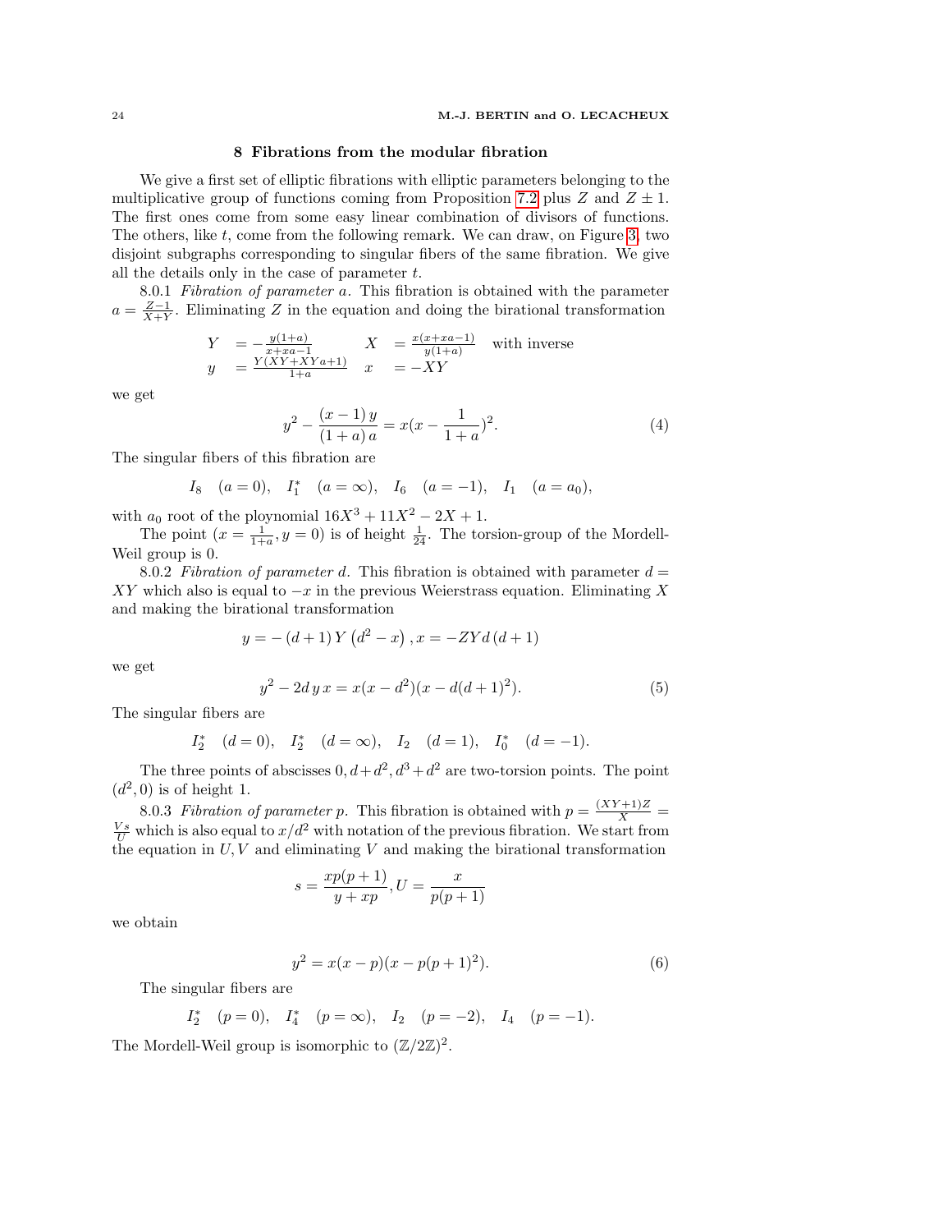## 8 Fibrations from the modular fibration

We give a first set of elliptic fibrations with elliptic parameters belonging to the multiplicative group of functions coming from Proposition 7.2 plus $Z$ and $Z \pm 1$. The first ones come from some easy linear combination of divisors of functions. The others, like $t$, come from the following remark. We can draw, on Figure 3, two disjoint subgraphs corresponding to singular fibers of the same fibration. We give all the details only in the case of parameter $t$.

8.0.1 *Fibration of parameter a.* This fibration is obtained with the parameter $a = \frac{Z-1}{X+Y}$. Eliminating $Z$ in the equation and doing the birational transformation

$$\begin{array}{llll} Y & = -\frac{y(1+a)}{x+xa-1} & X & = \frac{x(x+xa-1)}{y(1+a)} \quad \text{with inverse} \\ y & = \frac{Y(XY+XYa+1)}{1+a} & x & = -XY \end{array}$$

we get

$$y^2 - \frac{(x-1)\,y}{(1+a)\,a} = x(x - \frac{1}{1+a})^2. \tag{4}$$

The singular fibers of this fibration are

$$I_8 \quad (a=0), \quad I_1^* \quad (a=\infty), \quad I_6 \quad (a=-1), \quad I_1 \quad (a=a_0),$$

with $a_0$ root of the ploynomial $16X^3 + 11X^2 - 2X + 1$.

The point $(x = \frac{1}{1+a}, y = 0)$ is of height $\frac{1}{24}$. The torsion-group of the Mordell-Weil group is 0.

8.0.2 *Fibration of parameter d.* This fibration is obtained with parameter $d = XY$ which also is equal to $-x$ in the previous Weierstrass equation. Eliminating $X$ and making the birational transformation

$$y = -\left(d+1\right)Y\left(d^2 - x\right), x = -ZY d\left(d+1\right)$$

we get

$$y^2 - 2d\,y\,x = x(x-d^2)(x - d(d+1)^2). \tag{5}$$

The singular fibers are

$$I_2^* \quad (d=0), \quad I_2^* \quad (d=\infty), \quad I_2 \quad (d=1), \quad I_0^* \quad (d=-1).$$

The three points of abscisses $0, d+d^2, d^3+d^2$ are two-torsion points. The point $(d^2, 0)$ is of height 1.

8.0.3 *Fibration of parameter p.* This fibration is obtained with $p = \frac{(XY+1)Z}{X} = \frac{Vs}{U}$ which is also equal to $x/d^2$ with notation of the previous fibration. We start from the equation in $U, V$ and eliminating $V$ and making the birational transformation

$$s = \frac{xp(p+1)}{y+xp}, U = \frac{x}{p(p+1)}$$

we obtain

$$y^2 = x(x-p)(x - p(p+1)^2). \tag{6}$$

The singular fibers are

$$I_2^* \quad (p=0), \quad I_4^* \quad (p=\infty), \quad I_2 \quad (p=-2), \quad I_4 \quad (p=-1).$$

The Mordell-Weil group is isomorphic to $(\mathbb{Z}/2\mathbb{Z})^2$.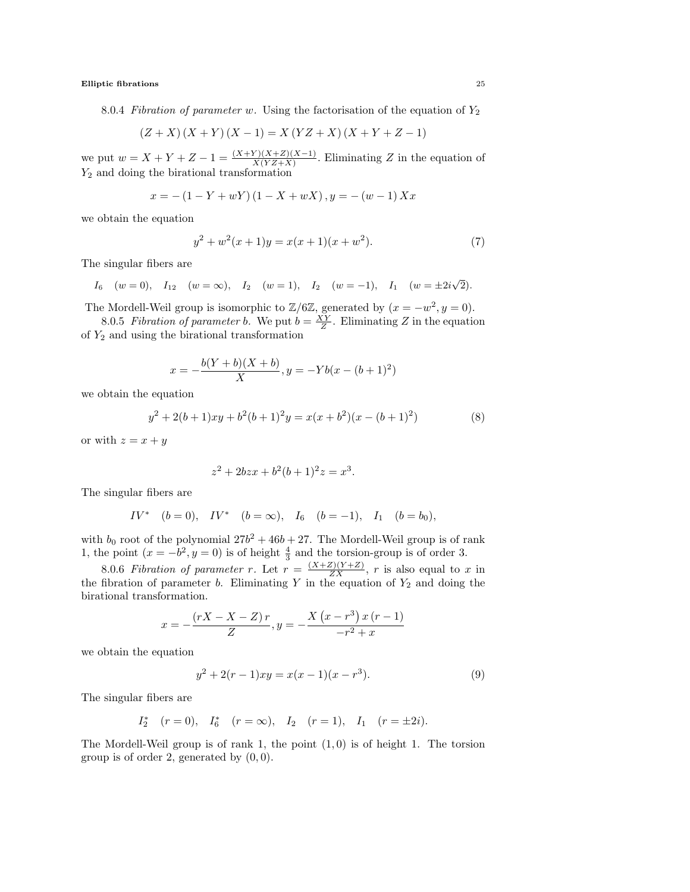8.0.4 *Fibration of parameter* $w$. Using the factorisation of the equation of $Y_2$

$$(Z+X)(X+Y)(X-1) = X(YZ+X)(X+Y+Z-1)$$

we put $w = X+Y+Z-1 = \frac{(X+Y)(X+Z)(X-1)}{X(YZ+X)}$. Eliminating $Z$ in the equation of $Y_2$ and doing the birational transformation

$$x = -(1-Y+wY)(1-X+wX), y = -(w-1)Xx$$

we obtain the equation

$$y^2 + w^2(x+1)y = x(x+1)(x+w^2). \tag{7}$$

The singular fibers are

$$I_6 \quad (w=0), \quad I_{12} \quad (w=\infty), \quad I_2 \quad (w=1), \quad I_2 \quad (w=-1), \quad I_1 \quad (w=\pm 2i\sqrt{2}).$$

The Mordell-Weil group is isomorphic to $\mathbb{Z}/6\mathbb{Z}$, generated by $(x=-w^2, y=0)$.

8.0.5 *Fibration of parameter* $b$. We put $b = \frac{XY}{Z}$. Eliminating $Z$ in the equation of $Y_2$ and using the birational transformation

$$x = -\frac{b(Y+b)(X+b)}{X}, y = -Yb(x-(b+1)^2)$$

we obtain the equation

$$y^2 + 2(b+1)xy + b^2(b+1)^2 y = x(x+b^2)(x-(b+1)^2) \tag{8}$$

or with $z = x+y$

$$z^2 + 2bzx + b^2(b+1)^2 z = x^3.$$

The singular fibers are

$$IV^* \quad (b=0), \quad IV^* \quad (b=\infty), \quad I_6 \quad (b=-1), \quad I_1 \quad (b=b_0),$$

with $b_0$ root of the polynomial $27b^2+46b+27$. The Mordell-Weil group is of rank 1, the point $(x=-b^2, y=0)$ is of height $\frac{4}{3}$ and the torsion-group is of order 3.

8.0.6 *Fibration of parameter* $r$. Let $r = \frac{(X+Z)(Y+Z)}{ZX}$, $r$ is also equal to $x$ in the fibration of parameter $b$. Eliminating $Y$ in the equation of $Y_2$ and doing the birational transformation.

$$x = -\frac{(rX-X-Z)r}{Z}, y = -\frac{X(x-r^3)x(r-1)}{-r^2+x}$$

we obtain the equation

$$y^2 + 2(r-1)xy = x(x-1)(x-r^3). \tag{9}$$

The singular fibers are

$$I_2^* \quad (r=0), \quad I_6^* \quad (r=\infty), \quad I_2 \quad (r=1), \quad I_1 \quad (r=\pm 2i).$$

The Mordell-Weil group is of rank 1, the point $(1,0)$ is of height 1. The torsion group is of order 2, generated by $(0,0)$.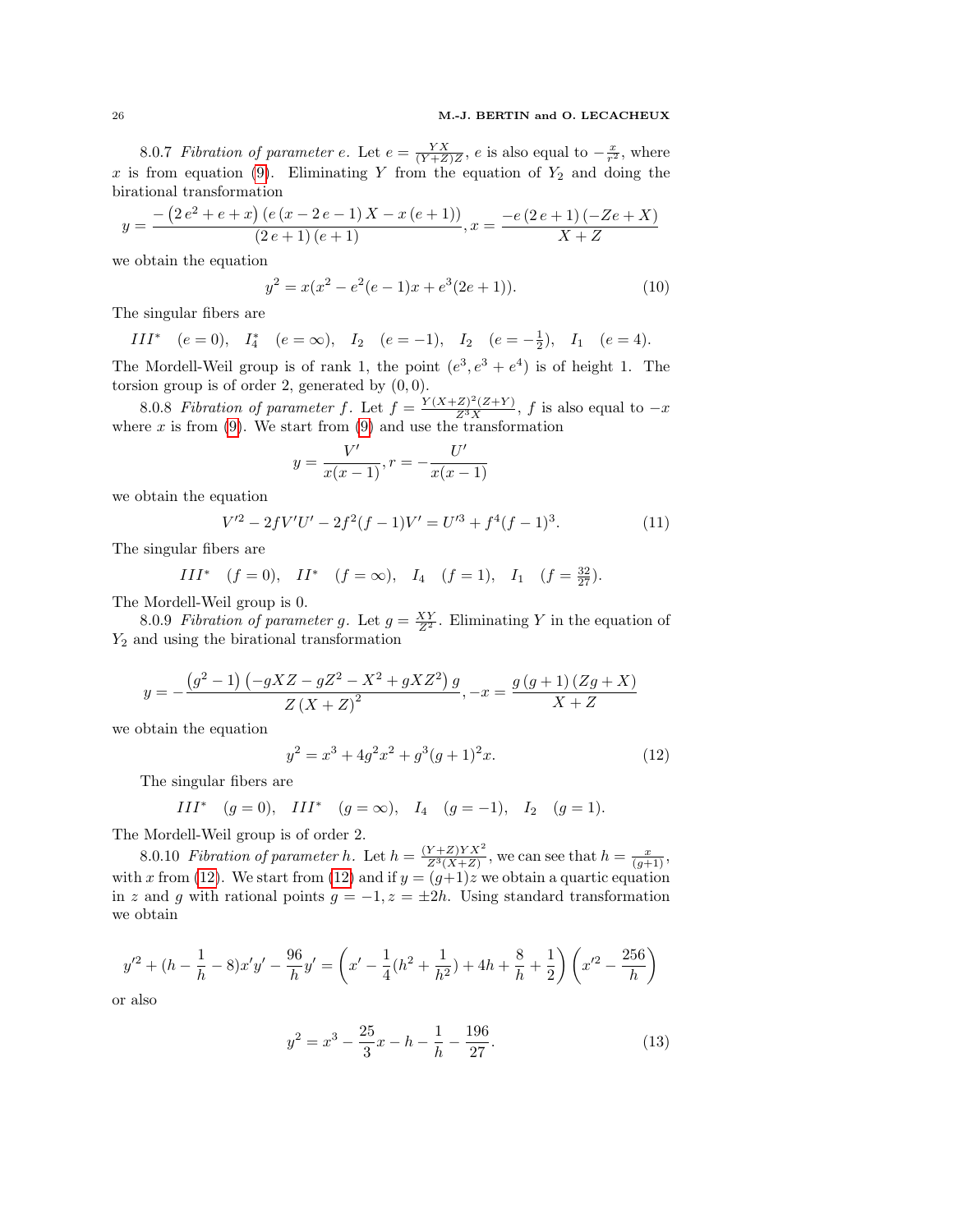8.0.7 *Fibration of parameter $e$.* Let $e = \frac{YX}{(Y+Z)Z}$, $e$ is also equal to $-\frac{x}{r^2}$, where $x$ is from equation (9). Eliminating $Y$ from the equation of $Y_2$ and doing the birational transformation

$$y = \frac{-\left(2\,e^2 + e + x\right)\left(e\left(x - 2\,e - 1\right)X - x\left(e + 1\right)\right)}{\left(2\,e + 1\right)\left(e + 1\right)}, x = \frac{-e\left(2\,e + 1\right)\left(-Ze + X\right)}{X + Z}$$

we obtain the equation

$$y^2 = x(x^2 - e^2(e-1)x + e^3(2e+1)). \tag{10}$$

The singular fibers are

$$III^* \quad (e = 0), \quad I_4^* \quad (e = \infty), \quad I_2 \quad (e = -1), \quad I_2 \quad (e = -\tfrac{1}{2}), \quad I_1 \quad (e = 4).$$

The Mordell-Weil group is of rank 1, the point $(e^3, e^3 + e^4)$ is of height 1. The torsion group is of order 2, generated by $(0, 0)$.

8.0.8 *Fibration of parameter $f$.* Let $f = \frac{Y(X+Z)^2(Z+Y)}{Z^3X}$, $f$ is also equal to $-x$ where $x$ is from (9). We start from (9) and use the transformation

$$y = \frac{V'}{x(x-1)}, r = -\frac{U'}{x(x-1)}$$

we obtain the equation

$$V'^2 - 2fV'U' - 2f^2(f-1)V' = U'^3 + f^4(f-1)^3. \tag{11}$$

The singular fibers are

$$III^* \quad (f = 0), \quad II^* \quad (f = \infty), \quad I_4 \quad (f = 1), \quad I_1 \quad (f = \tfrac{32}{27}).$$

The Mordell-Weil group is 0.

8.0.9 *Fibration of parameter $g$.* Let $g = \frac{XY}{Z^2}$. Eliminating $Y$ in the equation of $Y_2$ and using the birational transformation

$$y = -\frac{\left(g^2 - 1\right)\left(-gXZ - gZ^2 - X^2 + gXZ^2\right)g}{Z\left(X + Z\right)^2}, -x = \frac{g\left(g + 1\right)\left(Zg + X\right)}{X + Z}$$

we obtain the equation

$$y^2 = x^3 + 4g^2x^2 + g^3(g+1)^2x. \tag{12}$$

The singular fibers are

$$III^* \quad (g = 0), \quad III^* \quad (g = \infty), \quad I_4 \quad (g = -1), \quad I_2 \quad (g = 1).$$

The Mordell-Weil group is of order 2.

8.0.10 *Fibration of parameter $h$.* Let $h = \frac{(Y+Z)YX^2}{Z^3(X+Z)}$, we can see that $h = \frac{x}{(g+1)}$, with $x$ from (12). We start from (12) and if $y = (g+1)z$ we obtain a quartic equation in $z$ and $g$ with rational points $g = -1, z = \pm 2h$. Using standard transformation we obtain

$$y'^2 + (h - \frac{1}{h} - 8)x'y' - \frac{96}{h}y' = \left(x' - \frac{1}{4}(h^2 + \frac{1}{h^2}) + 4h + \frac{8}{h} + \frac{1}{2}\right)\left(x'^2 - \frac{256}{h}\right)$$

or also

$$y^2 = x^3 - \frac{25}{3}x - h - \frac{1}{h} - \frac{196}{27}. \tag{13}$$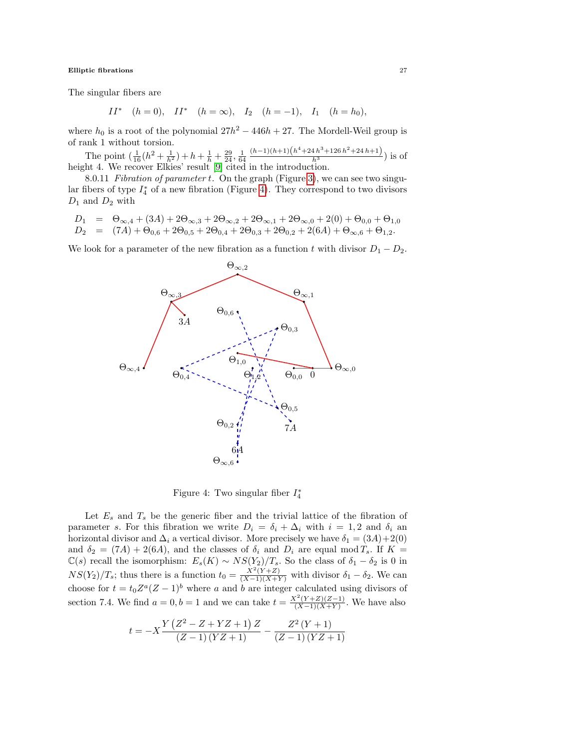The singular fibers are

$$II^* \quad (h=0), \quad II^* \quad (h=\infty), \quad I_2 \quad (h=-1), \quad I_1 \quad (h=h_0),$$

where $h_0$ is a root of the polynomial $27h^2 - 446h + 27$. The Mordell-Weil group is of rank 1 without torsion.

The point $(\frac{1}{16}(h^2+\frac{1}{h^2})+h+\frac{1}{h}+\frac{29}{24}, \frac{1}{64}\frac{(h-1)(h+1)\left(h^4+24\,h^3+126\,h^2+24\,h+1\right)}{h^3})$ is of height 4. We recover Elkies' result [9] cited in the introduction.

8.0.11 *Fibration of parameter* $t$. On the graph (Figure 3), we can see two singular fibers of type $I_4^*$ of a new fibration (Figure 4). They correspond to two divisors $D_1$ and $D_2$ with

$$\begin{aligned} D_1 &= \Theta_{\infty,4}+(3A)+2\Theta_{\infty,3}+2\Theta_{\infty,2}+2\Theta_{\infty,1}+2\Theta_{\infty,0}+2(0)+\Theta_{0,0}+\Theta_{1,0} \\ D_2 &= (7A)+\Theta_{0,6}+2\Theta_{0,5}+2\Theta_{0,4}+2\Theta_{0,3}+2\Theta_{0,2}+2(6A)+\Theta_{\infty,6}+\Theta_{1,2}. \end{aligned}$$

We look for a parameter of the new fibration as a function $t$ with divisor $D_1 - D_2$.

Figure 4: Two singular fiber $I_4^*$

Let $E_s$ and $T_s$ be the generic fiber and the trivial lattice of the fibration of parameter $s$. For this fibration we write $D_i = \delta_i + \Delta_i$ with $i = 1, 2$ and $\delta_i$ an horizontal divisor and $\Delta_i$ a vertical divisor. More precisely we have $\delta_1 = (3A)+2(0)$ and $\delta_2 = (7A)+2(6A)$, and the classes of $\delta_i$ and $D_i$ are equal mod $T_s$. If $K = \mathbb{C}(s)$ recall the isomorphism: $E_s(K) \sim NS(Y_2)/T_s$. So the class of $\delta_1 - \delta_2$ is 0 in $NS(Y_2)/T_s$; thus there is a function $t_0 = \frac{X^2(Y+Z)}{(X-1)(X+Y)}$ with divisor $\delta_1 - \delta_2$. We can choose for $t = t_0 Z^a (Z-1)^b$ where $a$ and $b$ are integer calculated using divisors of section 7.4. We find $a = 0, b = 1$ and we can take $t = \frac{X^2(Y+Z)(Z-1)}{(X-1)(X+Y)}$. We have also

$$t = -X\frac{Y\left(Z^2-Z+YZ+1\right)Z}{(Z-1)(YZ+1)} - \frac{Z^2(Y+1)}{(Z-1)(YZ+1)}$$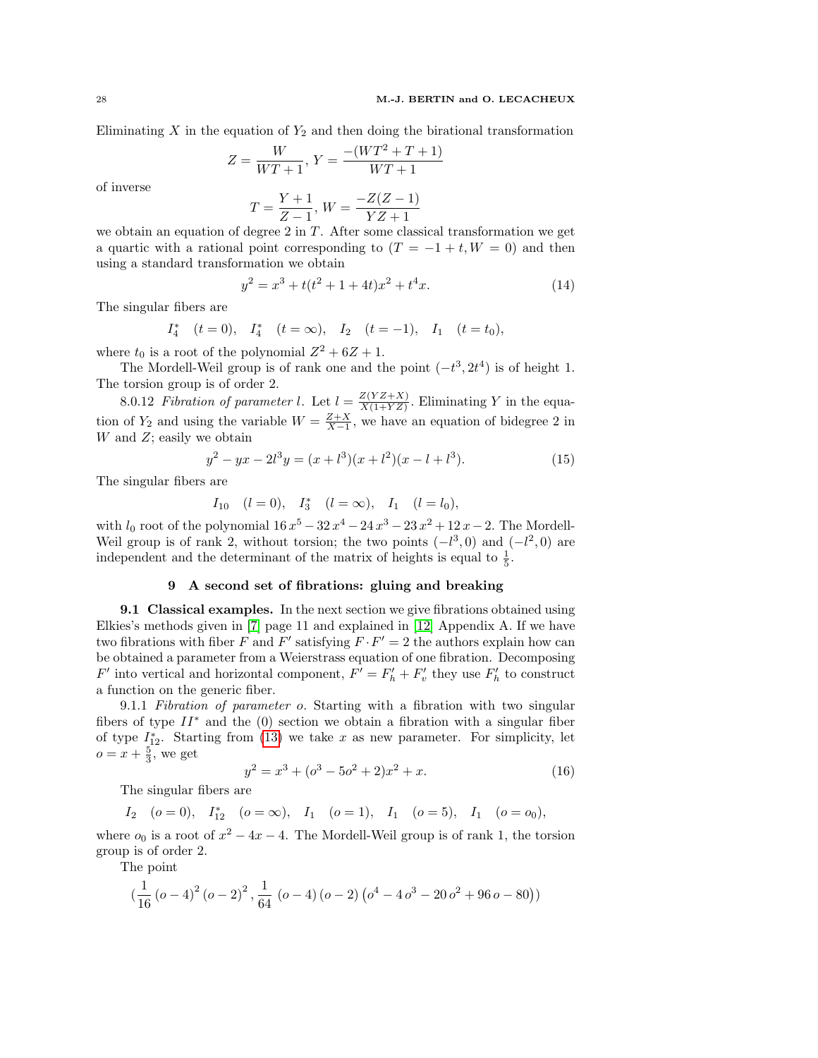Eliminating $X$ in the equation of $Y_2$ and then doing the birational transformation

$$Z = \frac{W}{WT+1},\; Y = \frac{-(WT^2+T+1)}{WT+1}$$

of inverse

$$T = \frac{Y+1}{Z-1},\; W = \frac{-Z(Z-1)}{YZ+1}$$

we obtain an equation of degree 2 in $T$. After some classical transformation we get a quartic with a rational point corresponding to $(T=-1+t, W=0)$ and then using a standard transformation we obtain

$$y^2 = x^3 + t(t^2+1+4t)x^2 + t^4 x. \tag{14}$$

The singular fibers are

$$I_4^* \quad (t=0), \quad I_4^* \quad (t=\infty), \quad I_2 \quad (t=-1), \quad I_1 \quad (t=t_0),$$

where $t_0$ is a root of the polynomial $Z^2+6Z+1$.

The Mordell-Weil group is of rank one and the point $(-t^3, 2t^4)$ is of height 1. The torsion group is of order 2.

8.0.12 *Fibration of parameter $l$.* Let $l = \frac{Z(YZ+X)}{X(1+YZ)}$. Eliminating $Y$ in the equation of $Y_2$ and using the variable $W = \frac{Z+X}{X-1}$, we have an equation of bidegree 2 in $W$ and $Z$; easily we obtain

$$y^2 - yx - 2l^3 y = (x+l^3)(x+l^2)(x-l+l^3). \tag{15}$$

The singular fibers are

$$I_{10} \quad (l=0), \quad I_3^* \quad (l=\infty), \quad I_1 \quad (l=l_0),$$

with $l_0$ root of the polynomial $16\,x^5 - 32\,x^4 - 24\,x^3 - 23\,x^2 + 12\,x - 2$. The Mordell-Weil group is of rank 2, without torsion; the two points $(-l^3, 0)$ and $(-l^2, 0)$ are independent and the determinant of the matrix of heights is equal to $\frac{1}{5}$.

## 9 A second set of fibrations: gluing and breaking

**9.1 Classical examples.** In the next section we give fibrations obtained using Elkies's methods given in [7] page 11 and explained in [12] Appendix A. If we have two fibrations with fiber $F$ and $F'$ satisfying $F \cdot F' = 2$ the authors explain how can be obtained a parameter from a Weierstrass equation of one fibration. Decomposing $F'$ into vertical and horizontal component, $F' = F'_h + F'_v$ they use $F'_h$ to construct a function on the generic fiber.

9.1.1 *Fibration of parameter $o$.* Starting with a fibration with two singular fibers of type $II^*$ and the (0) section we obtain a fibration with a singular fiber of type $I_{12}^*$. Starting from (13) we take $x$ as new parameter. For simplicity, let $o = x + \frac{5}{3}$, we get

$$y^2 = x^3 + (o^3 - 5o^2 + 2)x^2 + x. \tag{16}$$

The singular fibers are

$$I_2 \quad (o=0), \quad I_{12}^* \quad (o=\infty), \quad I_1 \quad (o=1), \quad I_1 \quad (o=5), \quad I_1 \quad (o=o_0),$$

where $o_0$ is a root of $x^2 - 4x - 4$. The Mordell-Weil group is of rank 1, the torsion group is of order 2.

The point

$$\left(\frac{1}{16}\,(o-4)^2\,(o-2)^2\,,\,\frac{1}{64}\,(o-4)\,(o-2)\left(o^4 - 4\,o^3 - 20\,o^2 + 96\,o - 80\right)\right)$$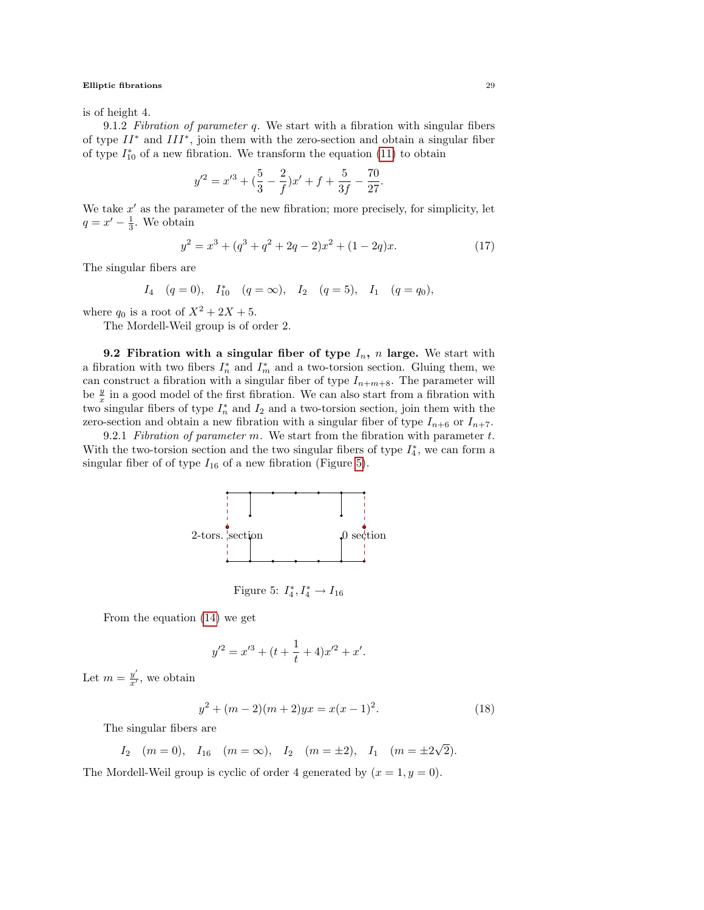is of height 4.

9.1.2 *Fibration of parameter $q$.* We start with a fibration with singular fibers of type $II^*$ and $III^*$, join them with the zero-section and obtain a singular fiber of type $I_{10}^*$ of a new fibration. We transform the equation (11) to obtain

$$y'^2 = x'^3 + (\frac{5}{3} - \frac{2}{f})x' + f + \frac{5}{3f} - \frac{70}{27}.$$

We take $x'$ as the parameter of the new fibration; more precisely, for simplicity, let $q = x' - \frac{1}{3}$. We obtain

$$y^2 = x^3 + (q^3 + q^2 + 2q - 2)x^2 + (1 - 2q)x. \tag{17}$$

The singular fibers are

$$I_4 \quad (q = 0), \quad I_{10}^* \quad (q = \infty), \quad I_2 \quad (q = 5), \quad I_1 \quad (q = q_0),$$

where $q_0$ is a root of $X^2 + 2X + 5$.

The Mordell-Weil group is of order 2.

**9.2 Fibration with a singular fiber of type $I_n$, $n$ large.** We start with a fibration with two fibers $I_n^*$ and $I_m^*$ and a two-torsion section. Gluing them, we can construct a fibration with a singular fiber of type $I_{n+m+8}$. The parameter will be $\frac{y}{x}$ in a good model of the first fibration. We can also start from a fibration with two singular fibers of type $I_n^*$ and $I_2$ and a two-torsion section, join them with the zero-section and obtain a new fibration with a singular fiber of type $I_{n+6}$ or $I_{n+7}$.

9.2.1 *Fibration of parameter $m$.* We start from the fibration with parameter $t$. With the two-torsion section and the two singular fibers of type $I_4^*$, we can form a singular fiber of of type $I_{16}$ of a new fibration (Figure 5).

2-tors. section 0 section

Figure 5: $I_4^*, I_4^* \to I_{16}$

From the equation (14) we get

$$y'^2 = x'^3 + (t + \frac{1}{t} + 4)x'^2 + x'.$$

Let $m = \frac{y'}{x'}$, we obtain

$$y^2 + (m-2)(m+2)yx = x(x-1)^2. \tag{18}$$

The singular fibers are

$$I_2 \quad (m = 0), \quad I_{16} \quad (m = \infty), \quad I_2 \quad (m = \pm 2), \quad I_1 \quad (m = \pm 2\sqrt{2}).$$

The Mordell-Weil group is cyclic of order 4 generated by $(x = 1, y = 0)$.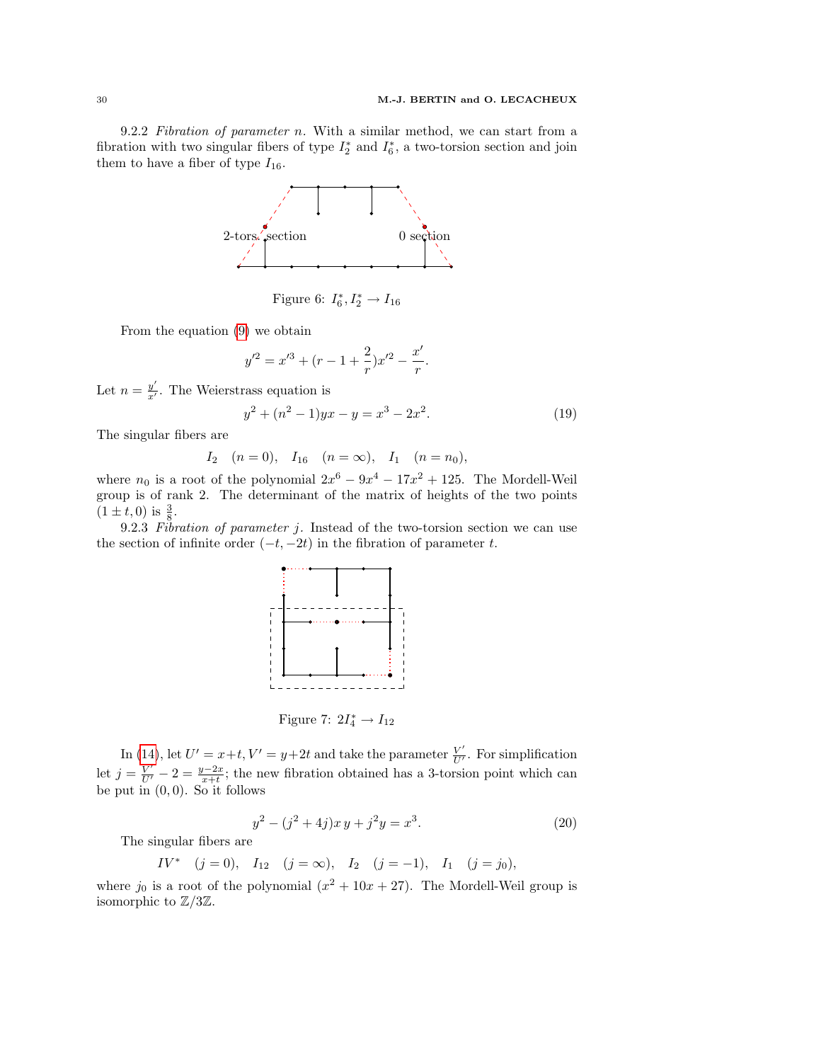9.2.2 *Fibration of parameter n.* With a similar method, we can start from a fibration with two singular fibers of type $I_2^*$ and $I_6^*$, a two-torsion section and join them to have a fiber of type $I_{16}$.

2-tors. section

0 section

Figure 6: $I_6^*, I_2^* \to I_{16}$

From the equation (9) we obtain

$$y'^2 = x'^3 + (r - 1 + \frac{2}{r})x'^2 - \frac{x'}{r}.$$

Let $n = \frac{y'}{x'}$. The Weierstrass equation is

$$y^2 + (n^2 - 1)yx - y = x^3 - 2x^2. \tag{19}$$

The singular fibers are

$$I_2 \quad (n = 0), \quad I_{16} \quad (n = \infty), \quad I_1 \quad (n = n_0),$$

where $n_0$ is a root of the polynomial $2x^6 - 9x^4 - 17x^2 + 125$. The Mordell-Weil group is of rank 2. The determinant of the matrix of heights of the two points $(1 \pm t, 0)$ is $\frac{3}{8}$.

9.2.3 *Fibration of parameter j.* Instead of the two-torsion section we can use the section of infinite order $(-t, -2t)$ in the fibration of parameter $t$.

Figure 7: $2I_4^* \to I_{12}$

In (14), let $U' = x + t, V' = y + 2t$ and take the parameter $\frac{V'}{U'}$. For simplification let $j = \frac{V'}{U'} - 2 = \frac{y-2x}{x+t}$; the new fibration obtained has a 3-torsion point which can be put in $(0, 0)$. So it follows

$$y^2 - (j^2 + 4j)x\,y + j^2 y = x^3. \tag{20}$$

The singular fibers are

$$IV^* \quad (j = 0), \quad I_{12} \quad (j = \infty), \quad I_2 \quad (j = -1), \quad I_1 \quad (j = j_0),$$

where $j_0$ is a root of the polynomial $(x^2 + 10x + 27)$. The Mordell-Weil group is isomorphic to $\mathbb{Z}/3\mathbb{Z}$.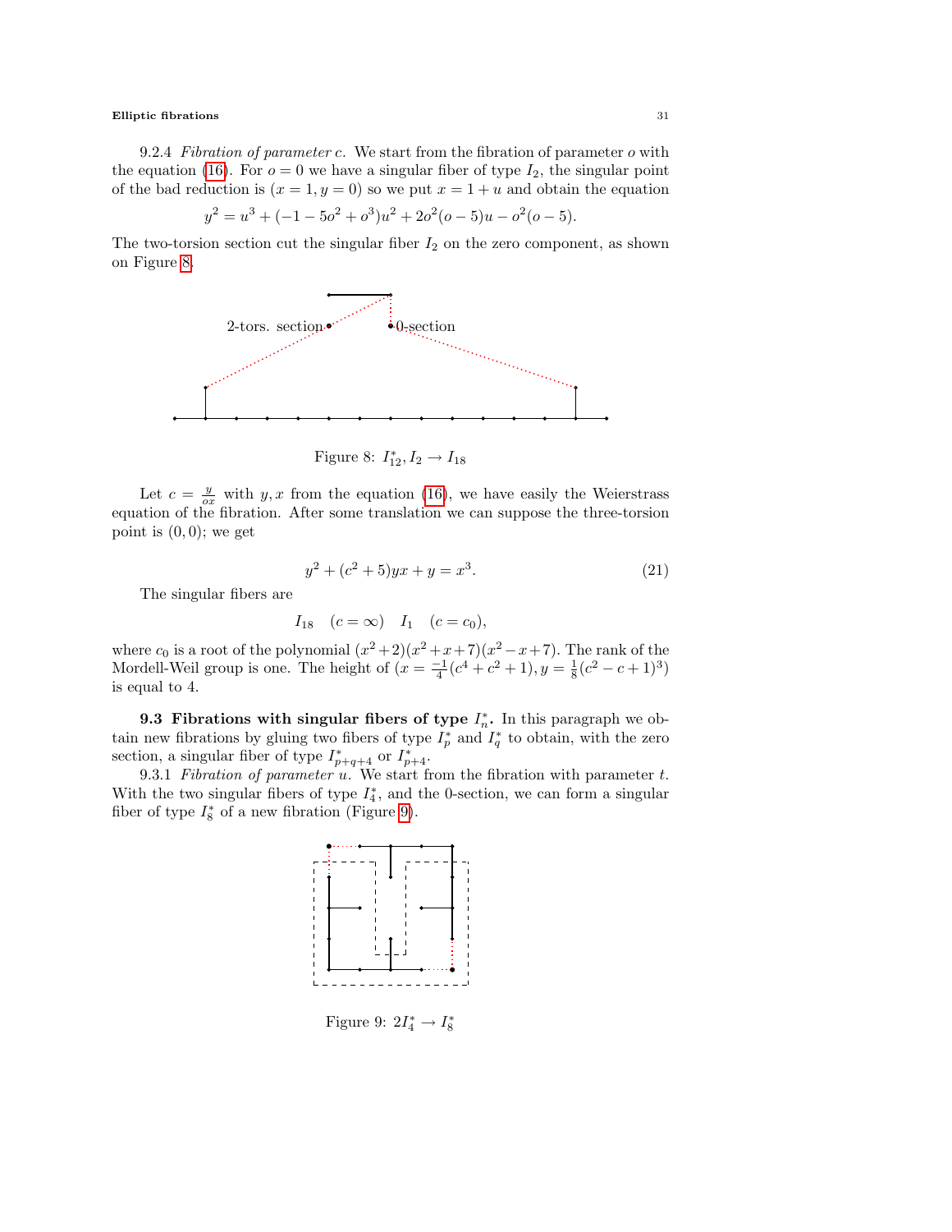9.2.4 *Fibration of parameter* $c$. We start from the fibration of parameter $o$ with the equation (16). For $o = 0$ we have a singular fiber of type $I_2$, the singular point of the bad reduction is $(x = 1, y = 0)$ so we put $x = 1 + u$ and obtain the equation

$$y^2 = u^3 + (-1 - 5o^2 + o^3)u^2 + 2o^2(o - 5)u - o^2(o - 5).$$

The two-torsion section cut the singular fiber $I_2$ on the zero component, as shown on Figure 8.

Figure 8: $I_{12}^*, I_2 \to I_{18}$

Let $c = \frac{y}{ox}$ with $y, x$ from the equation (16), we have easily the Weierstrass equation of the fibration. After some translation we can suppose the three-torsion point is $(0, 0)$; we get

$$y^2 + (c^2 + 5)yx + y = x^3. \tag{21}$$

The singular fibers are

$$I_{18} \quad (c = \infty) \quad I_1 \quad (c = c_0),$$

where $c_0$ is a root of the polynomial $(x^2+2)(x^2+x+7)(x^2-x+7)$. The rank of the Mordell-Weil group is one. The height of $(x = \frac{-1}{4}(c^4 + c^2 + 1), y = \frac{1}{8}(c^2 - c + 1)^3)$ is equal to 4.

**9.3 Fibrations with singular fibers of type $I_n^*$.** In this paragraph we obtain new fibrations by gluing two fibers of type $I_p^*$ and $I_q^*$ to obtain, with the zero section, a singular fiber of type $I_{p+q+4}^*$ or $I_{p+4}^*$.

9.3.1 *Fibration of parameter* $u$. We start from the fibration with parameter $t$. With the two singular fibers of type $I_4^*$, and the 0-section, we can form a singular fiber of type $I_8^*$ of a new fibration (Figure 9).

Figure 9: $2I_4^* \to I_8^*$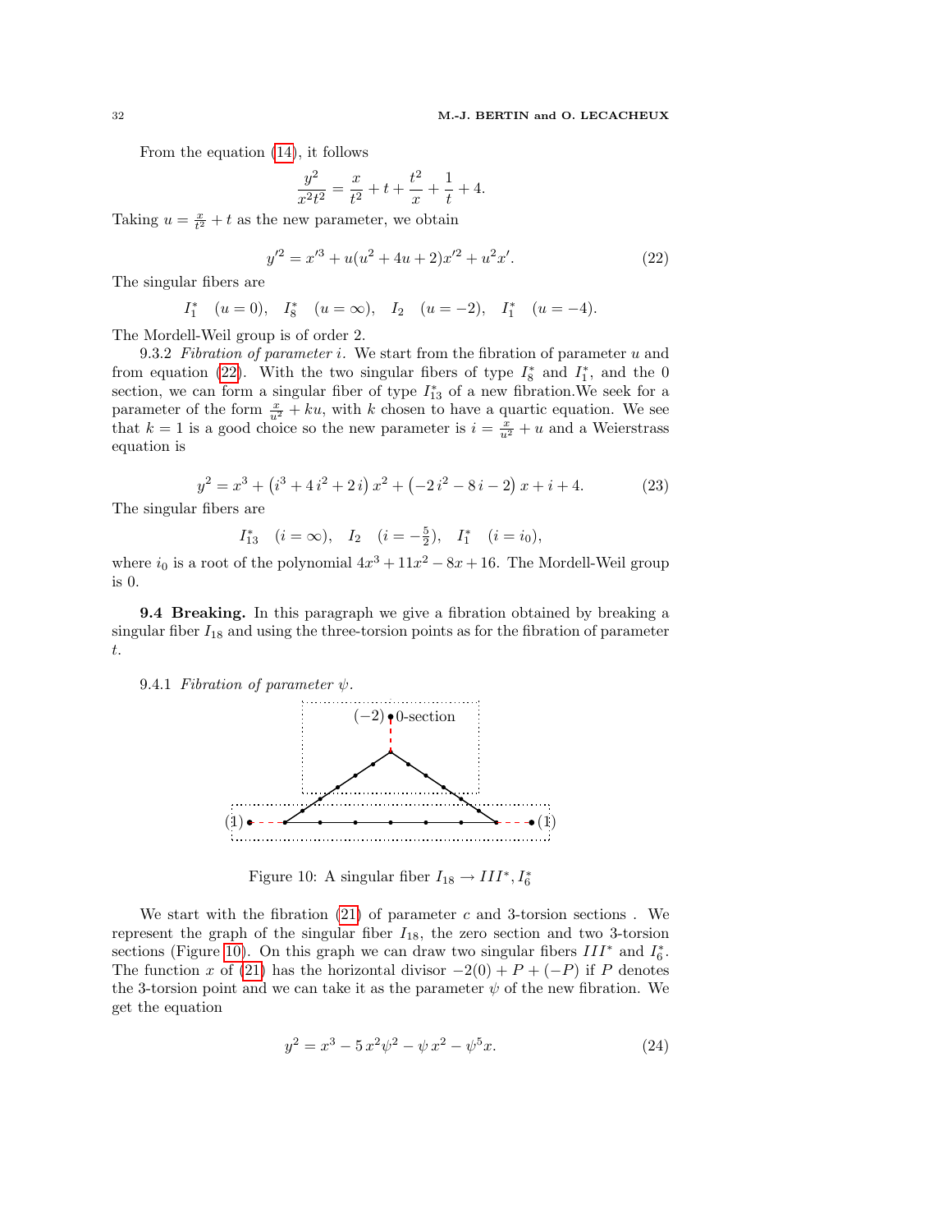From the equation (14), it follows

$$\frac{y^2}{x^2t^2} = \frac{x}{t^2} + t + \frac{t^2}{x} + \frac{1}{t} + 4.$$

Taking $u = \frac{x}{t^2} + t$ as the new parameter, we obtain

$$y'^2 = x'^3 + u(u^2 + 4u + 2)x'^2 + u^2x'. \tag{22}$$

The singular fibers are

$$I_1^* \quad (u = 0), \quad I_8^* \quad (u = \infty), \quad I_2 \quad (u = -2), \quad I_1^* \quad (u = -4).$$

The Mordell-Weil group is of order 2.

9.3.2 *Fibration of parameter i.* We start from the fibration of parameter $u$ and from equation (22). With the two singular fibers of type $I_8^*$ and $I_1^*$, and the 0 section, we can form a singular fiber of type $I_{13}^*$ of a new fibration. We seek for a parameter of the form $\frac{x}{u^2} + ku$, with $k$ chosen to have a quartic equation. We see that $k = 1$ is a good choice so the new parameter is $i = \frac{x}{u^2} + u$ and a Weierstrass equation is

$$y^2 = x^3 + \left(i^3 + 4\,i^2 + 2\,i\right)x^2 + \left(-2\,i^2 - 8\,i - 2\right)x + i + 4. \tag{23}$$

The singular fibers are

$$I_{13}^* \quad (i = \infty), \quad I_2 \quad (i = -\tfrac{5}{2}), \quad I_1^* \quad (i = i_0),$$

where $i_0$ is a root of the polynomial $4x^3 + 11x^2 - 8x + 16$. The Mordell-Weil group is 0.

**9.4 Breaking.** In this paragraph we give a fibration obtained by breaking a singular fiber $I_{18}$ and using the three-torsion points as for the fibration of parameter $t$.

9.4.1 *Fibration of parameter $\psi$.*

Figure 10: A singular fiber $I_{18} \to III^*, I_6^*$

We start with the fibration (21) of parameter $c$ and 3-torsion sections . We represent the graph of the singular fiber $I_{18}$, the zero section and two 3-torsion sections (Figure 10). On this graph we can draw two singular fibers $III^*$ and $I_6^*$. The function $x$ of (21) has the horizontal divisor $-2(0) + P + (-P)$ if $P$ denotes the 3-torsion point and we can take it as the parameter $\psi$ of the new fibration. We get the equation

$$y^2 = x^3 - 5\,x^2\psi^2 - \psi\,x^2 - \psi^5 x. \tag{24}$$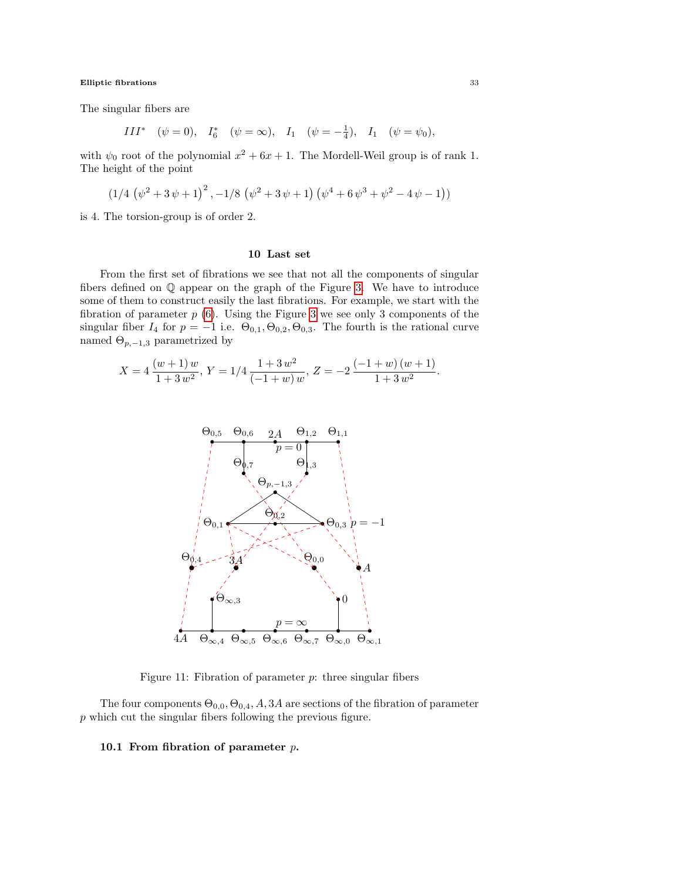The singular fibers are

$$III^* \quad (\psi = 0), \quad I_6^* \quad (\psi = \infty), \quad I_1 \quad (\psi = -\tfrac{1}{4}), \quad I_1 \quad (\psi = \psi_0),$$

with $\psi_0$ root of the polynomial $x^2 + 6x + 1$. The Mordell-Weil group is of rank 1. The height of the point

$$\left(1/4\,\left(\psi^2 + 3\,\psi + 1\right)^2, -1/8\,\left(\psi^2 + 3\,\psi + 1\right)\left(\psi^4 + 6\,\psi^3 + \psi^2 - 4\,\psi - 1\right)\right)$$

is 4. The torsion-group is of order 2.

## 10 Last set

From the first set of fibrations we see that not all the components of singular fibers defined on $\mathbb{Q}$ appear on the graph of the Figure 3. We have to introduce some of them to construct easily the last fibrations. For example, we start with the fibration of parameter $p$ (6). Using the Figure 3 we see only 3 components of the singular fiber $I_4$ for $p = -1$ i.e. $\Theta_{0,1}, \Theta_{0,2}, \Theta_{0,3}$. The fourth is the rational curve named $\Theta_{p,-1,3}$ parametrized by

$$X = 4\,\frac{(w+1)\,w}{1+3\,w^2},\ Y = 1/4\,\frac{1+3\,w^2}{(-1+w)\,w},\ Z = -2\,\frac{(-1+w)\,(w+1)}{1+3\,w^2}.$$

Figure 11: Fibration of parameter $p$: three singular fibers

The four components $\Theta_{0,0}, \Theta_{0,4}, A, 3A$ are sections of the fibration of parameter $p$ which cut the singular fibers following the previous figure.

### 10.1 From fibration of parameter $p$.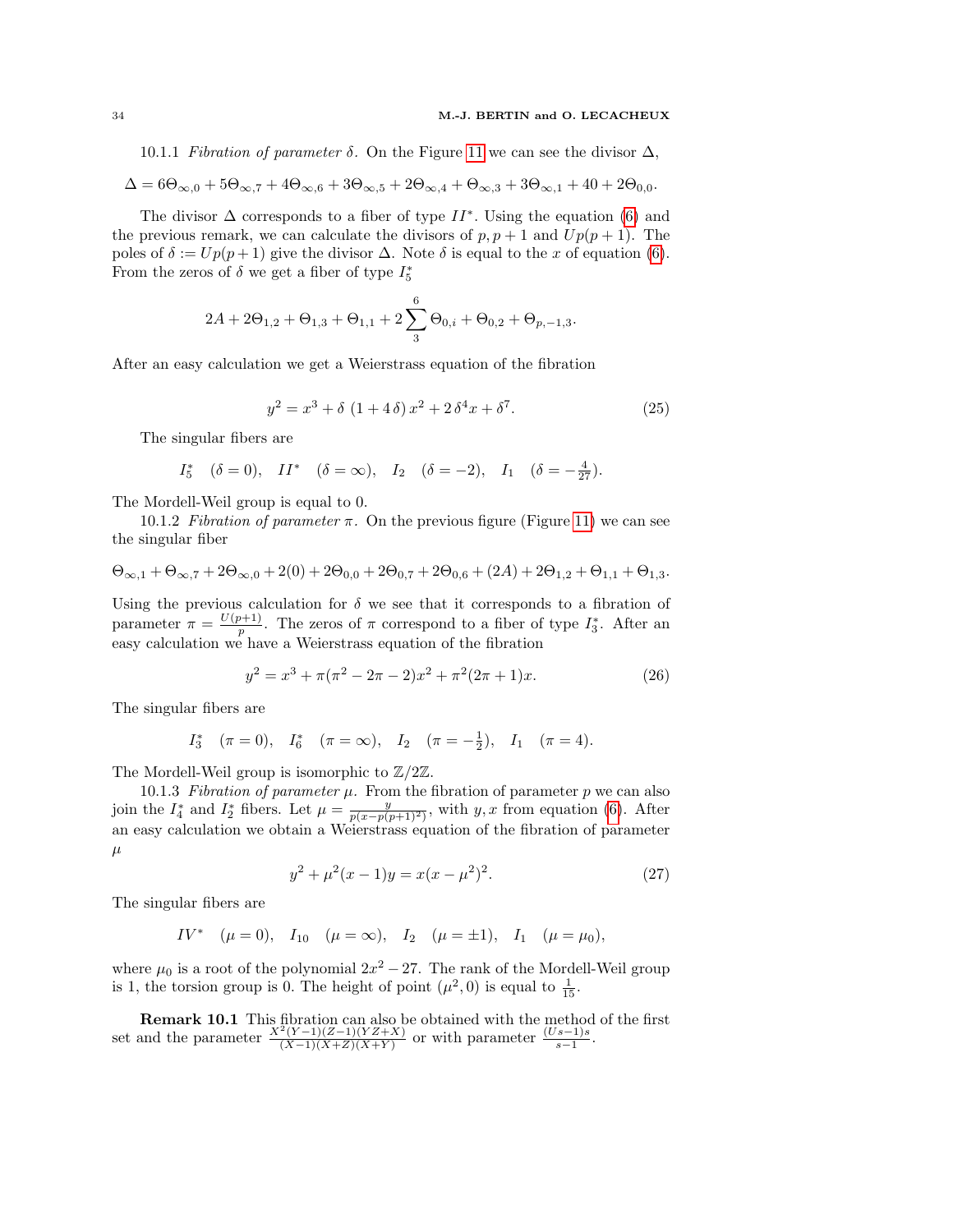10.1.1 *Fibration of parameter* $\delta$. On the Figure 11 we can see the divisor $\Delta$,

$$\Delta = 6\Theta_{\infty,0} + 5\Theta_{\infty,7} + 4\Theta_{\infty,6} + 3\Theta_{\infty,5} + 2\Theta_{\infty,4} + \Theta_{\infty,3} + 3\Theta_{\infty,1} + 40 + 2\Theta_{0,0}.$$

The divisor $\Delta$ corresponds to a fiber of type $II^*$. Using the equation (6) and the previous remark, we can calculate the divisors of $p, p+1$ and $Up(p+1)$. The poles of $\delta := Up(p+1)$ give the divisor $\Delta$. Note $\delta$ is equal to the $x$ of equation (6). From the zeros of $\delta$ we get a fiber of type $I_5^*$

$$2A + 2\Theta_{1,2} + \Theta_{1,3} + \Theta_{1,1} + 2\sum_{3}^{6}\Theta_{0,i} + \Theta_{0,2} + \Theta_{p,-1,3}.$$

After an easy calculation we get a Weierstrass equation of the fibration

$$y^2 = x^3 + \delta\,(1 + 4\,\delta)\,x^2 + 2\,\delta^4 x + \delta^7. \tag{25}$$

The singular fibers are

$$I_5^* \quad (\delta = 0), \quad II^* \quad (\delta = \infty), \quad I_2 \quad (\delta = -2), \quad I_1 \quad (\delta = -\tfrac{4}{27}).$$

The Mordell-Weil group is equal to 0.

10.1.2 *Fibration of parameter* $\pi$. On the previous figure (Figure 11) we can see the singular fiber

$$\Theta_{\infty,1} + \Theta_{\infty,7} + 2\Theta_{\infty,0} + 2(0) + 2\Theta_{0,0} + 2\Theta_{0,7} + 2\Theta_{0,6} + (2A) + 2\Theta_{1,2} + \Theta_{1,1} + \Theta_{1,3}.$$

Using the previous calculation for $\delta$ we see that it corresponds to a fibration of parameter $\pi = \frac{U(p+1)}{p}$. The zeros of $\pi$ correspond to a fiber of type $I_3^*$. After an easy calculation we have a Weierstrass equation of the fibration

$$y^2 = x^3 + \pi(\pi^2 - 2\pi - 2)x^2 + \pi^2(2\pi + 1)x. \tag{26}$$

The singular fibers are

$$I_3^* \quad (\pi = 0), \quad I_6^* \quad (\pi = \infty), \quad I_2 \quad (\pi = -\tfrac{1}{2}), \quad I_1 \quad (\pi = 4).$$

The Mordell-Weil group is isomorphic to $\mathbb{Z}/2\mathbb{Z}$.

10.1.3 *Fibration of parameter* $\mu$. From the fibration of parameter $p$ we can also join the $I_4^*$ and $I_2^*$ fibers. Let $\mu = \frac{y}{p(x - p(p+1)^2)}$, with $y, x$ from equation (6). After an easy calculation we obtain a Weierstrass equation of the fibration of parameter $\mu$

$$y^2 + \mu^2(x-1)y = x(x - \mu^2)^2. \tag{27}$$

The singular fibers are

$$IV^* \quad (\mu = 0), \quad I_{10} \quad (\mu = \infty), \quad I_2 \quad (\mu = \pm 1), \quad I_1 \quad (\mu = \mu_0),$$

where $\mu_0$ is a root of the polynomial $2x^2 - 27$. The rank of the Mordell-Weil group is 1, the torsion group is 0. The height of point $(\mu^2, 0)$ is equal to $\frac{1}{15}$.

**Remark 10.1** This fibration can also be obtained with the method of the first set and the parameter $\frac{X^2(Y-1)(Z-1)(YZ+X)}{(X-1)(X+Z)(X+Y)}$ or with parameter $\frac{(Us-1)s}{s-1}$.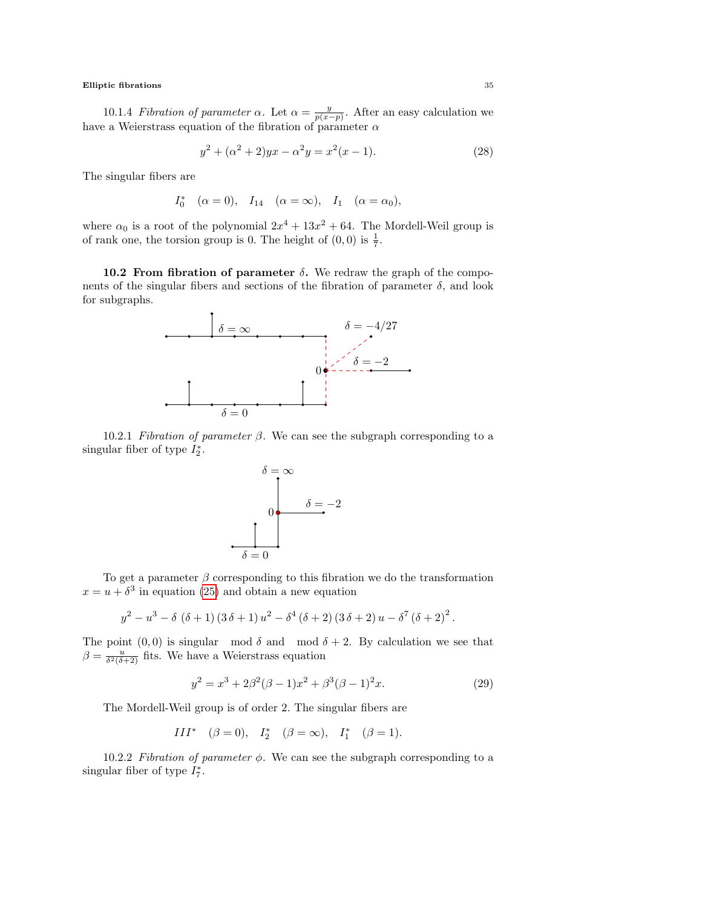10.1.4 *Fibration of parameter $\alpha$.* Let $\alpha = \frac{y}{p(x-p)}$. After an easy calculation we have a Weierstrass equation of the fibration of parameter $\alpha$

$$y^2 + (\alpha^2 + 2)yx - \alpha^2 y = x^2(x-1). \tag{28}$$

The singular fibers are

$$I_0^* \quad (\alpha = 0), \quad I_{14} \quad (\alpha = \infty), \quad I_1 \quad (\alpha = \alpha_0),$$

where $\alpha_0$ is a root of the polynomial $2x^4 + 13x^2 + 64$. The Mordell-Weil group is of rank one, the torsion group is 0. The height of $(0, 0)$ is $\frac{1}{7}$.

**10.2 From fibration of parameter $\delta$.** We redraw the graph of the components of the singular fibers and sections of the fibration of parameter $\delta$, and look for subgraphs.

$\delta = \infty$ $\quad$ $\delta = -4/27$ $\quad$ $\delta = -2$ $\quad$ 0 $\quad$ $\delta = 0$

10.2.1 *Fibration of parameter $\beta$.* We can see the subgraph corresponding to a singular fiber of type $I_2^*$.

$\delta = \infty$ $\quad$ $\delta = -2$ $\quad$ 0 $\quad$ $\delta = 0$

To get a parameter $\beta$ corresponding to this fibration we do the transformation $x = u + \delta^3$ in equation (25) and obtain a new equation

$$y^2 - u^3 - \delta\,(\delta + 1)\,(3\,\delta + 1)\,u^2 - \delta^4\,(\delta + 2)\,(3\,\delta + 2)\,u - \delta^7\,(\delta + 2)^2\,.$$

The point $(0, 0)$ is singular $\mod \delta$ and $\mod \delta + 2$. By calculation we see that $\beta = \frac{u}{\delta^2(\delta+2)}$ fits. We have a Weierstrass equation

$$y^2 = x^3 + 2\beta^2(\beta - 1)x^2 + \beta^3(\beta - 1)^2 x. \tag{29}$$

The Mordell-Weil group is of order 2. The singular fibers are

$$III^* \quad (\beta = 0), \quad I_2^* \quad (\beta = \infty), \quad I_1^* \quad (\beta = 1).$$

10.2.2 *Fibration of parameter $\phi$.* We can see the subgraph corresponding to a singular fiber of type $I_7^*$.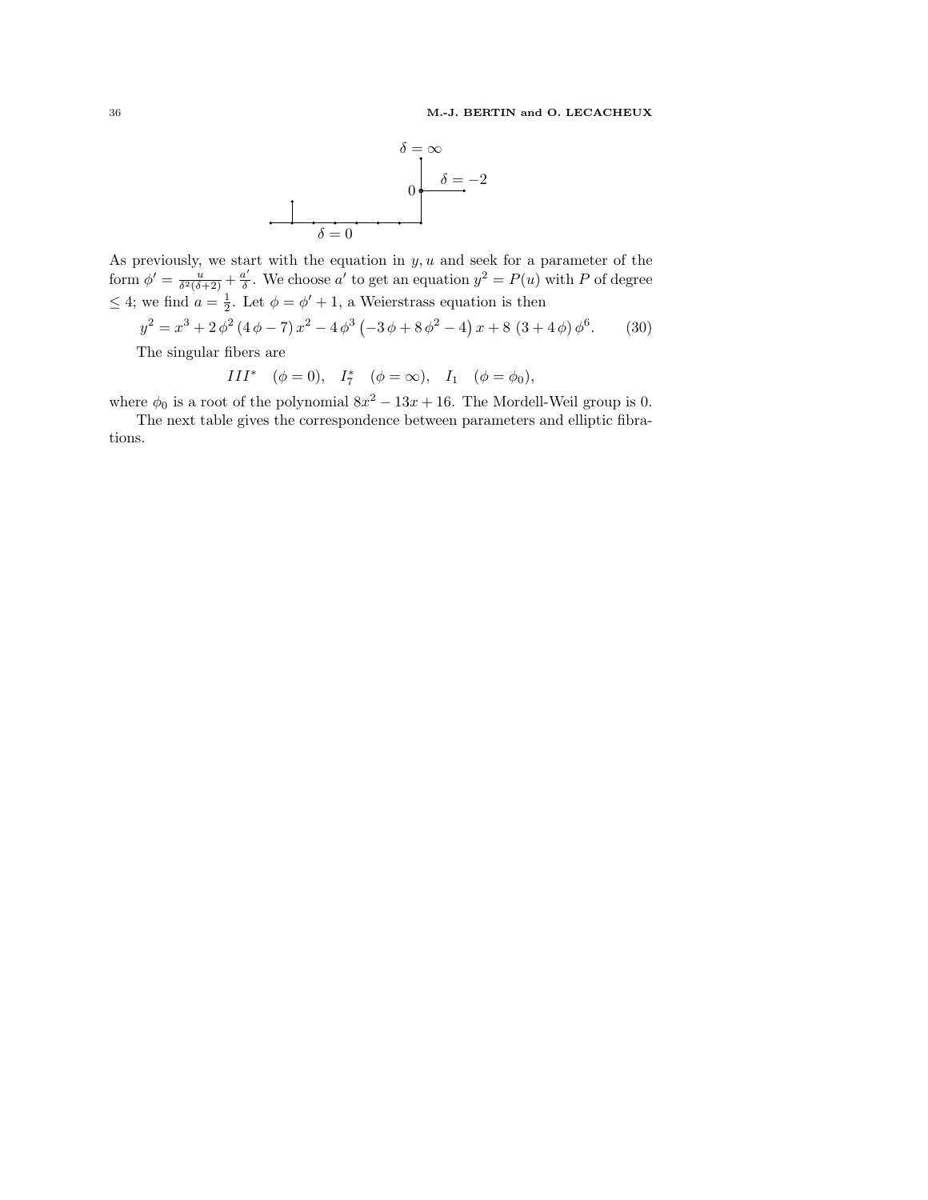$\delta = \infty$

$0$ $\delta = -2$

$\delta = 0$

As previously, we start with the equation in $y, u$ and seek for a parameter of the form $\phi' = \frac{u}{\delta^2(\delta+2)} + \frac{a'}{\delta}$. We choose $a'$ to get an equation $y^2 = P(u)$ with $P$ of degree $\leq 4$; we find $a = \frac{1}{2}$. Let $\phi = \phi' + 1$, a Weierstrass equation is then

$$y^2 = x^3 + 2\,\phi^2\,(4\,\phi - 7)\,x^2 - 4\,\phi^3\left(-3\,\phi + 8\,\phi^2 - 4\right)x + 8\,(3 + 4\,\phi)\,\phi^6. \tag{30}$$

The singular fibers are

$$III^* \quad (\phi = 0), \quad I_7^* \quad (\phi = \infty), \quad I_1 \quad (\phi = \phi_0),$$

where $\phi_0$ is a root of the polynomial $8x^2 - 13x + 16$. The Mordell-Weil group is 0.

The next table gives the correspondence between parameters and elliptic fibrations.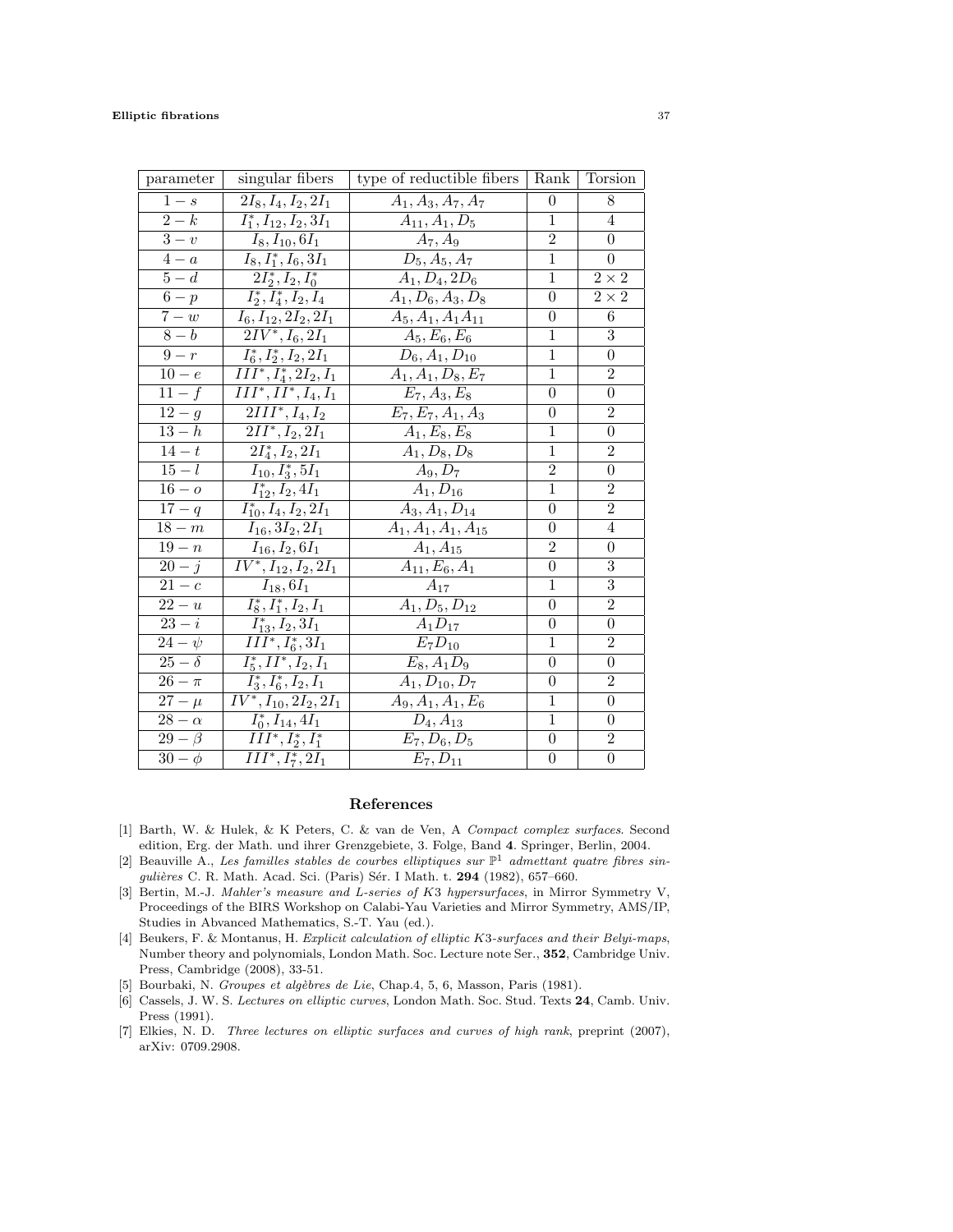| parameter | singular fibers | type of reductible fibers | Rank | Torsion |
|---|---|---|---|---|
| $1-s$ | $2I_8, I_4, I_2, 2I_1$ | $A_1, A_3, A_7, A_7$ | 0 | 8 |
| $2-k$ | $I_1^*, I_{12}, I_2, 3I_1$ | $A_{11}, A_1, D_5$ | 1 | 4 |
| $3-v$ | $I_8, I_{10}, 6I_1$ | $A_7, A_9$ | 2 | 0 |
| $4-a$ | $I_8, I_1^*, I_6, 3I_1$ | $D_5, A_5, A_7$ | 1 | 0 |
| $5-d$ | $2I_2^*, I_2, I_0^*$ | $A_1, D_4, 2D_6$ | 1 | $2\times 2$ |
| $6-p$ | $I_2^*, I_4^*, I_2, I_4$ | $A_1, D_6, A_3, D_8$ | 0 | $2\times 2$ |
| $7-w$ | $I_6, I_{12}, 2I_2, 2I_1$ | $A_5, A_1, A_1A_{11}$ | 0 | 6 |
| $8-b$ | $2IV^*, I_6, 2I_1$ | $A_5, E_6, E_6$ | 1 | 3 |
| $9-r$ | $I_6^*, I_2^*, I_2, 2I_1$ | $D_6, A_1, D_{10}$ | 1 | 0 |
| $10-e$ | $III^*, I_4^*, 2I_2, I_1$ | $A_1, A_1, D_8, E_7$ | 1 | 2 |
| $11-f$ | $III^*, II^*, I_4, I_1$ | $E_7, A_3, E_8$ | 0 | 0 |
| $12-g$ | $2III^*, I_4, I_2$ | $E_7, E_7, A_1, A_3$ | 0 | 2 |
| $13-h$ | $2II^*, I_2, 2I_1$ | $A_1, E_8, E_8$ | 1 | 0 |
| $14-t$ | $2I_4^*, I_2, 2I_1$ | $A_1, D_8, D_8$ | 1 | 2 |
| $15-l$ | $I_{10}, I_3^*, 5I_1$ | $A_9, D_7$ | 2 | 0 |
| $16-o$ | $I_{12}^*, I_2, 4I_1$ | $A_1, D_{16}$ | 1 | 2 |
| $17-q$ | $I_{10}^*, I_4, I_2, 2I_1$ | $A_3, A_1, D_{14}$ | 0 | 2 |
| $18-m$ | $I_{16}, 3I_2, 2I_1$ | $A_1, A_1, A_1, A_{15}$ | 0 | 4 |
| $19-n$ | $I_{16}, I_2, 6I_1$ | $A_1, A_{15}$ | 2 | 0 |
| $20-j$ | $IV^*, I_{12}, I_2, 2I_1$ | $A_{11}, E_6, A_1$ | 0 | 3 |
| $21-c$ | $I_{18}, 6I_1$ | $A_{17}$ | 1 | 3 |
| $22-u$ | $I_8^*, I_1^*, I_2, I_1$ | $A_1, D_5, D_{12}$ | 0 | 2 |
| $23-i$ | $I_{13}^*, I_2, 3I_1$ | $A_1D_{17}$ | 0 | 0 |
| $24-\psi$ | $III^*, I_6^*, 3I_1$ | $E_7D_{10}$ | 1 | 2 |
| $25-\delta$ | $I_5^*, II^*, I_2, I_1$ | $E_8, A_1D_9$ | 0 | 0 |
| $26-\pi$ | $I_3^*, I_6^*, I_2, I_1$ | $A_1, D_{10}, D_7$ | 0 | 2 |
| $27-\mu$ | $IV^*, I_{10}, 2I_2, 2I_1$ | $A_9, A_1, A_1, E_6$ | 1 | 0 |
| $28-\alpha$ | $I_0^*, I_{14}, 4I_1$ | $D_4, A_{13}$ | 1 | 0 |
| $29-\beta$ | $III^*, I_2^*, I_1^*$ | $E_7, D_6, D_5$ | 0 | 2 |
| $30-\phi$ | $III^*, I_7^*, 2I_1$ | $E_7, D_{11}$ | 0 | 0 |

## References

[1] Barth, W. & Hulek, & K Peters, C. & van de Ven, A *Compact complex surfaces*. Second edition, Erg. der Math. und ihrer Grenzgebiete, 3. Folge, Band **4**. Springer, Berlin, 2004.

[2] Beauville A., *Les familles stables de courbes elliptiques sur $\mathbb{P}^1$ admettant quatre fibres singulières* C. R. Math. Acad. Sci. (Paris) Sér. I Math. t. **294** (1982), 657–660.

[3] Bertin, M.-J. *Mahler's measure and L-series of K3 hypersurfaces*, in Mirror Symmetry V, Proceedings of the BIRS Workshop on Calabi-Yau Varieties and Mirror Symmetry, AMS/IP, Studies in Abvanced Mathematics, S.-T. Yau (ed.).

[4] Beukers, F. & Montanus, H. *Explicit calculation of elliptic K3-surfaces and their Belyi-maps*, Number theory and polynomials, London Math. Soc. Lecture note Ser., **352**, Cambridge Univ. Press, Cambridge (2008), 33-51.

[5] Bourbaki, N. *Groupes et algèbres de Lie*, Chap.4, 5, 6, Masson, Paris (1981).

[6] Cassels, J. W. S. *Lectures on elliptic curves*, London Math. Soc. Stud. Texts **24**, Camb. Univ. Press (1991).

[7] Elkies, N. D. *Three lectures on elliptic surfaces and curves of high rank*, preprint (2007), arXiv: 0709.2908.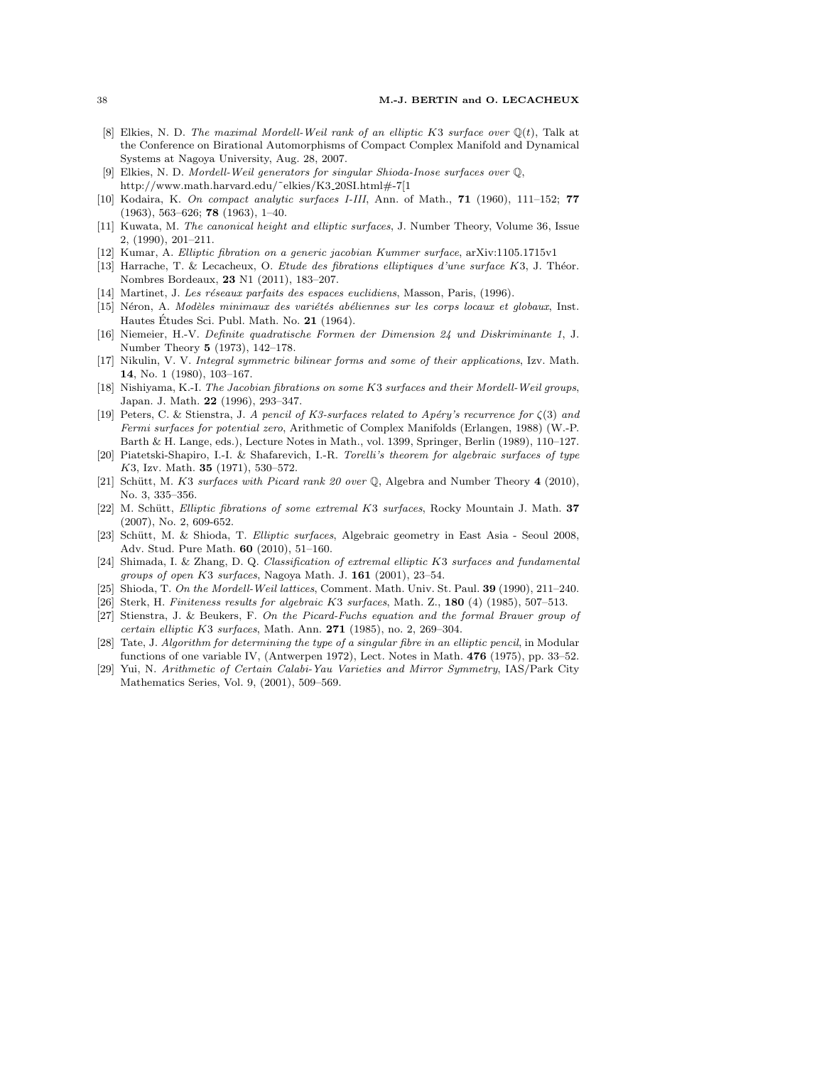[8] Elkies, N. D. *The maximal Mordell-Weil rank of an elliptic K3 surface over* $\mathbb{Q}(t)$, Talk at the Conference on Birational Automorphisms of Compact Complex Manifold and Dynamical Systems at Nagoya University, Aug. 28, 2007.

[9] Elkies, N. D. *Mordell-Weil generators for singular Shioda-Inose surfaces over* $\mathbb{Q}$, http://www.math.harvard.edu/~elkies/K3_20SI.html#-7[1

[10] Kodaira, K. *On compact analytic surfaces I-III*, Ann. of Math., **71** (1960), 111–152; **77** (1963), 563–626; **78** (1963), 1–40.

[11] Kuwata, M. *The canonical height and elliptic surfaces*, J. Number Theory, Volume 36, Issue 2, (1990), 201–211.

[12] Kumar, A. *Elliptic fibration on a generic jacobian Kummer surface*, arXiv:1105.1715v1

[13] Harrache, T. & Lecacheux, O. *Etude des fibrations elliptiques d'une surface K*3, J. Théor. Nombres Bordeaux, **23** N1 (2011), 183–207.

[14] Martinet, J. *Les réseaux parfaits des espaces euclidiens*, Masson, Paris, (1996).

[15] Néron, A. *Modèles minimaux des variétés abéliennes sur les corps locaux et globaux*, Inst. Hautes Études Sci. Publ. Math. No. **21** (1964).

[16] Niemeier, H.-V. *Definite quadratische Formen der Dimension 24 und Diskriminante 1*, J. Number Theory **5** (1973), 142–178.

[17] Nikulin, V. V. *Integral symmetric bilinear forms and some of their applications*, Izv. Math. **14**, No. 1 (1980), 103–167.

[18] Nishiyama, K.-I. *The Jacobian fibrations on some K*3 *surfaces and their Mordell-Weil groups*, Japan. J. Math. **22** (1996), 293–347.

[19] Peters, C. & Stienstra, J. *A pencil of K3-surfaces related to Apéry's recurrence for* $\zeta(3)$ *and Fermi surfaces for potential zero*, Arithmetic of Complex Manifolds (Erlangen, 1988) (W.-P. Barth & H. Lange, eds.), Lecture Notes in Math., vol. 1399, Springer, Berlin (1989), 110–127.

[20] Piatetski-Shapiro, I.-I. & Shafarevich, I.-R. *Torelli's theorem for algebraic surfaces of type K*3, Izv. Math. **35** (1971), 530–572.

[21] Schütt, M. *K*3 *surfaces with Picard rank 20 over* $\mathbb{Q}$, Algebra and Number Theory **4** (2010), No. 3, 335–356.

[22] M. Schütt, *Elliptic fibrations of some extremal K*3 *surfaces*, Rocky Mountain J. Math. **37** (2007), No. 2, 609-652.

[23] Schütt, M. & Shioda, T. *Elliptic surfaces*, Algebraic geometry in East Asia - Seoul 2008, Adv. Stud. Pure Math. **60** (2010), 51–160.

[24] Shimada, I. & Zhang, D. Q. *Classification of extremal elliptic K*3 *surfaces and fundamental groups of open K*3 *surfaces*, Nagoya Math. J. **161** (2001), 23–54.

[25] Shioda, T. *On the Mordell-Weil lattices*, Comment. Math. Univ. St. Paul. **39** (1990), 211–240.

[26] Sterk, H. *Finiteness results for algebraic K*3 *surfaces*, Math. Z., **180** (4) (1985), 507–513.

[27] Stienstra, J. & Beukers, F. *On the Picard-Fuchs equation and the formal Brauer group of certain elliptic K*3 *surfaces*, Math. Ann. **271** (1985), no. 2, 269–304.

[28] Tate, J. *Algorithm for determining the type of a singular fibre in an elliptic pencil*, in Modular functions of one variable IV, (Antwerpen 1972), Lect. Notes in Math. **476** (1975), pp. 33–52.

[29] Yui, N. *Arithmetic of Certain Calabi-Yau Varieties and Mirror Symmetry*, IAS/Park City Mathematics Series, Vol. 9, (2001), 509–569.